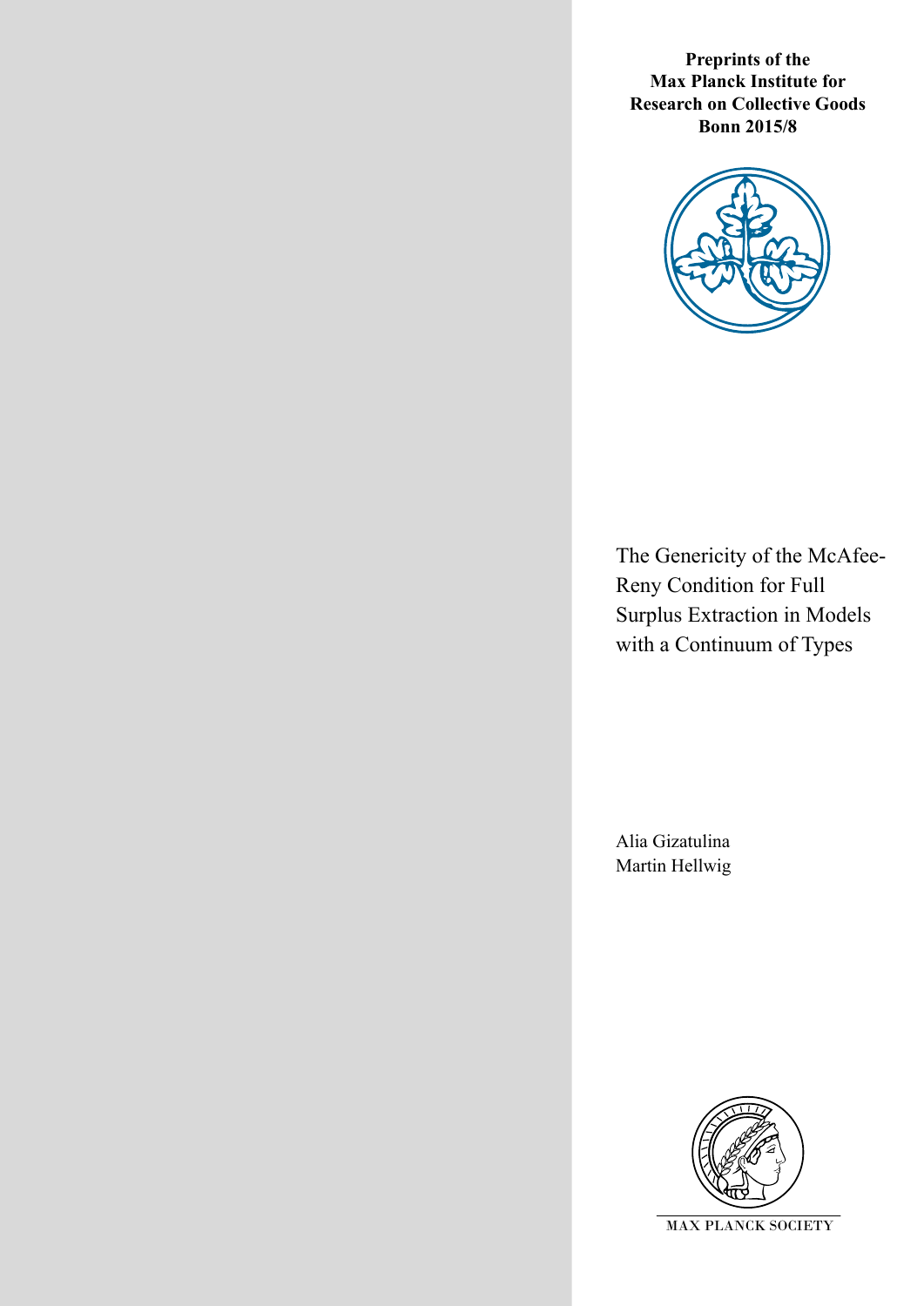**Preprints of the Max Planck Institute for Research on Collective Goods Bonn 2015/8**

# The Genericity of the McAfee-Reny Condition for Full Surplus Extraction in Models with a Continuum of Types

Alia Gizatulina
Martin Hellwig

MAX PLANCK SOCIETY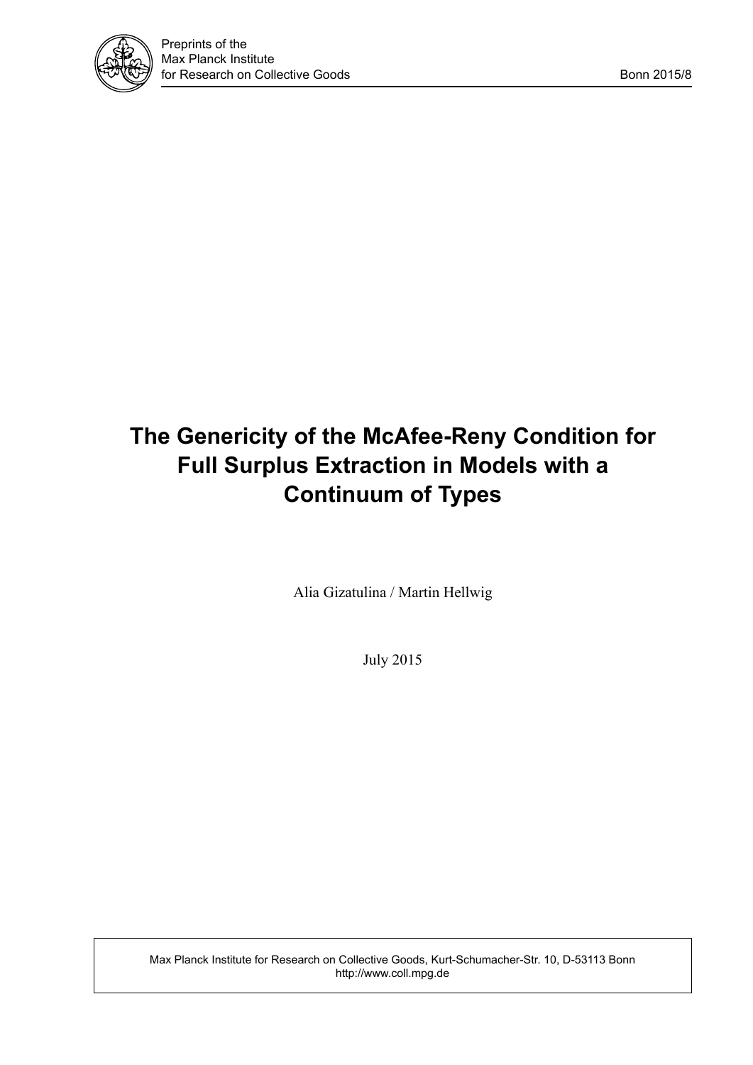Preprints of the
Max Planck Institute
for Research on Collective Goods

Bonn 2015/8

# The Genericity of the McAfee-Reny Condition for Full Surplus Extraction in Models with a Continuum of Types

Alia Gizatulina / Martin Hellwig

July 2015

Max Planck Institute for Research on Collective Goods, Kurt-Schumacher-Str. 10, D-53113 Bonn
http://www.coll.mpg.de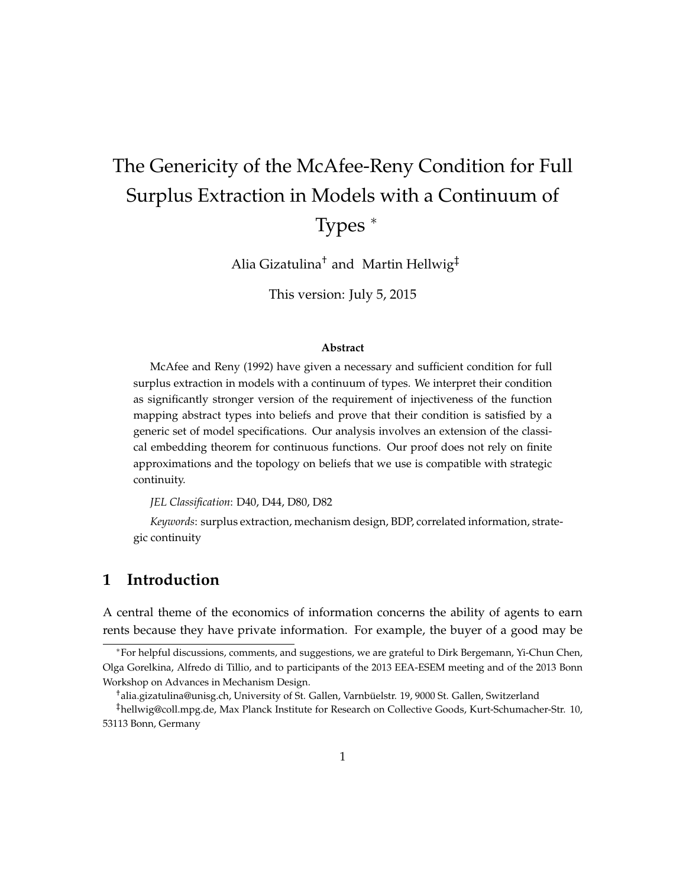# The Genericity of the McAfee-Reny Condition for Full Surplus Extraction in Models with a Continuum of Types *

Alia Gizatulina[†] and Martin Hellwig[‡]

This version: July 5, 2015

### Abstract

McAfee and Reny (1992) have given a necessary and sufficient condition for full surplus extraction in models with a continuum of types. We interpret their condition as significantly stronger version of the requirement of injectiveness of the function mapping abstract types into beliefs and prove that their condition is satisfied by a generic set of model specifications. Our analysis involves an extension of the classical embedding theorem for continuous functions. Our proof does not rely on finite approximations and the topology on beliefs that we use is compatible with strategic continuity.

*JEL Classification*: D40, D44, D80, D82

*Keywords*: surplus extraction, mechanism design, BDP, correlated information, strategic continuity

## 1 Introduction

A central theme of the economics of information concerns the ability of agents to earn rents because they have private information. For example, the buyer of a good may be

---

*For helpful discussions, comments, and suggestions, we are grateful to Dirk Bergemann, Yi-Chun Chen, Olga Gorelkina, Alfredo di Tillio, and to participants of the 2013 EEA-ESEM meeting and of the 2013 Bonn Workshop on Advances in Mechanism Design.

[†] alia.gizatulina@unisg.ch, University of St. Gallen, Varnbüelstr. 19, 9000 St. Gallen, Switzerland

[‡] hellwig@coll.mpg.de, Max Planck Institute for Research on Collective Goods, Kurt-Schumacher-Str. 10, 53113 Bonn, Germany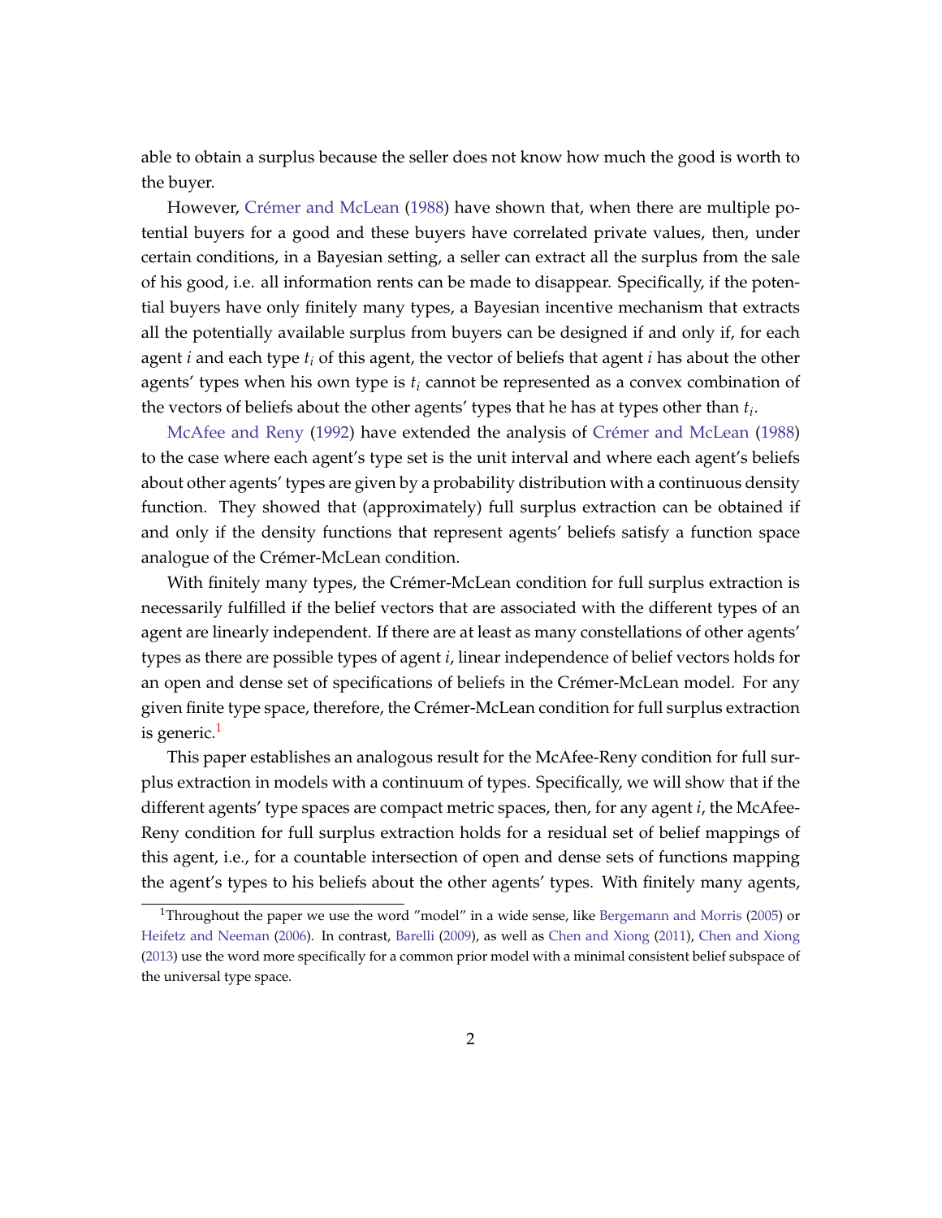able to obtain a surplus because the seller does not know how much the good is worth to the buyer.

However, Crémer and McLean (1988) have shown that, when there are multiple potential buyers for a good and these buyers have correlated private values, then, under certain conditions, in a Bayesian setting, a seller can extract all the surplus from the sale of his good, i.e. all information rents can be made to disappear. Specifically, if the potential buyers have only finitely many types, a Bayesian incentive mechanism that extracts all the potentially available surplus from buyers can be designed if and only if, for each agent $i$ and each type $t_i$ of this agent, the vector of beliefs that agent $i$ has about the other agents' types when his own type is $t_i$ cannot be represented as a convex combination of the vectors of beliefs about the other agents' types that he has at types other than $t_i$.

McAfee and Reny (1992) have extended the analysis of Crémer and McLean (1988) to the case where each agent's type set is the unit interval and where each agent's beliefs about other agents' types are given by a probability distribution with a continuous density function. They showed that (approximately) full surplus extraction can be obtained if and only if the density functions that represent agents' beliefs satisfy a function space analogue of the Crémer-McLean condition.

With finitely many types, the Crémer-McLean condition for full surplus extraction is necessarily fulfilled if the belief vectors that are associated with the different types of an agent are linearly independent. If there are at least as many constellations of other agents' types as there are possible types of agent $i$, linear independence of belief vectors holds for an open and dense set of specifications of beliefs in the Crémer-McLean model. For any given finite type space, therefore, the Crémer-McLean condition for full surplus extraction is generic.[1]

This paper establishes an analogous result for the McAfee-Reny condition for full surplus extraction in models with a continuum of types. Specifically, we will show that if the different agents' type spaces are compact metric spaces, then, for any agent $i$, the McAfee-Reny condition for full surplus extraction holds for a residual set of belief mappings of this agent, i.e., for a countable intersection of open and dense sets of functions mapping the agent's types to his beliefs about the other agents' types. With finitely many agents,

[1] Throughout the paper we use the word "model" in a wide sense, like Bergemann and Morris (2005) or Heifetz and Neeman (2006). In contrast, Barelli (2009), as well as Chen and Xiong (2011), Chen and Xiong (2013) use the word more specifically for a common prior model with a minimal consistent belief subspace of the universal type space.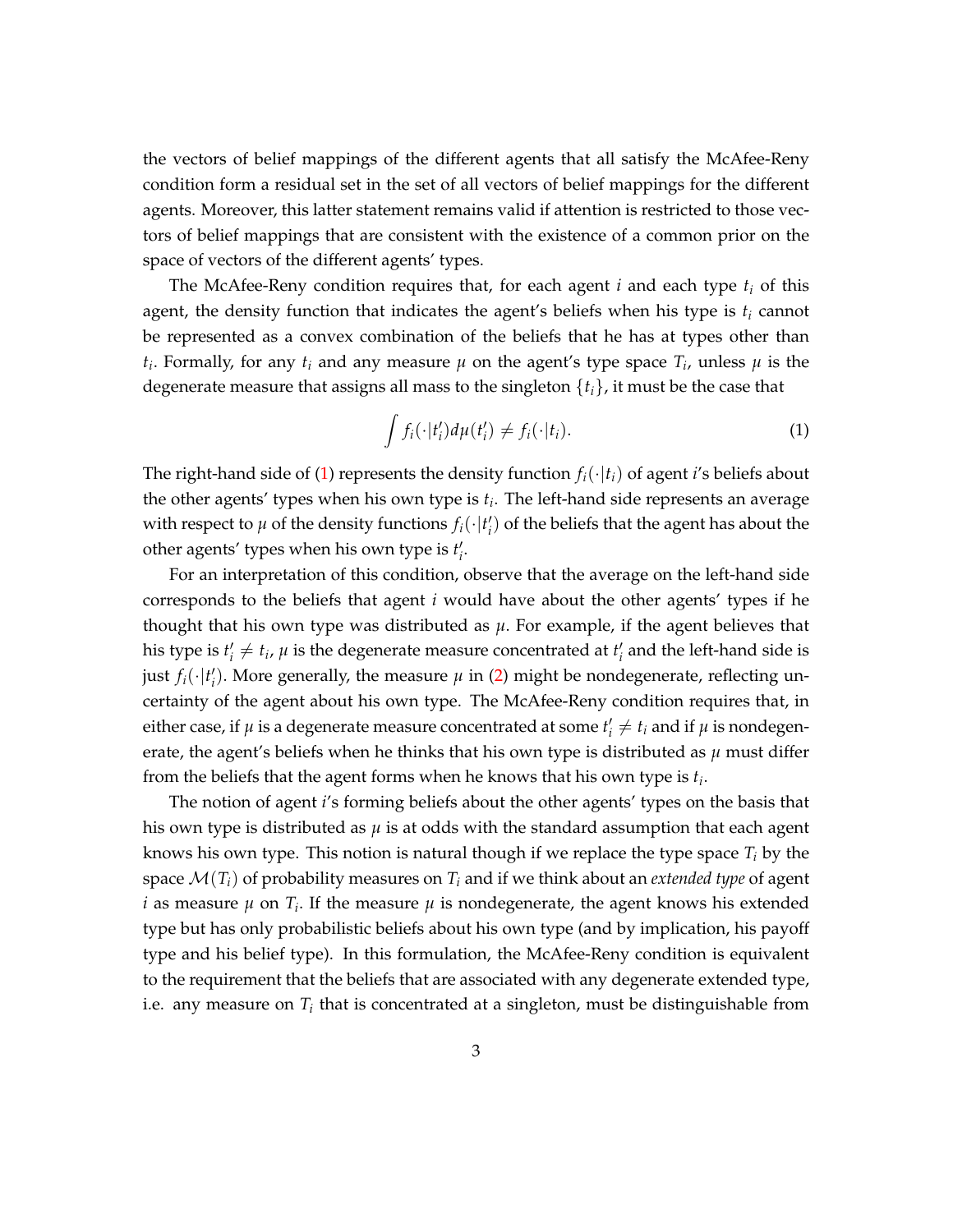the vectors of belief mappings of the different agents that all satisfy the McAfee-Reny condition form a residual set in the set of all vectors of belief mappings for the different agents. Moreover, this latter statement remains valid if attention is restricted to those vectors of belief mappings that are consistent with the existence of a common prior on the space of vectors of the different agents' types.

The McAfee-Reny condition requires that, for each agent $i$ and each type $t_i$ of this agent, the density function that indicates the agent's beliefs when his type is $t_i$ cannot be represented as a convex combination of the beliefs that he has at types other than $t_i$. Formally, for any $t_i$ and any measure $\mu$ on the agent's type space $T_i$, unless $\mu$ is the degenerate measure that assigns all mass to the singleton $\{t_i\}$, it must be the case that

$$\int f_i(\cdot|t_i')d\mu(t_i') \neq f_i(\cdot|t_i). \tag{1}$$

The right-hand side of (1) represents the density function $f_i(\cdot|t_i)$ of agent $i$'s beliefs about the other agents' types when his own type is $t_i$. The left-hand side represents an average with respect to $\mu$ of the density functions $f_i(\cdot|t_i')$ of the beliefs that the agent has about the other agents' types when his own type is $t_i'$.

For an interpretation of this condition, observe that the average on the left-hand side corresponds to the beliefs that agent $i$ would have about the other agents' types if he thought that his own type was distributed as $\mu$. For example, if the agent believes that his type is $t_i' \neq t_i$, $\mu$ is the degenerate measure concentrated at $t_i'$ and the left-hand side is just $f_i(\cdot|t_i')$. More generally, the measure $\mu$ in (2) might be nondegenerate, reflecting uncertainty of the agent about his own type. The McAfee-Reny condition requires that, in either case, if $\mu$ is a degenerate measure concentrated at some $t_i' \neq t_i$ and if $\mu$ is nondegenerate, the agent's beliefs when he thinks that his own type is distributed as $\mu$ must differ from the beliefs that the agent forms when he knows that his own type is $t_i$.

The notion of agent $i$'s forming beliefs about the other agents' types on the basis that his own type is distributed as $\mu$ is at odds with the standard assumption that each agent knows his own type. This notion is natural though if we replace the type space $T_i$ by the space $\mathcal{M}(T_i)$ of probability measures on $T_i$ and if we think about an *extended type* of agent $i$ as measure $\mu$ on $T_i$. If the measure $\mu$ is nondegenerate, the agent knows his extended type but has only probabilistic beliefs about his own type (and by implication, his payoff type and his belief type). In this formulation, the McAfee-Reny condition is equivalent to the requirement that the beliefs that are associated with any degenerate extended type, i.e. any measure on $T_i$ that is concentrated at a singleton, must be distinguishable from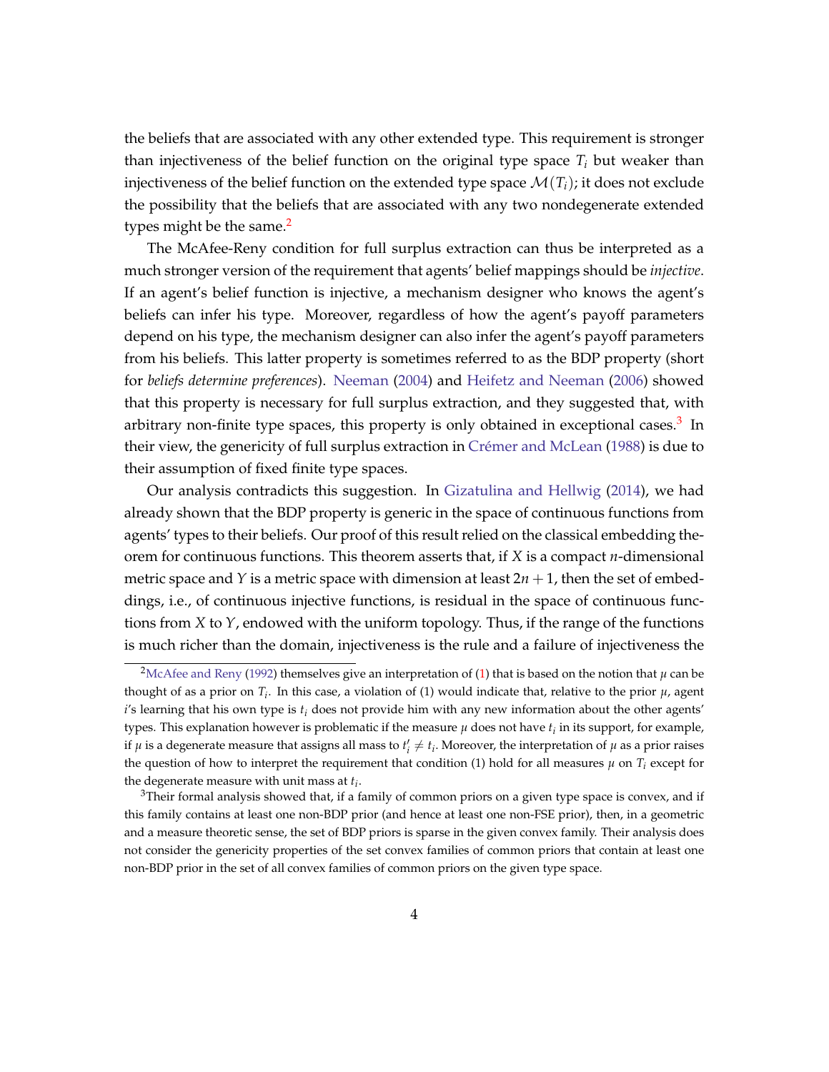the beliefs that are associated with any other extended type. This requirement is stronger than injectiveness of the belief function on the original type space $T_i$ but weaker than injectiveness of the belief function on the extended type space $\mathcal{M}(T_i)$; it does not exclude the possibility that the beliefs that are associated with any two nondegenerate extended types might be the same.[2]

The McAfee-Reny condition for full surplus extraction can thus be interpreted as a much stronger version of the requirement that agents' belief mappings should be *injective*. If an agent's belief function is injective, a mechanism designer who knows the agent's beliefs can infer his type. Moreover, regardless of how the agent's payoff parameters depend on his type, the mechanism designer can also infer the agent's payoff parameters from his beliefs. This latter property is sometimes referred to as the BDP property (short for *beliefs determine preferences*). Neeman (2004) and Heifetz and Neeman (2006) showed that this property is necessary for full surplus extraction, and they suggested that, with arbitrary non-finite type spaces, this property is only obtained in exceptional cases.[3] In their view, the genericity of full surplus extraction in Crémer and McLean (1988) is due to their assumption of fixed finite type spaces.

Our analysis contradicts this suggestion. In Gizatulina and Hellwig (2014), we had already shown that the BDP property is generic in the space of continuous functions from agents' types to their beliefs. Our proof of this result relied on the classical embedding theorem for continuous functions. This theorem asserts that, if $X$ is a compact $n$-dimensional metric space and $Y$ is a metric space with dimension at least $2n + 1$, then the set of embeddings, i.e., of continuous injective functions, is residual in the space of continuous functions from $X$ to $Y$, endowed with the uniform topology. Thus, if the range of the functions is much richer than the domain, injectiveness is the rule and a failure of injectiveness the

---

[2] McAfee and Reny (1992) themselves give an interpretation of (1) that is based on the notion that $\mu$ can be thought of as a prior on $T_i$. In this case, a violation of (1) would indicate that, relative to the prior $\mu$, agent $i$'s learning that his own type is $t_i$ does not provide him with any new information about the other agents' types. This explanation however is problematic if the measure $\mu$ does not have $t_i$ in its support, for example, if $\mu$ is a degenerate measure that assigns all mass to $t_i' \neq t_i$. Moreover, the interpretation of $\mu$ as a prior raises the question of how to interpret the requirement that condition (1) hold for all measures $\mu$ on $T_i$ except for the degenerate measure with unit mass at $t_i$.

[3] Their formal analysis showed that, if a family of common priors on a given type space is convex, and if this family contains at least one non-BDP prior (and hence at least one non-FSE prior), then, in a geometric and a measure theoretic sense, the set of BDP priors is sparse in the given convex family. Their analysis does not consider the genericity properties of the set convex families of common priors that contain at least one non-BDP prior in the set of all convex families of common priors on the given type space.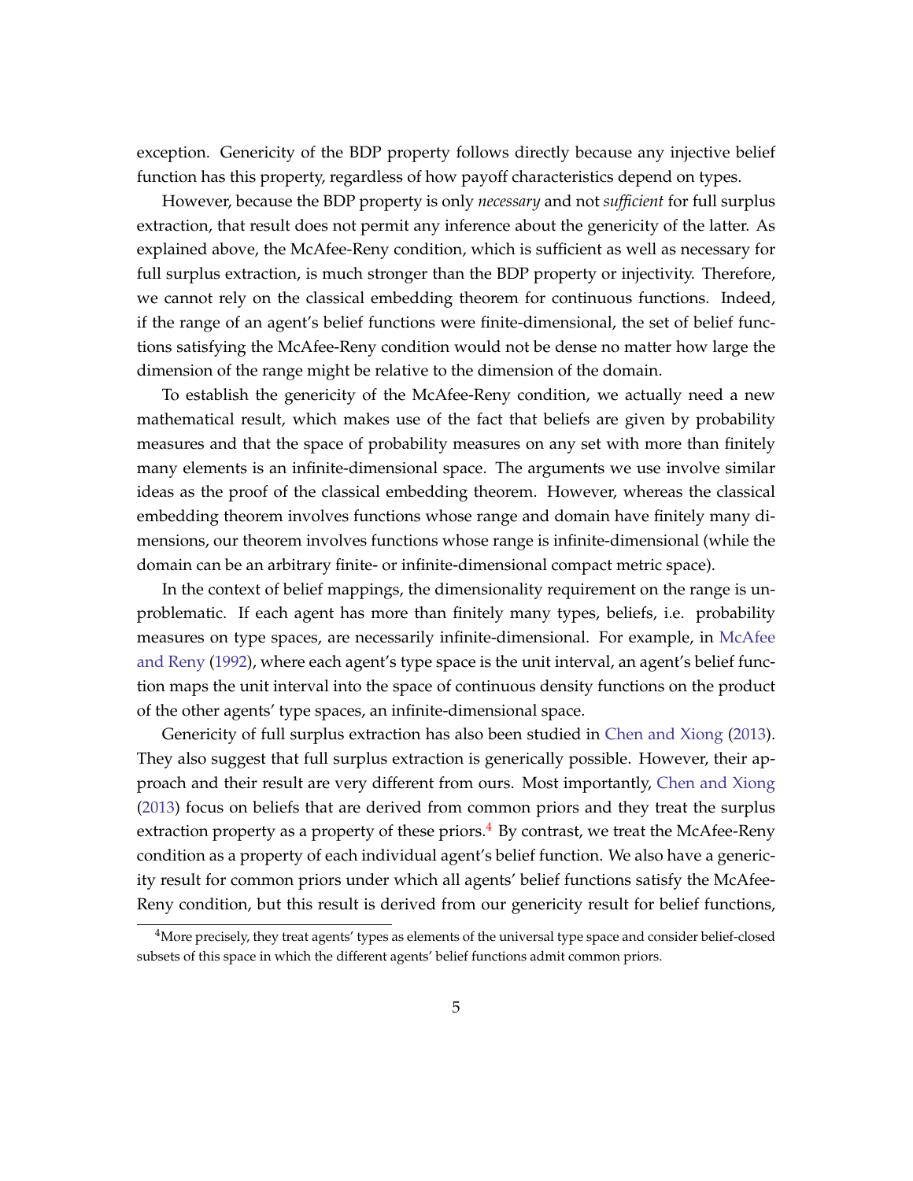exception. Genericity of the BDP property follows directly because any injective belief function has this property, regardless of how payoff characteristics depend on types.

However, because the BDP property is only *necessary* and not *sufficient* for full surplus extraction, that result does not permit any inference about the genericity of the latter. As explained above, the McAfee-Reny condition, which is sufficient as well as necessary for full surplus extraction, is much stronger than the BDP property or injectivity. Therefore, we cannot rely on the classical embedding theorem for continuous functions. Indeed, if the range of an agent's belief functions were finite-dimensional, the set of belief functions satisfying the McAfee-Reny condition would not be dense no matter how large the dimension of the range might be relative to the dimension of the domain.

To establish the genericity of the McAfee-Reny condition, we actually need a new mathematical result, which makes use of the fact that beliefs are given by probability measures and that the space of probability measures on any set with more than finitely many elements is an infinite-dimensional space. The arguments we use involve similar ideas as the proof of the classical embedding theorem. However, whereas the classical embedding theorem involves functions whose range and domain have finitely many dimensions, our theorem involves functions whose range is infinite-dimensional (while the domain can be an arbitrary finite- or infinite-dimensional compact metric space).

In the context of belief mappings, the dimensionality requirement on the range is unproblematic. If each agent has more than finitely many types, beliefs, i.e. probability measures on type spaces, are necessarily infinite-dimensional. For example, in McAfee and Reny (1992), where each agent's type space is the unit interval, an agent's belief function maps the unit interval into the space of continuous density functions on the product of the other agents' type spaces, an infinite-dimensional space.

Genericity of full surplus extraction has also been studied in Chen and Xiong (2013). They also suggest that full surplus extraction is generically possible. However, their approach and their result are very different from ours. Most importantly, Chen and Xiong (2013) focus on beliefs that are derived from common priors and they treat the surplus extraction property as a property of these priors.[4] By contrast, we treat the McAfee-Reny condition as a property of each individual agent's belief function. We also have a genericity result for common priors under which all agents' belief functions satisfy the McAfee-Reny condition, but this result is derived from our genericity result for belief functions,

[4] More precisely, they treat agents' types as elements of the universal type space and consider belief-closed subsets of this space in which the different agents' belief functions admit common priors.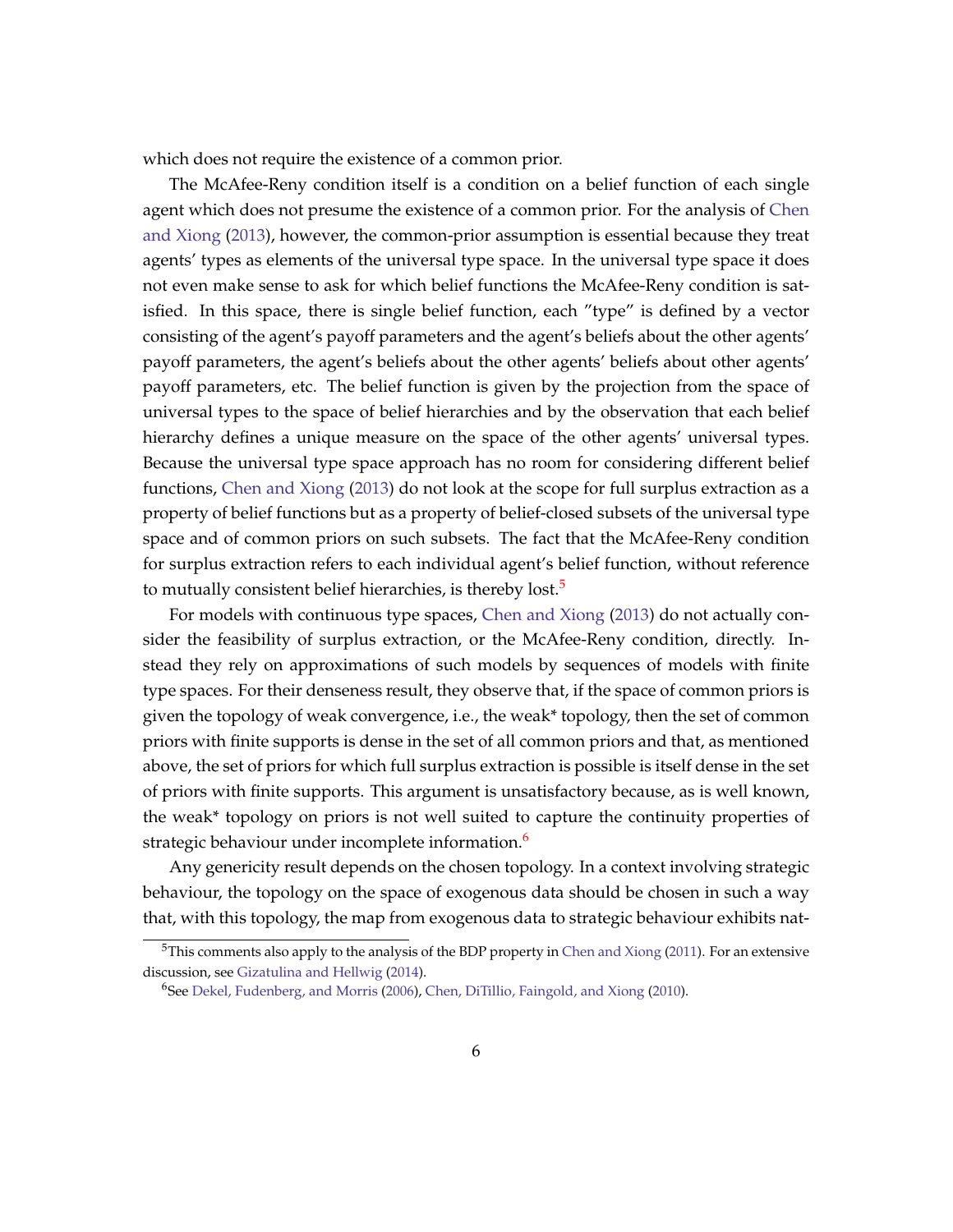which does not require the existence of a common prior.

The McAfee-Reny condition itself is a condition on a belief function of each single agent which does not presume the existence of a common prior. For the analysis of Chen and Xiong (2013), however, the common-prior assumption is essential because they treat agents' types as elements of the universal type space. In the universal type space it does not even make sense to ask for which belief functions the McAfee-Reny condition is satisfied. In this space, there is single belief function, each "type" is defined by a vector consisting of the agent's payoff parameters and the agent's beliefs about the other agents' payoff parameters, the agent's beliefs about the other agents' beliefs about other agents' payoff parameters, etc. The belief function is given by the projection from the space of universal types to the space of belief hierarchies and by the observation that each belief hierarchy defines a unique measure on the space of the other agents' universal types. Because the universal type space approach has no room for considering different belief functions, Chen and Xiong (2013) do not look at the scope for full surplus extraction as a property of belief functions but as a property of belief-closed subsets of the universal type space and of common priors on such subsets. The fact that the McAfee-Reny condition for surplus extraction refers to each individual agent's belief function, without reference to mutually consistent belief hierarchies, is thereby lost.[5]

For models with continuous type spaces, Chen and Xiong (2013) do not actually consider the feasibility of surplus extraction, or the McAfee-Reny condition, directly. Instead they rely on approximations of such models by sequences of models with finite type spaces. For their denseness result, they observe that, if the space of common priors is given the topology of weak convergence, i.e., the weak* topology, then the set of common priors with finite supports is dense in the set of all common priors and that, as mentioned above, the set of priors for which full surplus extraction is possible is itself dense in the set of priors with finite supports. This argument is unsatisfactory because, as is well known, the weak* topology on priors is not well suited to capture the continuity properties of strategic behaviour under incomplete information.[6]

Any genericity result depends on the chosen topology. In a context involving strategic behaviour, the topology on the space of exogenous data should be chosen in such a way that, with this topology, the map from exogenous data to strategic behaviour exhibits nat-

[5]This comments also apply to the analysis of the BDP property in Chen and Xiong (2011). For an extensive discussion, see Gizatulina and Hellwig (2014).

[6]See Dekel, Fudenberg, and Morris (2006), Chen, DiTillio, Faingold, and Xiong (2010).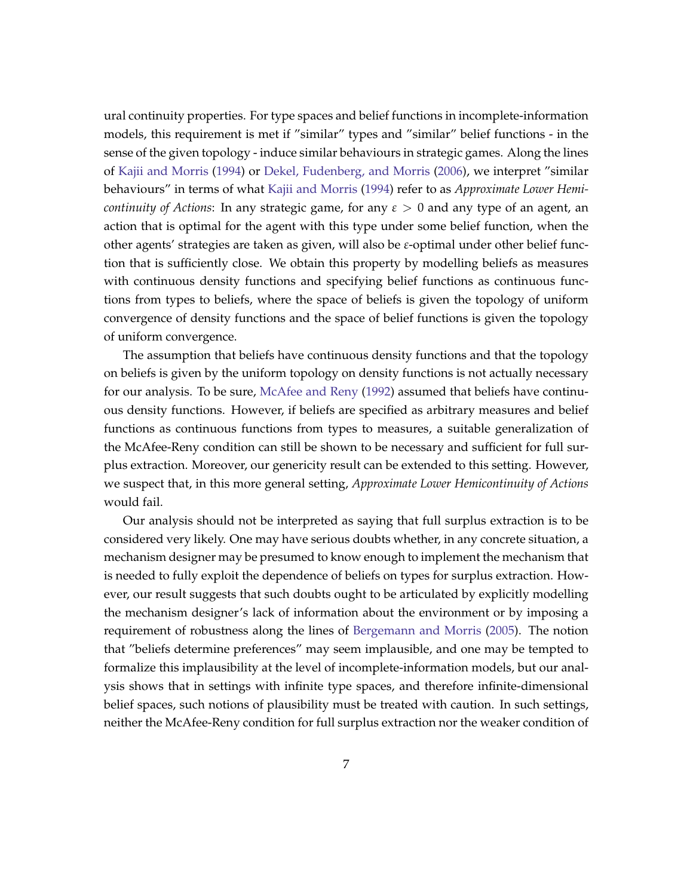ural continuity properties. For type spaces and belief functions in incomplete-information models, this requirement is met if "similar" types and "similar" belief functions - in the sense of the given topology - induce similar behaviours in strategic games. Along the lines of Kajii and Morris (1994) or Dekel, Fudenberg, and Morris (2006), we interpret "similar behaviours" in terms of what Kajii and Morris (1994) refer to as *Approximate Lower Hemicontinuity of Actions*: In any strategic game, for any $\varepsilon > 0$ and any type of an agent, an action that is optimal for the agent with this type under some belief function, when the other agents' strategies are taken as given, will also be $\varepsilon$-optimal under other belief function that is sufficiently close. We obtain this property by modelling beliefs as measures with continuous density functions and specifying belief functions as continuous functions from types to beliefs, where the space of beliefs is given the topology of uniform convergence of density functions and the space of belief functions is given the topology of uniform convergence.

The assumption that beliefs have continuous density functions and that the topology on beliefs is given by the uniform topology on density functions is not actually necessary for our analysis. To be sure, McAfee and Reny (1992) assumed that beliefs have continuous density functions. However, if beliefs are specified as arbitrary measures and belief functions as continuous functions from types to measures, a suitable generalization of the McAfee-Reny condition can still be shown to be necessary and sufficient for full surplus extraction. Moreover, our genericity result can be extended to this setting. However, we suspect that, in this more general setting, *Approximate Lower Hemicontinuity of Actions* would fail.

Our analysis should not be interpreted as saying that full surplus extraction is to be considered very likely. One may have serious doubts whether, in any concrete situation, a mechanism designer may be presumed to know enough to implement the mechanism that is needed to fully exploit the dependence of beliefs on types for surplus extraction. However, our result suggests that such doubts ought to be articulated by explicitly modelling the mechanism designer's lack of information about the environment or by imposing a requirement of robustness along the lines of Bergemann and Morris (2005). The notion that "beliefs determine preferences" may seem implausible, and one may be tempted to formalize this implausibility at the level of incomplete-information models, but our analysis shows that in settings with infinite type spaces, and therefore infinite-dimensional belief spaces, such notions of plausibility must be treated with caution. In such settings, neither the McAfee-Reny condition for full surplus extraction nor the weaker condition of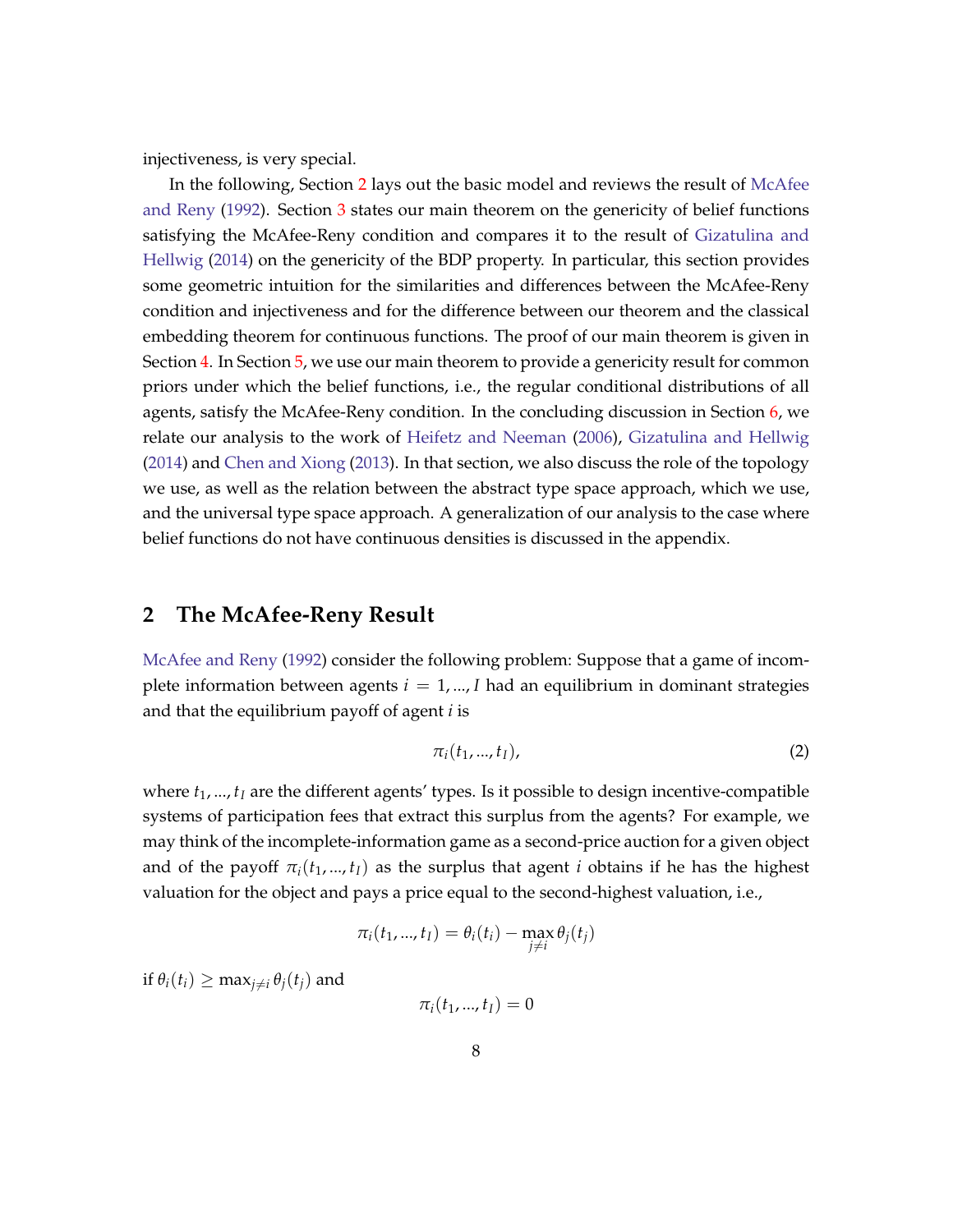injectiveness, is very special.

In the following, Section 2 lays out the basic model and reviews the result of McAfee and Reny (1992). Section 3 states our main theorem on the genericity of belief functions satisfying the McAfee-Reny condition and compares it to the result of Gizatulina and Hellwig (2014) on the genericity of the BDP property. In particular, this section provides some geometric intuition for the similarities and differences between the McAfee-Reny condition and injectiveness and for the difference between our theorem and the classical embedding theorem for continuous functions. The proof of our main theorem is given in Section 4. In Section 5, we use our main theorem to provide a genericity result for common priors under which the belief functions, i.e., the regular conditional distributions of all agents, satisfy the McAfee-Reny condition. In the concluding discussion in Section 6, we relate our analysis to the work of Heifetz and Neeman (2006), Gizatulina and Hellwig (2014) and Chen and Xiong (2013). In that section, we also discuss the role of the topology we use, as well as the relation between the abstract type space approach, which we use, and the universal type space approach. A generalization of our analysis to the case where belief functions do not have continuous densities is discussed in the appendix.

## 2 The McAfee-Reny Result

McAfee and Reny (1992) consider the following problem: Suppose that a game of incomplete information between agents $i = 1, ..., I$ had an equilibrium in dominant strategies and that the equilibrium payoff of agent $i$ is

$$\pi_i(t_1, ..., t_I), \tag{2}$$

where $t_1, ..., t_I$ are the different agents' types. Is it possible to design incentive-compatible systems of participation fees that extract this surplus from the agents? For example, we may think of the incomplete-information game as a second-price auction for a given object and of the payoff $\pi_i(t_1, ..., t_I)$ as the surplus that agent $i$ obtains if he has the highest valuation for the object and pays a price equal to the second-highest valuation, i.e.,

$$\pi_i(t_1, ..., t_I) = \theta_i(t_i) - \max_{j \neq i} \theta_j(t_j)$$

if $\theta_i(t_i) \geq \max_{j \neq i} \theta_j(t_j)$ and

$$\pi_i(t_1, ..., t_I) = 0$$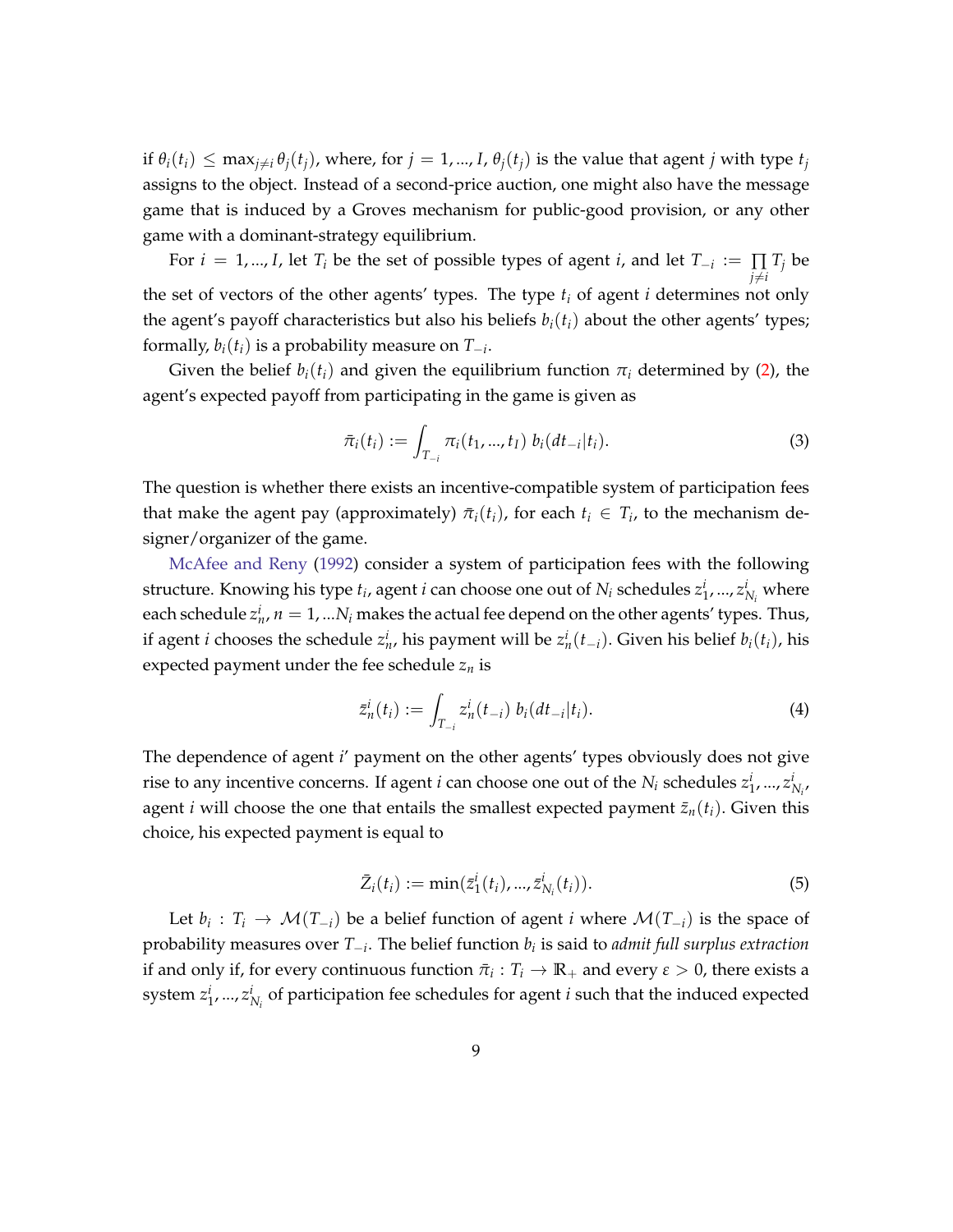if $\theta_i(t_i) \leq \max_{j \neq i} \theta_j(t_j)$, where, for $j = 1, ..., I$, $\theta_j(t_j)$ is the value that agent $j$ with type $t_j$ assigns to the object. Instead of a second-price auction, one might also have the message game that is induced by a Groves mechanism for public-good provision, or any other game with a dominant-strategy equilibrium.

For $i = 1, ..., I$, let $T_i$ be the set of possible types of agent $i$, and let $T_{-i} := \prod_{j \neq i} T_j$ be the set of vectors of the other agents' types. The type $t_i$ of agent $i$ determines not only the agent's payoff characteristics but also his beliefs $b_i(t_i)$ about the other agents' types; formally, $b_i(t_i)$ is a probability measure on $T_{-i}$.

Given the belief $b_i(t_i)$ and given the equilibrium function $\pi_i$ determined by (2), the agent's expected payoff from participating in the game is given as

$$\bar{\pi}_i(t_i) := \int_{T_{-i}} \pi_i(t_1, ..., t_I) \, b_i(dt_{-i}|t_i). \tag{3}$$

The question is whether there exists an incentive-compatible system of participation fees that make the agent pay (approximately) $\bar{\pi}_i(t_i)$, for each $t_i \in T_i$, to the mechanism designer/organizer of the game.

McAfee and Reny (1992) consider a system of participation fees with the following structure. Knowing his type $t_i$, agent $i$ can choose one out of $N_i$ schedules $z_1^i, ..., z_{N_i}^i$ where each schedule $z_n^i$, $n = 1, ...N_i$ makes the actual fee depend on the other agents' types. Thus, if agent $i$ chooses the schedule $z_n^i$, his payment will be $z_n^i(t_{-i})$. Given his belief $b_i(t_i)$, his expected payment under the fee schedule $z_n$ is

$$\bar{z}_n^i(t_i) := \int_{T_{-i}} z_n^i(t_{-i}) \, b_i(dt_{-i}|t_i). \tag{4}$$

The dependence of agent $i$' payment on the other agents' types obviously does not give rise to any incentive concerns. If agent $i$ can choose one out of the $N_i$ schedules $z_1^i, ..., z_{N_i}^i$, agent $i$ will choose the one that entails the smallest expected payment $\bar{z}_n(t_i)$. Given this choice, his expected payment is equal to

$$\bar{Z}_i(t_i) := \min(\bar{z}_1^i(t_i), ..., \bar{z}_{N_i}^i(t_i)). \tag{5}$$

Let $b_i : T_i \to \mathcal{M}(T_{-i})$ be a belief function of agent $i$ where $\mathcal{M}(T_{-i})$ is the space of probability measures over $T_{-i}$. The belief function $b_i$ is said to *admit full surplus extraction* if and only if, for every continuous function $\bar{\pi}_i : T_i \to \mathbb{R}_+$ and every $\varepsilon > 0$, there exists a system $z_1^i, ..., z_{N_i}^i$ of participation fee schedules for agent $i$ such that the induced expected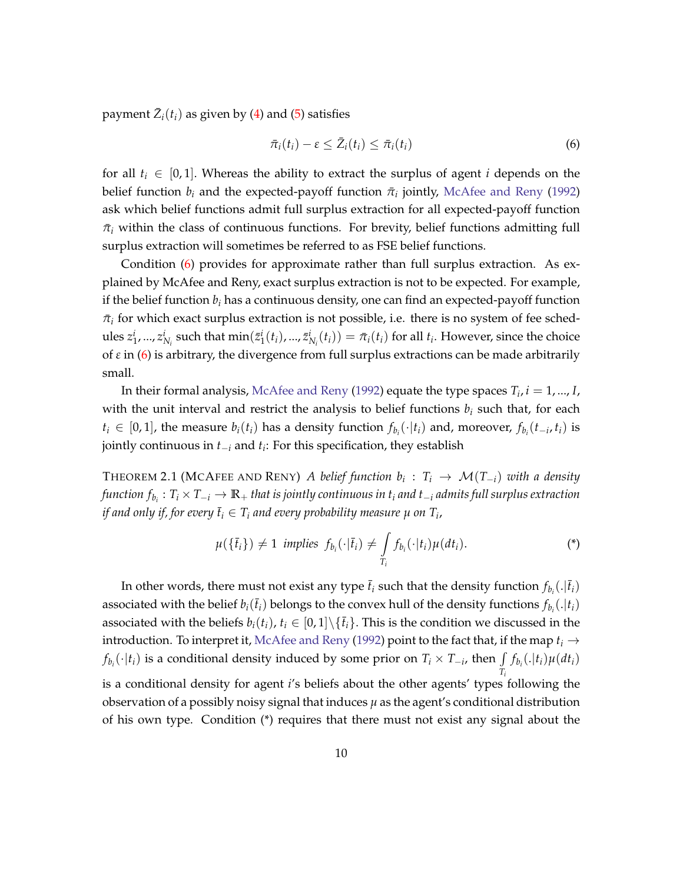payment $\bar{Z}_i(t_i)$ as given by (4) and (5) satisfies

$$\bar{\pi}_i(t_i) - \varepsilon \leq \bar{Z}_i(t_i) \leq \bar{\pi}_i(t_i) \tag{6}$$

for all $t_i \in [0, 1]$. Whereas the ability to extract the surplus of agent $i$ depends on the belief function $b_i$ and the expected-payoff function $\bar{\pi}_i$ jointly, McAfee and Reny (1992) ask which belief functions admit full surplus extraction for all expected-payoff function $\bar{\pi}_i$ within the class of continuous functions. For brevity, belief functions admitting full surplus extraction will sometimes be referred to as FSE belief functions.

Condition (6) provides for approximate rather than full surplus extraction. As explained by McAfee and Reny, exact surplus extraction is not to be expected. For example, if the belief function $b_i$ has a continuous density, one can find an expected-payoff function $\bar{\pi}_i$ for which exact surplus extraction is not possible, i.e. there is no system of fee schedules $z_1^i, ..., z_{N_i}^i$ such that $\min(\bar{z}_1^i(t_i), ..., \bar{z}_{N_i}^i(t_i)) = \bar{\pi}_i(t_i)$ for all $t_i$. However, since the choice of $\varepsilon$ in (6) is arbitrary, the divergence from full surplus extractions can be made arbitrarily small.

In their formal analysis, McAfee and Reny (1992) equate the type spaces $T_i, i = 1, ..., I$, with the unit interval and restrict the analysis to belief functions $b_i$ such that, for each $t_i \in [0, 1]$, the measure $b_i(t_i)$ has a density function $f_{b_i}(\cdot|t_i)$ and, moreover, $f_{b_i}(t_{-i}, t_i)$ is jointly continuous in $t_{-i}$ and $t_i$: For this specification, they establish

THEOREM 2.1 (MCAFEE AND RENY) *A belief function $b_i : T_i \to \mathcal{M}(T_{-i})$ with a density function $f_{b_i} : T_i \times T_{-i} \to \mathbb{R}_+$ that is jointly continuous in $t_i$ and $t_{-i}$ admits full surplus extraction if and only if, for every $\bar{t}_i \in T_i$ and every probability measure $\mu$ on $T_i$,*

$$\mu(\{\bar{t}_i\}) \neq 1 \text{ implies } f_{b_i}(\cdot|\bar{t}_i) \neq \int_{T_i} f_{b_i}(\cdot|t_i)\mu(dt_i). \tag{*}$$

In other words, there must not exist any type $\bar{t}_i$ such that the density function $f_{b_i}(.|\bar{t}_i)$ associated with the belief $b_i(\bar{t}_i)$ belongs to the convex hull of the density functions $f_{b_i}(.|t_i)$ associated with the beliefs $b_i(t_i)$, $t_i \in [0, 1] \backslash \{\bar{t}_i\}$. This is the condition we discussed in the introduction. To interpret it, McAfee and Reny (1992) point to the fact that, if the map $t_i \to f_{b_i}(\cdot|t_i)$ is a conditional density induced by some prior on $T_i \times T_{-i}$, then $\int_{T_i} f_{b_i}(.|t_i)\mu(dt_i)$ is a conditional density for agent $i$'s beliefs about the other agents' types following the observation of a possibly noisy signal that induces $\mu$ as the agent's conditional distribution of his own type. Condition (*) requires that there must not exist any signal about the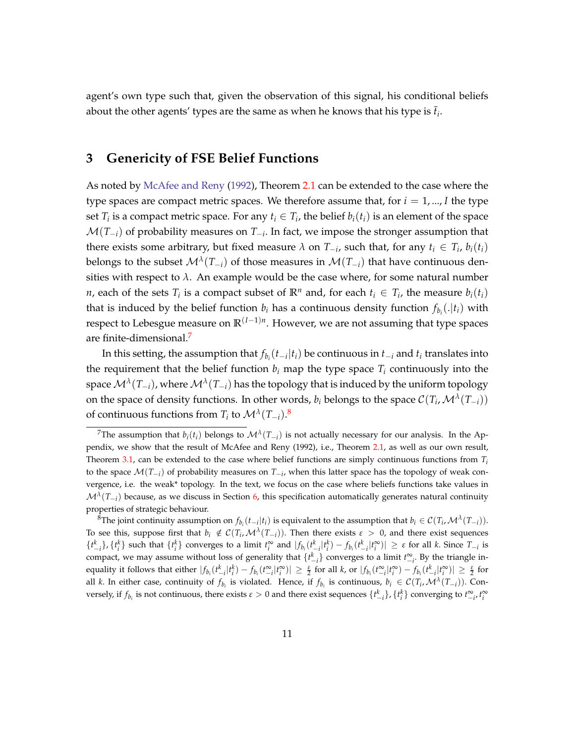agent's own type such that, given the observation of this signal, his conditional beliefs about the other agents' types are the same as when he knows that his type is $\bar{t}_i$.

## 3 Genericity of FSE Belief Functions

As noted by McAfee and Reny (1992), Theorem 2.1 can be extended to the case where the type spaces are compact metric spaces. We therefore assume that, for $i = 1, ..., I$ the type set $T_i$ is a compact metric space. For any $t_i \in T_i$, the belief $b_i(t_i)$ is an element of the space $\mathcal{M}(T_{-i})$ of probability measures on $T_{-i}$. In fact, we impose the stronger assumption that there exists some arbitrary, but fixed measure $\lambda$ on $T_{-i}$, such that, for any $t_i \in T_i$, $b_i(t_i)$ belongs to the subset $\mathcal{M}^\lambda(T_{-i})$ of those measures in $\mathcal{M}(T_{-i})$ that have continuous densities with respect to $\lambda$. An example would be the case where, for some natural number $n$, each of the sets $T_i$ is a compact subset of $\mathbb{R}^n$ and, for each $t_i \in T_i$, the measure $b_i(t_i)$ that is induced by the belief function $b_i$ has a continuous density function $f_{b_i}(.|t_i)$ with respect to Lebesgue measure on $\mathbb{R}^{(I-1)n}$. However, we are not assuming that type spaces are finite-dimensional.[7]

In this setting, the assumption that $f_{b_i}(t_{-i}|t_i)$ be continuous in $t_{-i}$ and $t_i$ translates into the requirement that the belief function $b_i$ map the type space $T_i$ continuously into the space $\mathcal{M}^\lambda(T_{-i})$, where $\mathcal{M}^\lambda(T_{-i})$ has the topology that is induced by the uniform topology on the space of density functions. In other words, $b_i$ belongs to the space $\mathcal{C}(T_i, \mathcal{M}^\lambda(T_{-i}))$ of continuous functions from $T_i$ to $\mathcal{M}^\lambda(T_{-i})$.[8]

---

[7] The assumption that $b_i(t_i)$ belongs to $\mathcal{M}^\lambda(T_{-i})$ is not actually necessary for our analysis. In the Appendix, we show that the result of McAfee and Reny (1992), i.e., Theorem 2.1, as well as our own result, Theorem 3.1, can be extended to the case where belief functions are simply continuous functions from $T_i$ to the space $\mathcal{M}(T_{-i})$ of probability measures on $T_{-i}$, when this latter space has the topology of weak convergence, i.e. the weak* topology. In the text, we focus on the case where beliefs functions take values in $\mathcal{M}^\lambda(T_{-i})$ because, as we discuss in Section 6, this specification automatically generates natural continuity properties of strategic behaviour.

[8] The joint continuity assumption on $f_{b_i}(t_{-i}|t_i)$ is equivalent to the assumption that $b_i \in \mathcal{C}(T_i, \mathcal{M}^\lambda(T_{-i}))$. To see this, suppose first that $b_i \notin \mathcal{C}(T_i, \mathcal{M}^\lambda(T_{-i}))$. Then there exists $\varepsilon > 0$, and there exist sequences $\{t_{-i}^k\}, \{t_i^k\}$ such that $\{t_i^k\}$ converges to a limit $t_i^\infty$ and $|f_{b_i}(t_{-i}^k|t_i^k) - f_{b_i}(t_{-i}^k|t_i^\infty)| \geq \varepsilon$ for all $k$. Since $T_{-i}$ is compact, we may assume without loss of generality that $\{t_{-i}^k\}$ converges to a limit $t_{-i}^\infty$. By the triangle inequality it follows that either $|f_{b_i}(t_{-i}^k|t_i^k) - f_{b_i}(t_{-i}^\infty|t_i^\infty)| \geq \frac{\varepsilon}{2}$ for all $k$, or $|f_{b_i}(t_{-i}^\infty|t_i^\infty) - f_{b_i}(t_{-i}^k|t_i^\infty)| \geq \frac{\varepsilon}{2}$ for all $k$. In either case, continuity of $f_{b_i}$ is violated. Hence, if $f_{b_i}$ is continuous, $b_i \in \mathcal{C}(T_i, \mathcal{M}^\lambda(T_{-i}))$. Conversely, if $f_{b_i}$ is not continuous, there exists $\varepsilon > 0$ and there exist sequences $\{t_{-i}^k\}, \{t_i^k\}$ converging to $t_{-i}^\infty, t_i^\infty$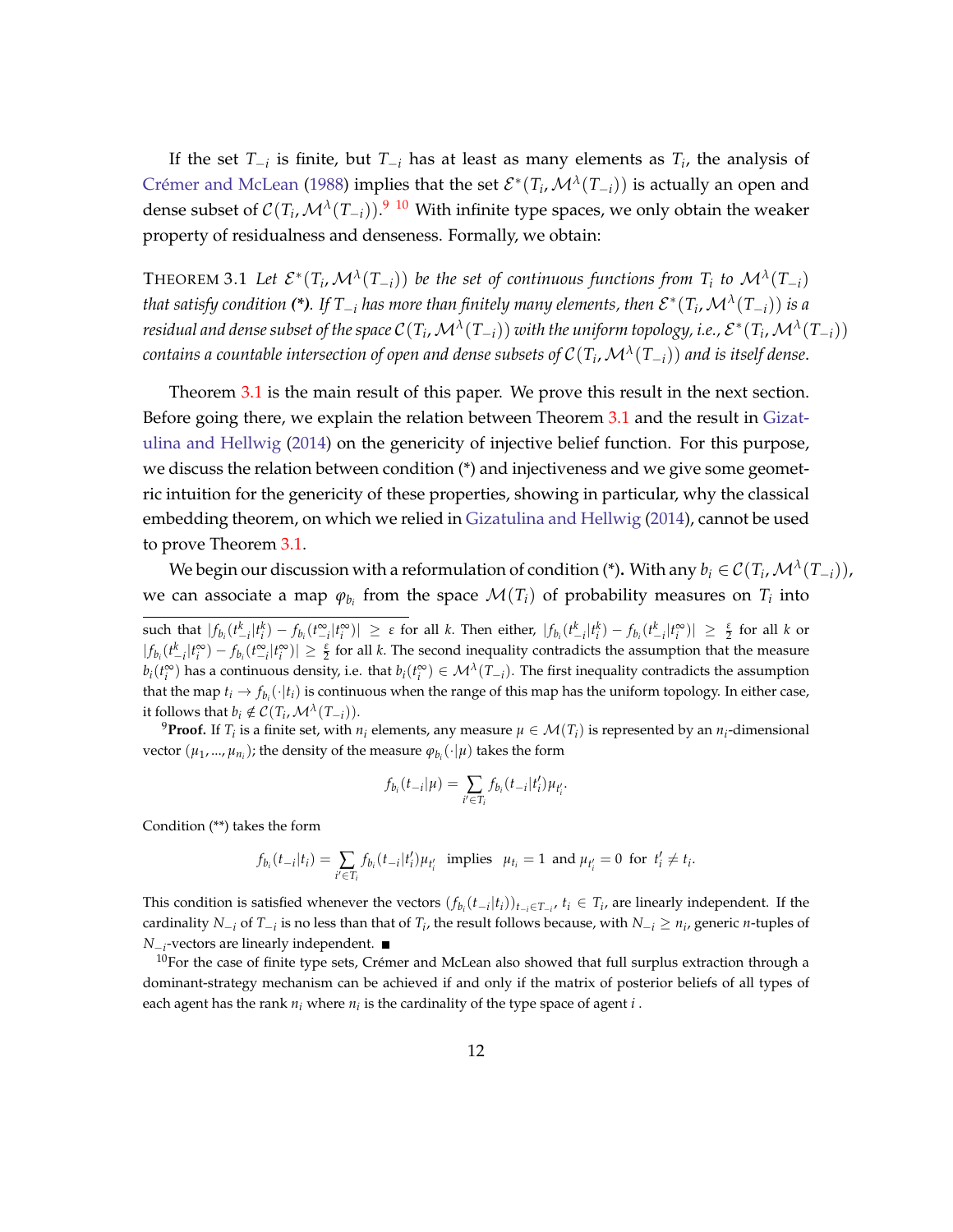If the set $T_{-i}$ is finite, but $T_{-i}$ has at least as many elements as $T_i$, the analysis of Crémer and McLean (1988) implies that the set $\mathcal{E}^*(T_i, \mathcal{M}^\lambda(T_{-i}))$ is actually an open and dense subset of $\mathcal{C}(T_i, \mathcal{M}^\lambda(T_{-i}))$.[9] [10] With infinite type spaces, we only obtain the weaker property of residualness and denseness. Formally, we obtain:

THEOREM 3.1 *Let $\mathcal{E}^*(T_i, \mathcal{M}^\lambda(T_{-i}))$ be the set of continuous functions from $T_i$ to $\mathcal{M}^\lambda(T_{-i})$ that satisfy condition* **(\*)**. *If $T_{-i}$ has more than finitely many elements, then $\mathcal{E}^*(T_i, \mathcal{M}^\lambda(T_{-i}))$ is a residual and dense subset of the space $\mathcal{C}(T_i, \mathcal{M}^\lambda(T_{-i}))$ with the uniform topology, i.e., $\mathcal{E}^*(T_i, \mathcal{M}^\lambda(T_{-i}))$ contains a countable intersection of open and dense subsets of $\mathcal{C}(T_i, \mathcal{M}^\lambda(T_{-i}))$ and is itself dense.*

Theorem 3.1 is the main result of this paper. We prove this result in the next section. Before going there, we explain the relation between Theorem 3.1 and the result in Gizatulina and Hellwig (2014) on the genericity of injective belief function. For this purpose, we discuss the relation between condition (\*) and injectiveness and we give some geometric intuition for the genericity of these properties, showing in particular, why the classical embedding theorem, on which we relied in Gizatulina and Hellwig (2014), cannot be used to prove Theorem 3.1.

We begin our discussion with a reformulation of condition (\*)**.** With any $b_i \in \mathcal{C}(T_i, \mathcal{M}^\lambda(T_{-i}))$, we can associate a map $\varphi_{b_i}$ from the space $\mathcal{M}(T_i)$ of probability measures on $T_i$ into

---

such that $|f_{b_i}(t^k_{-i}|t^k_i) - f_{b_i}(t^\infty_{-i}|t^\infty_i)| \geq \varepsilon$ for all $k$. Then either, $|f_{b_i}(t^k_{-i}|t^k_i) - f_{b_i}(t^k_{-i}|t^\infty_i)| \geq \frac{\varepsilon}{2}$ for all $k$ or $|f_{b_i}(t^k_{-i}|t^\infty_i) - f_{b_i}(t^\infty_{-i}|t^\infty_i)| \geq \frac{\varepsilon}{2}$ for all $k$. The second inequality contradicts the assumption that the measure $b_i(t^\infty_i)$ has a continuous density, i.e. that $b_i(t^\infty_i) \in \mathcal{M}^\lambda(T_{-i})$. The first inequality contradicts the assumption that the map $t_i \to f_{b_i}(\cdot|t_i)$ is continuous when the range of this map has the uniform topology. In either case, it follows that $b_i \notin \mathcal{C}(T_i, \mathcal{M}^\lambda(T_{-i}))$.

[9] **Proof.** If $T_i$ is a finite set, with $n_i$ elements, any measure $\mu \in \mathcal{M}(T_i)$ is represented by an $n_i$-dimensional vector $(\mu_1, ..., \mu_{n_i})$; the density of the measure $\varphi_{b_i}(\cdot|\mu)$ takes the form

$$f_{b_i}(t_{-i}|\mu) = \sum_{i' \in T_i} f_{b_i}(t_{-i}|t'_i)\mu_{t'_i}.$$

Condition (\*\*) takes the form

$$f_{b_i}(t_{-i}|t_i) = \sum_{i' \in T_i} f_{b_i}(t_{-i}|t'_i)\mu_{t'_i} \text{ implies } \mu_{t_i} = 1 \text{ and } \mu_{t'_i} = 0 \text{ for } t'_i \neq t_i.$$

This condition is satisfied whenever the vectors $(f_{b_i}(t_{-i}|t_i))_{t_{-i} \in T_{-i}}$, $t_i \in T_i$, are linearly independent. If the cardinality $N_{-i}$ of $T_{-i}$ is no less than that of $T_i$, the result follows because, with $N_{-i} \geq n_i$, generic $n$-tuples of $N_{-i}$-vectors are linearly independent. ■

[10] For the case of finite type sets, Crémer and McLean also showed that full surplus extraction through a dominant-strategy mechanism can be achieved if and only if the matrix of posterior beliefs of all types of each agent has the rank $n_i$ where $n_i$ is the cardinality of the type space of agent $i$.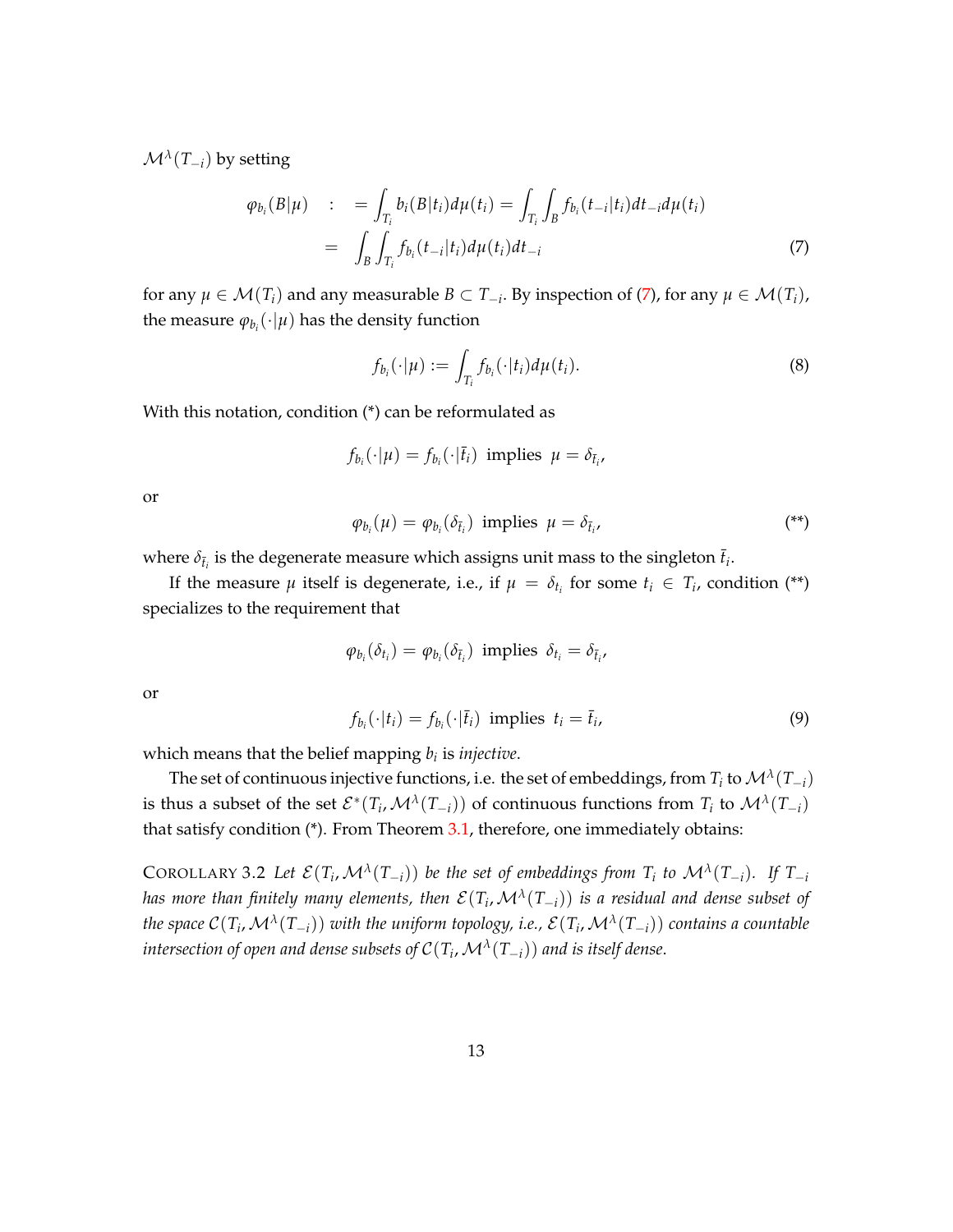$\mathcal{M}^\lambda(T_{-i})$ by setting

$$
\begin{aligned}
\varphi_{b_i}(B|\mu) \quad &: \quad = \int_{T_i} b_i(B|t_i)d\mu(t_i) = \int_{T_i}\int_B f_{b_i}(t_{-i}|t_i)dt_{-i}d\mu(t_i) \\
&= \quad \int_B \int_{T_i} f_{b_i}(t_{-i}|t_i)d\mu(t_i)dt_{-i} \qquad (7)
\end{aligned}
$$

for any $\mu \in \mathcal{M}(T_i)$ and any measurable $B \subset T_{-i}$. By inspection of (7), for any $\mu \in \mathcal{M}(T_i)$, the measure $\varphi_{b_i}(\cdot|\mu)$ has the density function

$$
f_{b_i}(\cdot|\mu) := \int_{T_i} f_{b_i}(\cdot|t_i)d\mu(t_i). \qquad (8)
$$

With this notation, condition (*) can be reformulated as

$$
f_{b_i}(\cdot|\mu) = f_{b_i}(\cdot|\bar{t}_i) \text{ implies } \mu = \delta_{\bar{t}_i},
$$

or

$$
\varphi_{b_i}(\mu) = \varphi_{b_i}(\delta_{\bar{t}_i}) \text{ implies } \mu = \delta_{\bar{t}_i}, \qquad (**)
$$

where $\delta_{\bar{t}_i}$ is the degenerate measure which assigns unit mass to the singleton $\bar{t}_i$.

If the measure $\mu$ itself is degenerate, i.e., if $\mu = \delta_{t_i}$ for some $t_i \in T_i$, condition (**) specializes to the requirement that

$$
\varphi_{b_i}(\delta_{t_i}) = \varphi_{b_i}(\delta_{\bar{t}_i}) \text{ implies } \delta_{t_i} = \delta_{\bar{t}_i},
$$

or

$$
f_{b_i}(\cdot|t_i) = f_{b_i}(\cdot|\bar{t}_i) \text{ implies } t_i = \bar{t}_i, \qquad (9)
$$

which means that the belief mapping $b_i$ is *injective*.

The set of continuous injective functions, i.e. the set of embeddings, from $T_i$ to $\mathcal{M}^\lambda(T_{-i})$ is thus a subset of the set $\mathcal{E}^*(T_i, \mathcal{M}^\lambda(T_{-i}))$ of continuous functions from $T_i$ to $\mathcal{M}^\lambda(T_{-i})$ that satisfy condition (*). From Theorem 3.1, therefore, one immediately obtains:

COROLLARY 3.2 *Let $\mathcal{E}(T_i, \mathcal{M}^\lambda(T_{-i}))$ be the set of embeddings from $T_i$ to $\mathcal{M}^\lambda(T_{-i})$. If $T_{-i}$ has more than finitely many elements, then $\mathcal{E}(T_i, \mathcal{M}^\lambda(T_{-i}))$ is a residual and dense subset of the space $\mathcal{C}(T_i, \mathcal{M}^\lambda(T_{-i}))$ with the uniform topology, i.e., $\mathcal{E}(T_i, \mathcal{M}^\lambda(T_{-i}))$ contains a countable intersection of open and dense subsets of $\mathcal{C}(T_i, \mathcal{M}^\lambda(T_{-i}))$ and is itself dense.*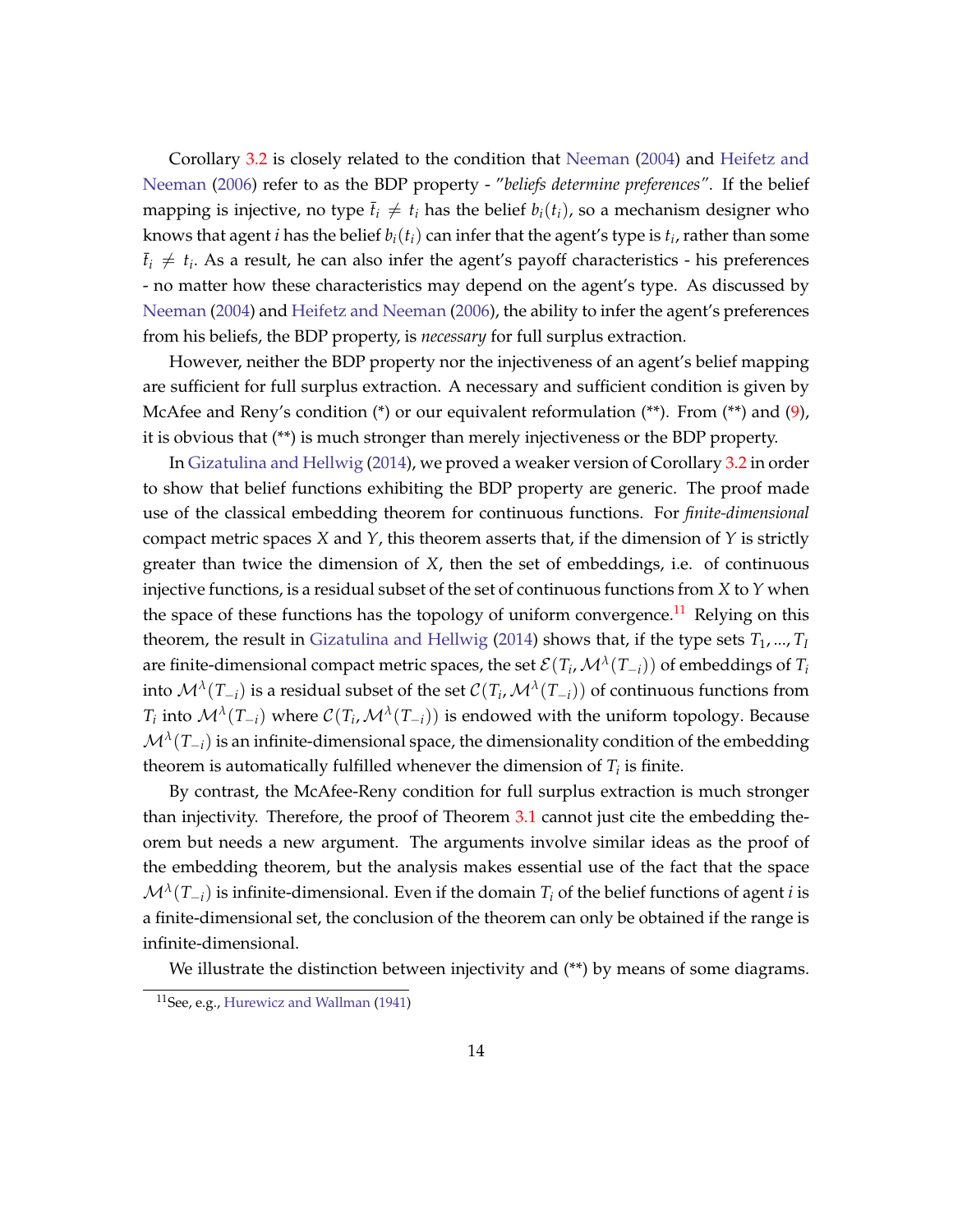Corollary 3.2 is closely related to the condition that Neeman (2004) and Heifetz and Neeman (2006) refer to as the BDP property - "*beliefs determine preferences"*. If the belief mapping is injective, no type $\bar{t}_i \neq t_i$ has the belief $b_i(t_i)$, so a mechanism designer who knows that agent $i$ has the belief $b_i(t_i)$ can infer that the agent's type is $t_i$, rather than some $\bar{t}_i \neq t_i$. As a result, he can also infer the agent's payoff characteristics - his preferences - no matter how these characteristics may depend on the agent's type. As discussed by Neeman (2004) and Heifetz and Neeman (2006), the ability to infer the agent's preferences from his beliefs, the BDP property, is *necessary* for full surplus extraction.

However, neither the BDP property nor the injectiveness of an agent's belief mapping are sufficient for full surplus extraction. A necessary and sufficient condition is given by McAfee and Reny's condition (*) or our equivalent reformulation (**). From (**) and (9), it is obvious that (**) is much stronger than merely injectiveness or the BDP property.

In Gizatulina and Hellwig (2014), we proved a weaker version of Corollary 3.2 in order to show that belief functions exhibiting the BDP property are generic. The proof made use of the classical embedding theorem for continuous functions. For *finite-dimensional* compact metric spaces $X$ and $Y$, this theorem asserts that, if the dimension of $Y$ is strictly greater than twice the dimension of $X$, then the set of embeddings, i.e. of continuous injective functions, is a residual subset of the set of continuous functions from $X$ to $Y$ when the space of these functions has the topology of uniform convergence.[11] Relying on this theorem, the result in Gizatulina and Hellwig (2014) shows that, if the type sets $T_1, ..., T_I$ are finite-dimensional compact metric spaces, the set $\mathcal{E}(T_i, \mathcal{M}^\lambda(T_{-i}))$ of embeddings of $T_i$ into $\mathcal{M}^\lambda(T_{-i})$ is a residual subset of the set $\mathcal{C}(T_i, \mathcal{M}^\lambda(T_{-i}))$ of continuous functions from $T_i$ into $\mathcal{M}^\lambda(T_{-i})$ where $\mathcal{C}(T_i, \mathcal{M}^\lambda(T_{-i}))$ is endowed with the uniform topology. Because $\mathcal{M}^\lambda(T_{-i})$ is an infinite-dimensional space, the dimensionality condition of the embedding theorem is automatically fulfilled whenever the dimension of $T_i$ is finite.

By contrast, the McAfee-Reny condition for full surplus extraction is much stronger than injectivity. Therefore, the proof of Theorem 3.1 cannot just cite the embedding theorem but needs a new argument. The arguments involve similar ideas as the proof of the embedding theorem, but the analysis makes essential use of the fact that the space $\mathcal{M}^\lambda(T_{-i})$ is infinite-dimensional. Even if the domain $T_i$ of the belief functions of agent $i$ is a finite-dimensional set, the conclusion of the theorem can only be obtained if the range is infinite-dimensional.

We illustrate the distinction between injectivity and (**) by means of some diagrams.

[11] See, e.g., Hurewicz and Wallman (1941)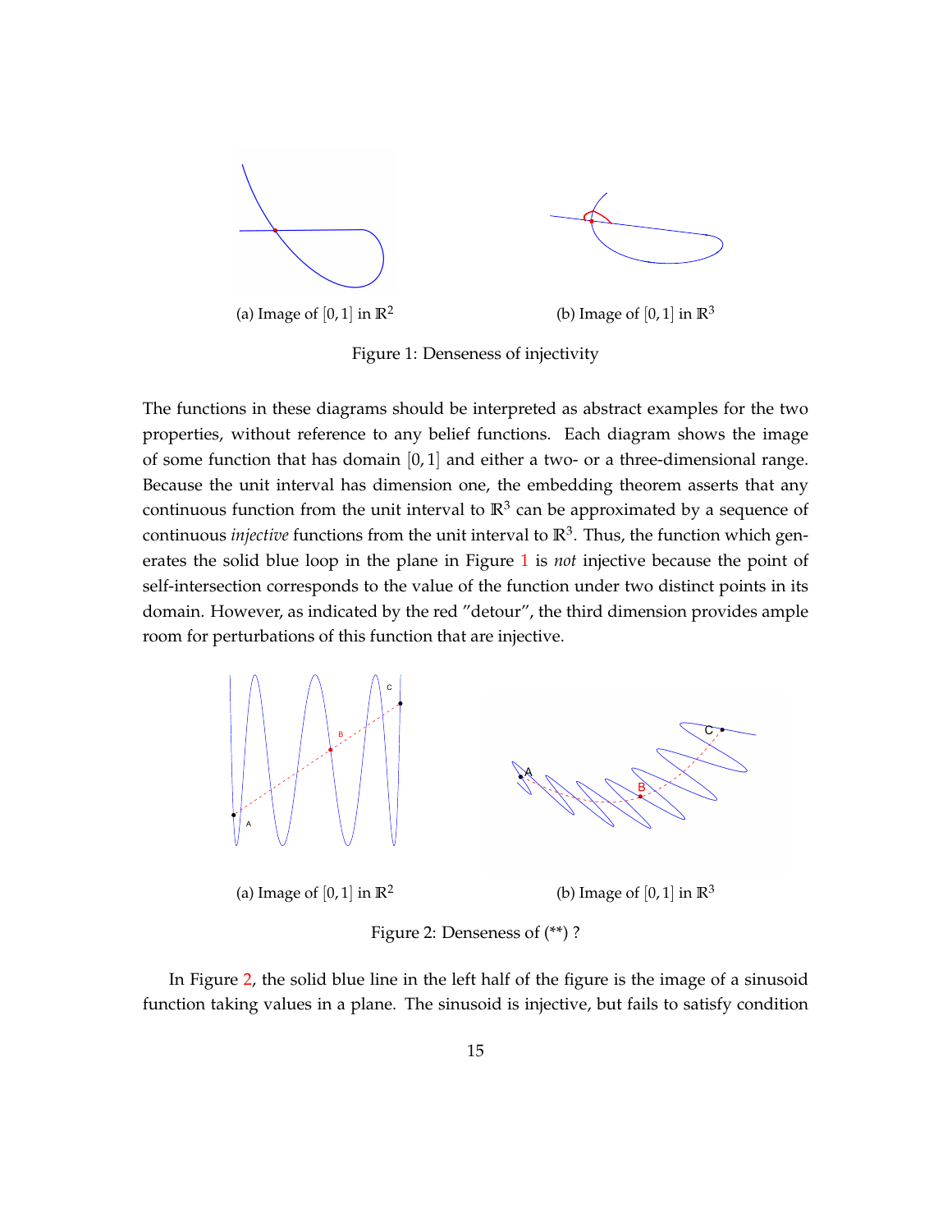(a) Image of $[0, 1]$ in $\mathbb{R}^2$

(b) Image of $[0, 1]$ in $\mathbb{R}^3$

Figure 1: Denseness of injectivity

The functions in these diagrams should be interpreted as abstract examples for the two properties, without reference to any belief functions. Each diagram shows the image of some function that has domain $[0, 1]$ and either a two- or a three-dimensional range. Because the unit interval has dimension one, the embedding theorem asserts that any continuous function from the unit interval to $\mathbb{R}^3$ can be approximated by a sequence of continuous *injective* functions from the unit interval to $\mathbb{R}^3$. Thus, the function which generates the solid blue loop in the plane in Figure 1 is *not* injective because the point of self-intersection corresponds to the value of the function under two distinct points in its domain. However, as indicated by the red "detour", the third dimension provides ample room for perturbations of this function that are injective.

(a) Image of $[0, 1]$ in $\mathbb{R}^2$

(b) Image of $[0, 1]$ in $\mathbb{R}^3$

Figure 2: Denseness of (**) ?

In Figure 2, the solid blue line in the left half of the figure is the image of a sinusoid function taking values in a plane. The sinusoid is injective, but fails to satisfy condition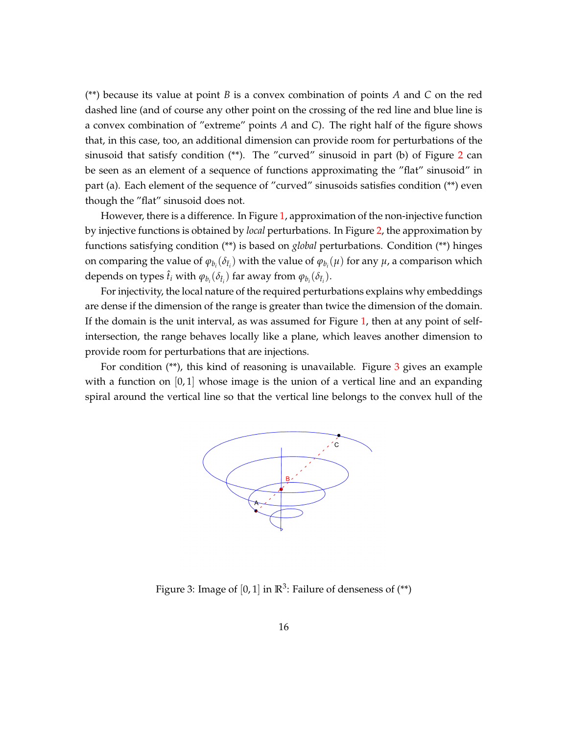(**) because its value at point $B$ is a convex combination of points $A$ and $C$ on the red dashed line (and of course any other point on the crossing of the red line and blue line is a convex combination of "extreme" points $A$ and $C$). The right half of the figure shows that, in this case, too, an additional dimension can provide room for perturbations of the sinusoid that satisfy condition (**). The "curved" sinusoid in part (b) of Figure 2 can be seen as an element of a sequence of functions approximating the "flat" sinusoid" in part (a). Each element of the sequence of "curved" sinusoids satisfies condition (**) even though the "flat" sinusoid does not.

However, there is a difference. In Figure 1, approximation of the non-injective function by injective functions is obtained by *local* perturbations. In Figure 2, the approximation by functions satisfying condition (**) is based on *global* perturbations. Condition (**) hinges on comparing the value of $\varphi_{b_i}(\delta_{\bar{t}_i})$ with the value of $\varphi_{b_i}(\mu)$ for any $\mu$, a comparison which depends on types $\hat{t}_i$ with $\varphi_{b_i}(\delta_{\hat{t}_i})$ far away from $\varphi_{b_i}(\delta_{\bar{t}_i})$.

For injectivity, the local nature of the required perturbations explains why embeddings are dense if the dimension of the range is greater than twice the dimension of the domain. If the domain is the unit interval, as was assumed for Figure 1, then at any point of self-intersection, the range behaves locally like a plane, which leaves another dimension to provide room for perturbations that are injections.

For condition (**), this kind of reasoning is unavailable. Figure 3 gives an example with a function on $[0,1]$ whose image is the union of a vertical line and an expanding spiral around the vertical line so that the vertical line belongs to the convex hull of the

Figure 3: Image of $[0,1]$ in $\mathbb{R}^3$: Failure of denseness of (**)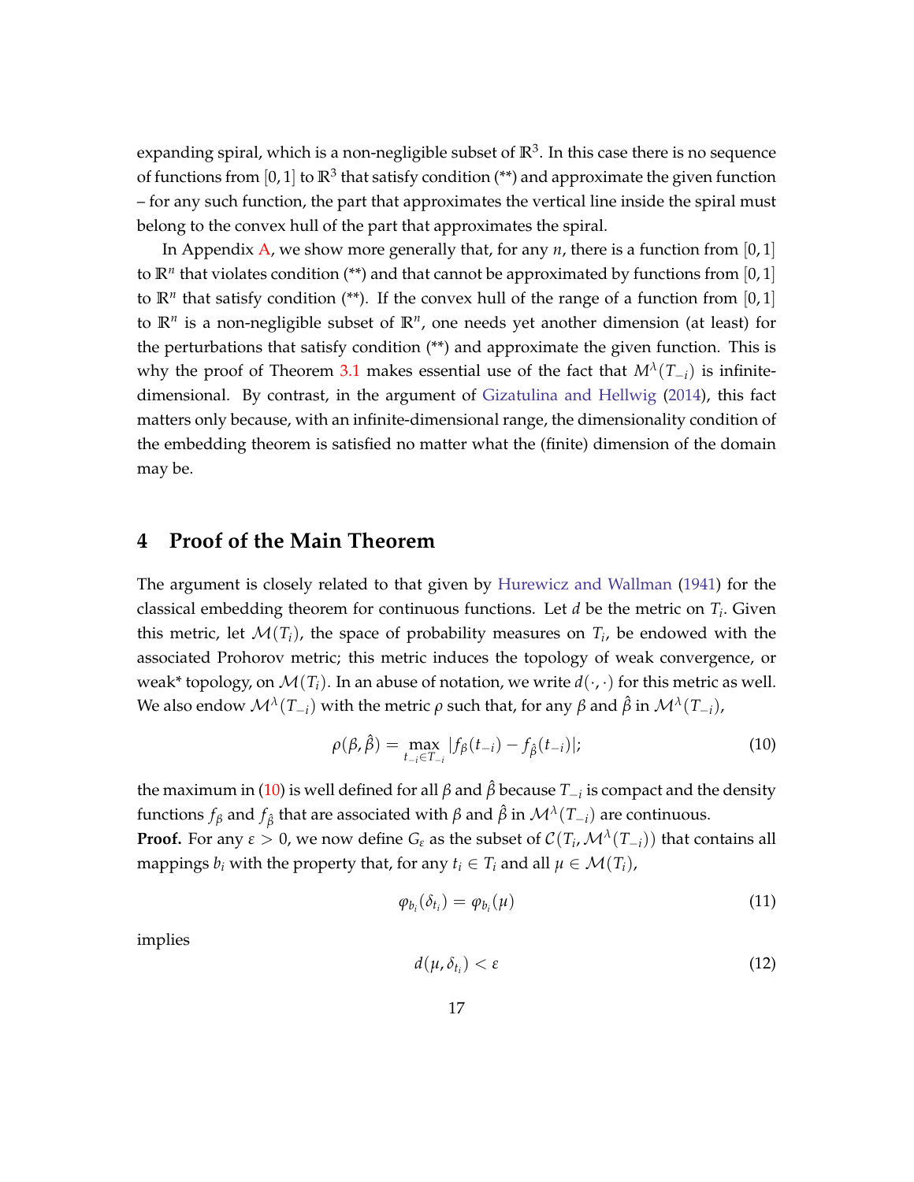expanding spiral, which is a non-negligible subset of $\mathbb{R}^3$. In this case there is no sequence of functions from $[0,1]$ to $\mathbb{R}^3$ that satisfy condition (**) and approximate the given function – for any such function, the part that approximates the vertical line inside the spiral must belong to the convex hull of the part that approximates the spiral.

In Appendix A, we show more generally that, for any $n$, there is a function from $[0,1]$ to $\mathbb{R}^n$ that violates condition (**) and that cannot be approximated by functions from $[0,1]$ to $\mathbb{R}^n$ that satisfy condition (**). If the convex hull of the range of a function from $[0,1]$ to $\mathbb{R}^n$ is a non-negligible subset of $\mathbb{R}^n$, one needs yet another dimension (at least) for the perturbations that satisfy condition (**) and approximate the given function. This is why the proof of Theorem 3.1 makes essential use of the fact that $M^\lambda(T_{-i})$ is infinite-dimensional. By contrast, in the argument of Gizatulina and Hellwig (2014), this fact matters only because, with an infinite-dimensional range, the dimensionality condition of the embedding theorem is satisfied no matter what the (finite) dimension of the domain may be.

## 4 Proof of the Main Theorem

The argument is closely related to that given by Hurewicz and Wallman (1941) for the classical embedding theorem for continuous functions. Let $d$ be the metric on $T_i$. Given this metric, let $\mathcal{M}(T_i)$, the space of probability measures on $T_i$, be endowed with the associated Prohorov metric; this metric induces the topology of weak convergence, or weak* topology, on $\mathcal{M}(T_i)$. In an abuse of notation, we write $d(\cdot,\cdot)$ for this metric as well. We also endow $\mathcal{M}^\lambda(T_{-i})$ with the metric $\rho$ such that, for any $\beta$ and $\hat{\beta}$ in $\mathcal{M}^\lambda(T_{-i})$,

$$\rho(\beta,\hat{\beta}) = \max_{t_{-i}\in T_{-i}} |f_\beta(t_{-i}) - f_{\hat{\beta}}(t_{-i})|; \tag{10}$$

the maximum in (10) is well defined for all $\beta$ and $\hat{\beta}$ because $T_{-i}$ is compact and the density functions $f_\beta$ and $f_{\hat{\beta}}$ that are associated with $\beta$ and $\hat{\beta}$ in $\mathcal{M}^\lambda(T_{-i})$ are continuous.

**Proof.** For any $\varepsilon > 0$, we now define $G_\varepsilon$ as the subset of $\mathcal{C}(T_i, \mathcal{M}^\lambda(T_{-i}))$ that contains all mappings $b_i$ with the property that, for any $t_i \in T_i$ and all $\mu \in \mathcal{M}(T_i)$,

$$\varphi_{b_i}(\delta_{t_i}) = \varphi_{b_i}(\mu) \tag{11}$$

implies

$$d(\mu, \delta_{t_i}) < \varepsilon \tag{12}$$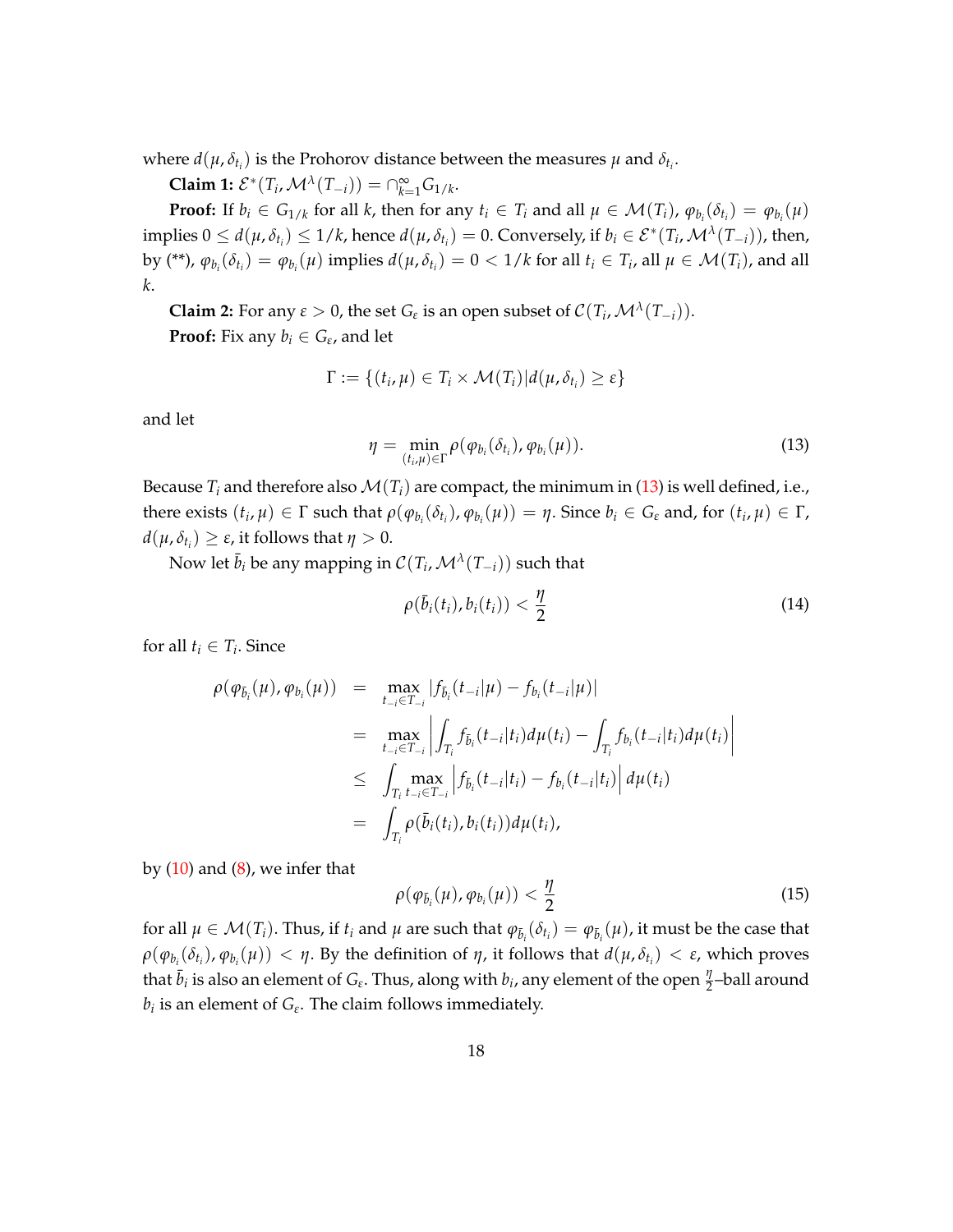where $d(\mu, \delta_{t_i})$ is the Prohorov distance between the measures $\mu$ and $\delta_{t_i}$.

**Claim 1:** $\mathcal{E}^*(T_i, \mathcal{M}^\lambda(T_{-i})) = \cap_{k=1}^\infty G_{1/k}$.

**Proof:** If $b_i \in G_{1/k}$ for all $k$, then for any $t_i \in T_i$ and all $\mu \in \mathcal{M}(T_i)$, $\varphi_{b_i}(\delta_{t_i}) = \varphi_{b_i}(\mu)$ implies $0 \leq d(\mu, \delta_{t_i}) \leq 1/k$, hence $d(\mu, \delta_{t_i}) = 0$. Conversely, if $b_i \in \mathcal{E}^*(T_i, \mathcal{M}^\lambda(T_{-i}))$, then, by (**), $\varphi_{b_i}(\delta_{t_i}) = \varphi_{b_i}(\mu)$ implies $d(\mu, \delta_{t_i}) = 0 < 1/k$ for all $t_i \in T_i$, all $\mu \in \mathcal{M}(T_i)$, and all $k$.

**Claim 2:** For any $\varepsilon > 0$, the set $G_\varepsilon$ is an open subset of $\mathcal{C}(T_i, \mathcal{M}^\lambda(T_{-i}))$.

**Proof:** Fix any $b_i \in G_\varepsilon$, and let

$$\Gamma := \{(t_i, \mu) \in T_i \times \mathcal{M}(T_i) | d(\mu, \delta_{t_i}) \geq \varepsilon\}$$

and let

$$\eta = \min_{(t_i, \mu) \in \Gamma} \rho(\varphi_{b_i}(\delta_{t_i}), \varphi_{b_i}(\mu)). \tag{13}$$

Because $T_i$ and therefore also $\mathcal{M}(T_i)$ are compact, the minimum in (13) is well defined, i.e., there exists $(t_i, \mu) \in \Gamma$ such that $\rho(\varphi_{b_i}(\delta_{t_i}), \varphi_{b_i}(\mu)) = \eta$. Since $b_i \in G_\varepsilon$ and, for $(t_i, \mu) \in \Gamma$, $d(\mu, \delta_{t_i}) \geq \varepsilon$, it follows that $\eta > 0$.

Now let $\bar{b}_i$ be any mapping in $\mathcal{C}(T_i, \mathcal{M}^\lambda(T_{-i}))$ such that

$$\rho(\bar{b}_i(t_i), b_i(t_i)) < \frac{\eta}{2} \tag{14}$$

for all $t_i \in T_i$. Since

$$\begin{aligned}
\rho(\varphi_{\bar{b}_i}(\mu), \varphi_{b_i}(\mu)) &= \max_{t_{-i} \in T_{-i}} |f_{\bar{b}_i}(t_{-i}|\mu) - f_{b_i}(t_{-i}|\mu)| \\
&= \max_{t_{-i} \in T_{-i}} \left| \int_{T_i} f_{\bar{b}_i}(t_{-i}|t_i) d\mu(t_i) - \int_{T_i} f_{b_i}(t_{-i}|t_i) d\mu(t_i) \right| \\
&\leq \int_{T_i} \max_{t_{-i} \in T_{-i}} \left| f_{\bar{b}_i}(t_{-i}|t_i) - f_{b_i}(t_{-i}|t_i) \right| d\mu(t_i) \\
&= \int_{T_i} \rho(\bar{b}_i(t_i), b_i(t_i)) d\mu(t_i),
\end{aligned}$$

by (10) and (8), we infer that

$$\rho(\varphi_{\bar{b}_i}(\mu), \varphi_{b_i}(\mu)) < \frac{\eta}{2} \tag{15}$$

for all $\mu \in \mathcal{M}(T_i)$. Thus, if $t_i$ and $\mu$ are such that $\varphi_{\bar{b}_i}(\delta_{t_i}) = \varphi_{\bar{b}_i}(\mu)$, it must be the case that $\rho(\varphi_{b_i}(\delta_{t_i}), \varphi_{b_i}(\mu)) < \eta$. By the definition of $\eta$, it follows that $d(\mu, \delta_{t_i}) < \varepsilon$, which proves that $\bar{b}_i$ is also an element of $G_\varepsilon$. Thus, along with $b_i$, any element of the open $\frac{\eta}{2}$–ball around $b_i$ is an element of $G_\varepsilon$. The claim follows immediately.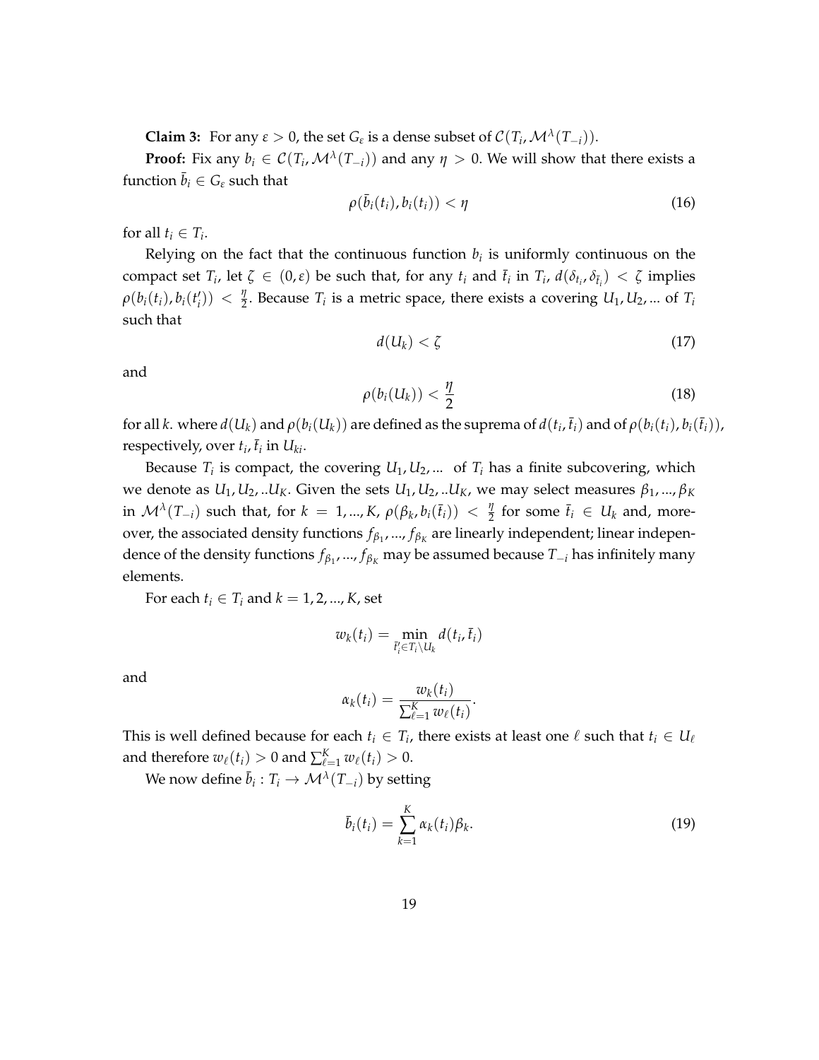**Claim 3:** For any $\varepsilon > 0$, the set $G_\varepsilon$ is a dense subset of $\mathcal{C}(T_i, \mathcal{M}^\lambda(T_{-i}))$.

**Proof:** Fix any $b_i \in \mathcal{C}(T_i, \mathcal{M}^\lambda(T_{-i}))$ and any $\eta > 0$. We will show that there exists a function $\bar{b}_i \in G_\varepsilon$ such that

$$\rho(\bar{b}_i(t_i), b_i(t_i)) < \eta \tag{16}$$

for all $t_i \in T_i$.

Relying on the fact that the continuous function $b_i$ is uniformly continuous on the compact set $T_i$, let $\zeta \in (0, \varepsilon)$ be such that, for any $t_i$ and $\bar{t}_i$ in $T_i$, $d(\delta_{t_i}, \delta_{\bar{t}_i}) < \zeta$ implies $\rho(b_i(t_i), b_i(t_i')) < \frac{\eta}{2}$. Because $T_i$ is a metric space, there exists a covering $U_1, U_2, ...$ of $T_i$ such that

$$d(U_k) < \zeta \tag{17}$$

and

$$\rho(b_i(U_k)) < \frac{\eta}{2} \tag{18}$$

for all $k$. where $d(U_k)$ and $\rho(b_i(U_k))$ are defined as the suprema of $d(t_i, \bar{t}_i)$ and of $\rho(b_i(t_i), b_i(\bar{t}_i))$, respectively, over $t_i, \bar{t}_i$ in $U_{ki}$.

Because $T_i$ is compact, the covering $U_1, U_2, ...$ of $T_i$ has a finite subcovering, which we denote as $U_1, U_2, ..U_K$. Given the sets $U_1, U_2, ..U_K$, we may select measures $\beta_1, ..., \beta_K$ in $\mathcal{M}^\lambda(T_{-i})$ such that, for $k = 1, ..., K$, $\rho(\beta_k, b_i(\bar{t}_i)) < \frac{\eta}{2}$ for some $\bar{t}_i \in U_k$ and, moreover, the associated density functions $f_{\beta_1}, ..., f_{\beta_K}$ are linearly independent; linear independence of the density functions $f_{\beta_1}, ..., f_{\beta_K}$ may be assumed because $T_{-i}$ has infinitely many elements.

For each $t_i \in T_i$ and $k = 1, 2, ..., K$, set

$$w_k(t_i) = \min_{\bar{t}_i' \in T_i \setminus U_k} d(t_i, \bar{t}_i)$$

and

$$\alpha_k(t_i) = \frac{w_k(t_i)}{\sum_{\ell=1}^K w_\ell(t_i)}.$$

This is well defined because for each $t_i \in T_i$, there exists at least one $\ell$ such that $t_i \in U_\ell$ and therefore $w_\ell(t_i) > 0$ and $\sum_{\ell=1}^K w_\ell(t_i) > 0$.

We now define $\bar{b}_i : T_i \to \mathcal{M}^\lambda(T_{-i})$ by setting

$$\bar{b}_i(t_i) = \sum_{k=1}^K \alpha_k(t_i)\beta_k. \tag{19}$$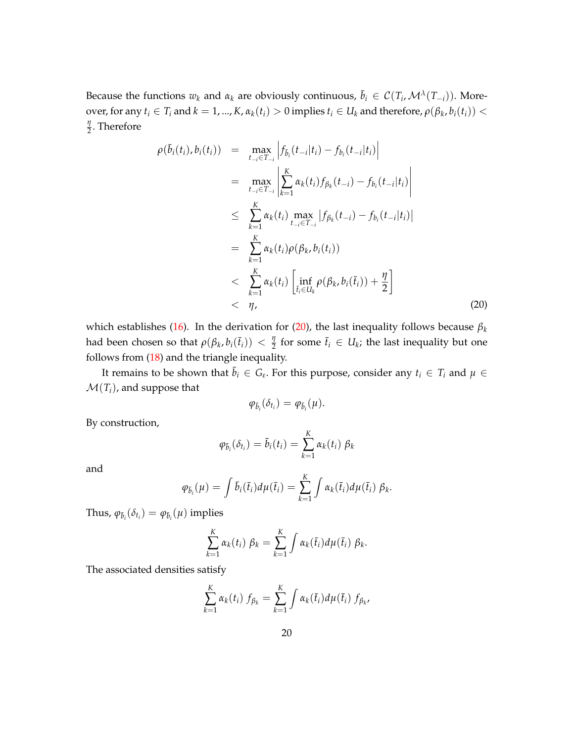Because the functions $w_k$ and $\alpha_k$ are obviously continuous, $\bar{b}_i \in \mathcal{C}(T_i, \mathcal{M}^\lambda(T_{-i}))$. Moreover, for any $t_i \in T_i$ and $k = 1, ..., K$, $\alpha_k(t_i) > 0$ implies $t_i \in U_k$ and therefore, $\rho(\beta_k, b_i(t_i)) < \frac{\eta}{2}$. Therefore

$$
\begin{aligned}
\rho(\bar{b}_i(t_i), b_i(t_i)) &= \max_{t_{-i} \in T_{-i}} \left| f_{\bar{b}_i}(t_{-i}|t_i) - f_{b_i}(t_{-i}|t_i) \right| \\
&= \max_{t_{-i} \in T_{-i}} \left| \sum_{k=1}^{K} \alpha_k(t_i) f_{\beta_k}(t_{-i}) - f_{b_i}(t_{-i}|t_i) \right| \\
&\leq \sum_{k=1}^{K} \alpha_k(t_i) \max_{t_{-i} \in T_{-i}} \left| f_{\beta_k}(t_{-i}) - f_{b_i}(t_{-i}|t_i) \right| \\
&= \sum_{k=1}^{K} \alpha_k(t_i) \rho(\beta_k, b_i(t_i)) \\
&< \sum_{k=1}^{K} \alpha_k(t_i) \left[ \inf_{\bar{t}_i \in U_k} \rho(\beta_k, b_i(\bar{t}_i)) + \frac{\eta}{2} \right] \\
&< \eta, 
\end{aligned} \tag{20}
$$

which establishes (16). In the derivation for (20), the last inequality follows because $\beta_k$ had been chosen so that $\rho(\beta_k, b_i(\bar{t}_i)) < \frac{\eta}{2}$ for some $\bar{t}_i \in U_k$; the last inequality but one follows from (18) and the triangle inequality.

It remains to be shown that $\bar{b}_i \in G_\epsilon$. For this purpose, consider any $t_i \in T_i$ and $\mu \in \mathcal{M}(T_i)$, and suppose that

$$
\varphi_{\bar{b}_i}(\delta_{t_i}) = \varphi_{\bar{b}_i}(\mu).
$$

By construction,

$$
\varphi_{\bar{b}_i}(\delta_{t_i}) = \bar{b}_i(t_i) = \sum_{k=1}^{K} \alpha_k(t_i)\ \beta_k
$$

and

$$
\varphi_{\bar{b}_i}(\mu) = \int \bar{b}_i(\bar{t}_i) d\mu(\bar{t}_i) = \sum_{k=1}^{K} \int \alpha_k(\bar{t}_i) d\mu(\bar{t}_i)\ \beta_k.
$$

Thus, $\varphi_{\bar{b}_i}(\delta_{t_i}) = \varphi_{\bar{b}_i}(\mu)$ implies

$$
\sum_{k=1}^{K} \alpha_k(t_i)\ \beta_k = \sum_{k=1}^{K} \int \alpha_k(\bar{t}_i) d\mu(\bar{t}_i)\ \beta_k.
$$

The associated densities satisfy

$$
\sum_{k=1}^{K} \alpha_k(t_i)\ f_{\beta_k} = \sum_{k=1}^{K} \int \alpha_k(\bar{t}_i) d\mu(\bar{t}_i)\ f_{\beta_k},
$$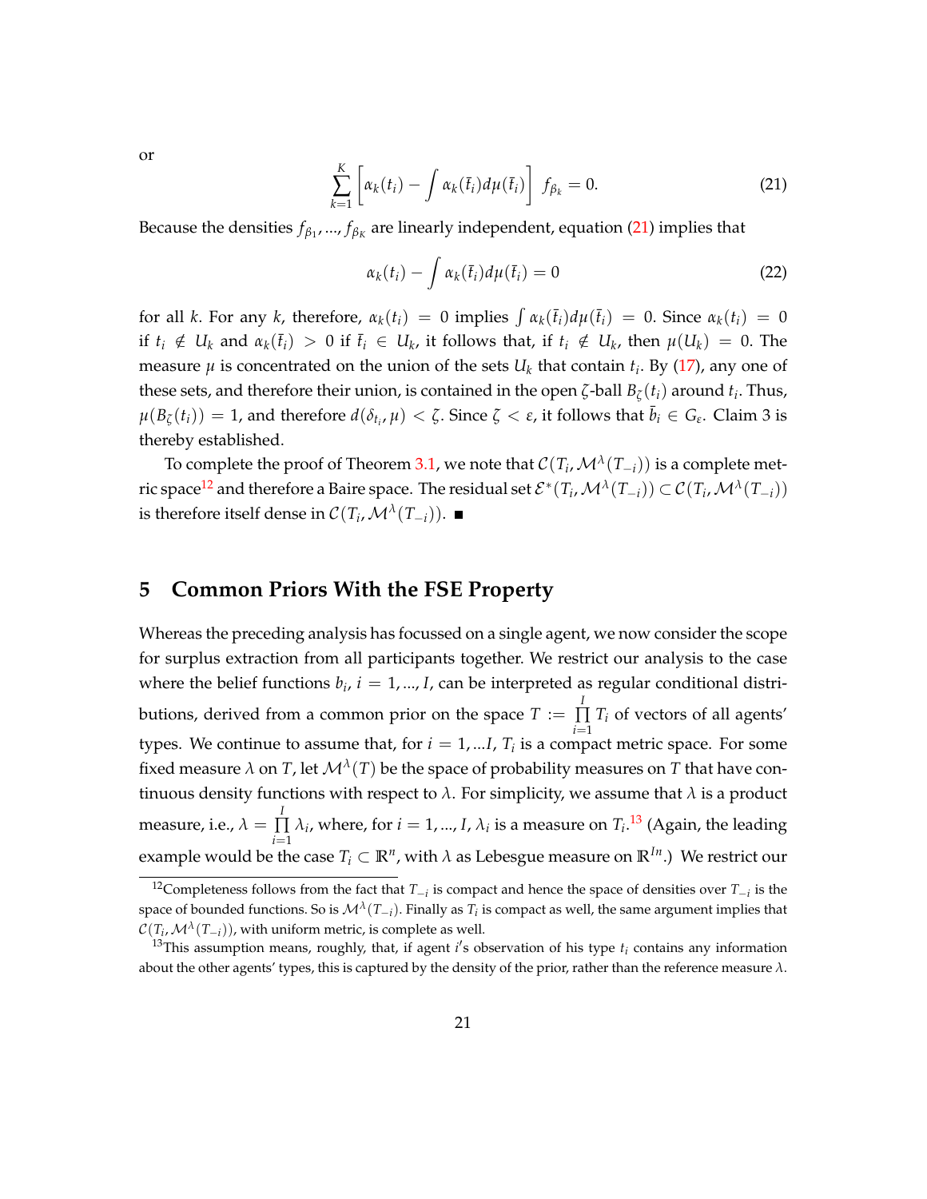or

$$\sum_{k=1}^{K} \left[ \alpha_k(t_i) - \int \alpha_k(\bar{t}_i) d\mu(\bar{t}_i) \right] \; f_{\beta_k} = 0. \tag{21}$$

Because the densities $f_{\beta_1}, ..., f_{\beta_K}$ are linearly independent, equation (21) implies that

$$\alpha_k(t_i) - \int \alpha_k(\bar{t}_i) d\mu(\bar{t}_i) = 0 \tag{22}$$

for all $k$. For any $k$, therefore, $\alpha_k(t_i) = 0$ implies $\int \alpha_k(\bar{t}_i) d\mu(\bar{t}_i) = 0$. Since $\alpha_k(t_i) = 0$ if $t_i \notin U_k$ and $\alpha_k(\bar{t}_i) > 0$ if $\bar{t}_i \in U_k$, it follows that, if $t_i \notin U_k$, then $\mu(U_k) = 0$. The measure $\mu$ is concentrated on the union of the sets $U_k$ that contain $t_i$. By (17), any one of these sets, and therefore their union, is contained in the open $\zeta$-ball $B_\zeta(t_i)$ around $t_i$. Thus, $\mu(B_\zeta(t_i)) = 1$, and therefore $d(\delta_{t_i}, \mu) < \zeta$. Since $\zeta < \varepsilon$, it follows that $\bar{b}_i \in G_\varepsilon$. Claim 3 is thereby established.

To complete the proof of Theorem 3.1, we note that $\mathcal{C}(T_i, \mathcal{M}^\lambda(T_{-i}))$ is a complete metric space[12] and therefore a Baire space. The residual set $\mathcal{E}^*(T_i, \mathcal{M}^\lambda(T_{-i})) \subset \mathcal{C}(T_i, \mathcal{M}^\lambda(T_{-i}))$ is therefore itself dense in $\mathcal{C}(T_i, \mathcal{M}^\lambda(T_{-i}))$. ■

## 5 Common Priors With the FSE Property

Whereas the preceding analysis has focussed on a single agent, we now consider the scope for surplus extraction from all participants together. We restrict our analysis to the case where the belief functions $b_i$, $i = 1, ..., I$, can be interpreted as regular conditional distributions, derived from a common prior on the space $T := \prod_{i=1}^{I} T_i$ of vectors of all agents' types. We continue to assume that, for $i = 1, ...I$, $T_i$ is a compact metric space. For some fixed measure $\lambda$ on $T$, let $\mathcal{M}^\lambda(T)$ be the space of probability measures on $T$ that have continuous density functions with respect to $\lambda$. For simplicity, we assume that $\lambda$ is a product measure, i.e., $\lambda = \prod_{i=1}^{I} \lambda_i$, where, for $i = 1, ..., I$, $\lambda_i$ is a measure on $T_i$.[13] (Again, the leading example would be the case $T_i \subset \mathbb{R}^n$, with $\lambda$ as Lebesgue measure on $\mathbb{R}^{In}$.) We restrict our

---

[12] Completeness follows from the fact that $T_{-i}$ is compact and hence the space of densities over $T_{-i}$ is the space of bounded functions. So is $\mathcal{M}^\lambda(T_{-i})$. Finally as $T_i$ is compact as well, the same argument implies that $\mathcal{C}(T_i, \mathcal{M}^\lambda(T_{-i}))$, with uniform metric, is complete as well.

[13] This assumption means, roughly, that, if agent $i$'s observation of his type $t_i$ contains any information about the other agents' types, this is captured by the density of the prior, rather than the reference measure $\lambda$.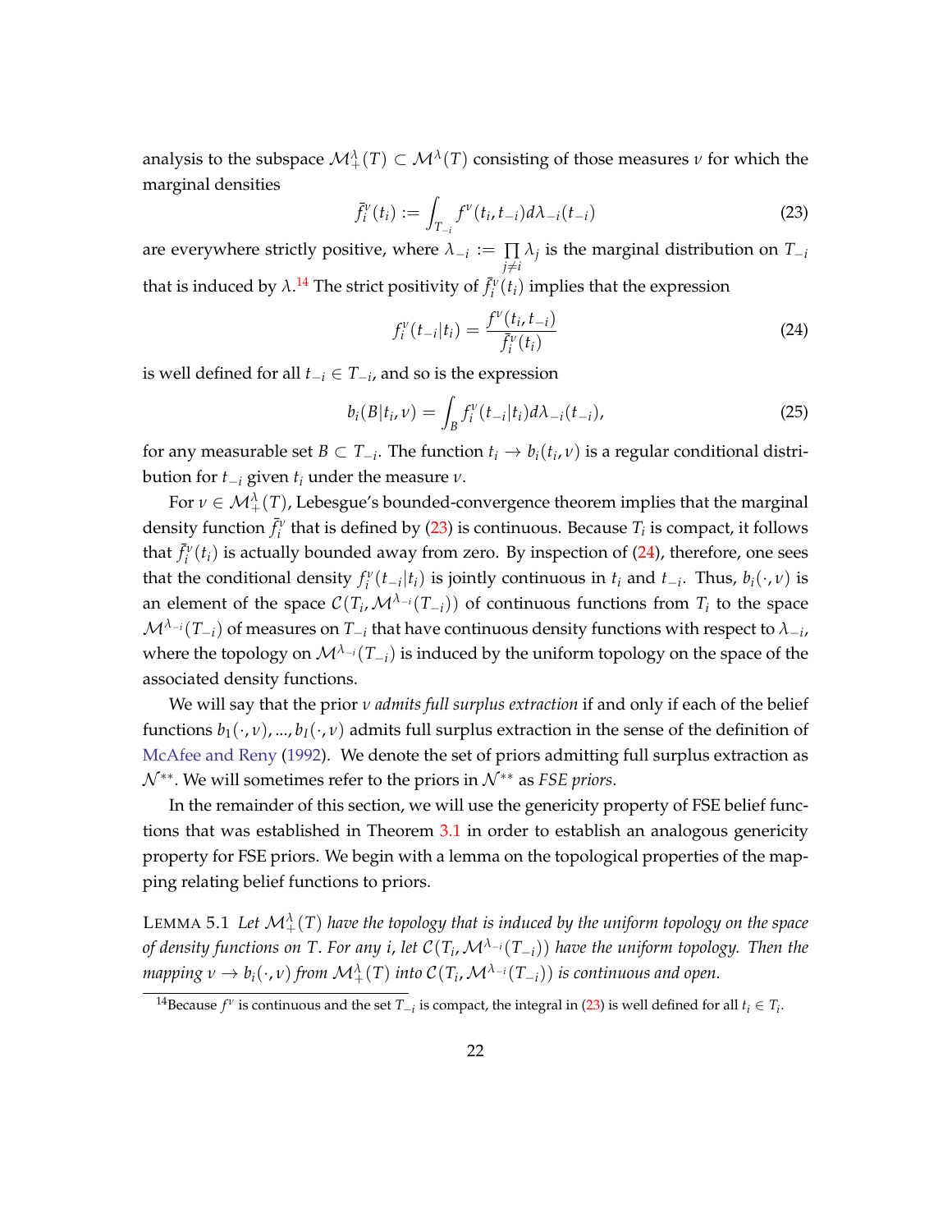analysis to the subspace $\mathcal{M}_+^\lambda(T) \subset \mathcal{M}^\lambda(T)$ consisting of those measures $\nu$ for which the marginal densities

$$\bar{f}_i^\nu(t_i) := \int_{T_{-i}} f^\nu(t_i, t_{-i}) d\lambda_{-i}(t_{-i}) \tag{23}$$

are everywhere strictly positive, where $\lambda_{-i} := \prod_{j \neq i} \lambda_j$ is the marginal distribution on $T_{-i}$ that is induced by $\lambda$.[14] The strict positivity of $\bar{f}_i^\nu(t_i)$ implies that the expression

$$f_i^\nu(t_{-i}|t_i) = \frac{f^\nu(t_i, t_{-i})}{\bar{f}_i^\nu(t_i)} \tag{24}$$

is well defined for all $t_{-i} \in T_{-i}$, and so is the expression

$$b_i(B|t_i, \nu) = \int_B f_i^\nu(t_{-i}|t_i) d\lambda_{-i}(t_{-i}), \tag{25}$$

for any measurable set $B \subset T_{-i}$. The function $t_i \to b_i(t_i, \nu)$ is a regular conditional distribution for $t_{-i}$ given $t_i$ under the measure $\nu$.

For $\nu \in \mathcal{M}_+^\lambda(T)$, Lebesgue's bounded-convergence theorem implies that the marginal density function $\bar{f}_i^\nu$ that is defined by (23) is continuous. Because $T_i$ is compact, it follows that $\bar{f}_i^\nu(t_i)$ is actually bounded away from zero. By inspection of (24), therefore, one sees that the conditional density $f_i^\nu(t_{-i}|t_i)$ is jointly continuous in $t_i$ and $t_{-i}$. Thus, $b_i(\cdot, \nu)$ is an element of the space $\mathcal{C}(T_i, \mathcal{M}^{\lambda_{-i}}(T_{-i}))$ of continuous functions from $T_i$ to the space $\mathcal{M}^{\lambda_{-i}}(T_{-i})$ of measures on $T_{-i}$ that have continuous density functions with respect to $\lambda_{-i}$, where the topology on $\mathcal{M}^{\lambda_{-i}}(T_{-i})$ is induced by the uniform topology on the space of the associated density functions.

We will say that the prior $\nu$ *admits full surplus extraction* if and only if each of the belief functions $b_1(\cdot, \nu), ..., b_I(\cdot, \nu)$ admits full surplus extraction in the sense of the definition of McAfee and Reny (1992). We denote the set of priors admitting full surplus extraction as $\mathcal{N}^{**}$. We will sometimes refer to the priors in $\mathcal{N}^{**}$ as *FSE priors.*

In the remainder of this section, we will use the genericity property of FSE belief functions that was established in Theorem 3.1 in order to establish an analogous genericity property for FSE priors. We begin with a lemma on the topological properties of the mapping relating belief functions to priors.

LEMMA 5.1 *Let $\mathcal{M}_+^\lambda(T)$ have the topology that is induced by the uniform topology on the space of density functions on $T$. For any $i$, let $\mathcal{C}(T_i, \mathcal{M}^{\lambda_{-i}}(T_{-i}))$ have the uniform topology. Then the mapping $\nu \to b_i(\cdot, \nu)$ from $\mathcal{M}_+^\lambda(T)$ into $\mathcal{C}(T_i, \mathcal{M}^{\lambda_{-i}}(T_{-i}))$ is continuous and open.*

[14] Because $f^\nu$ is continuous and the set $T_{-i}$ is compact, the integral in (23) is well defined for all $t_i \in T_i$.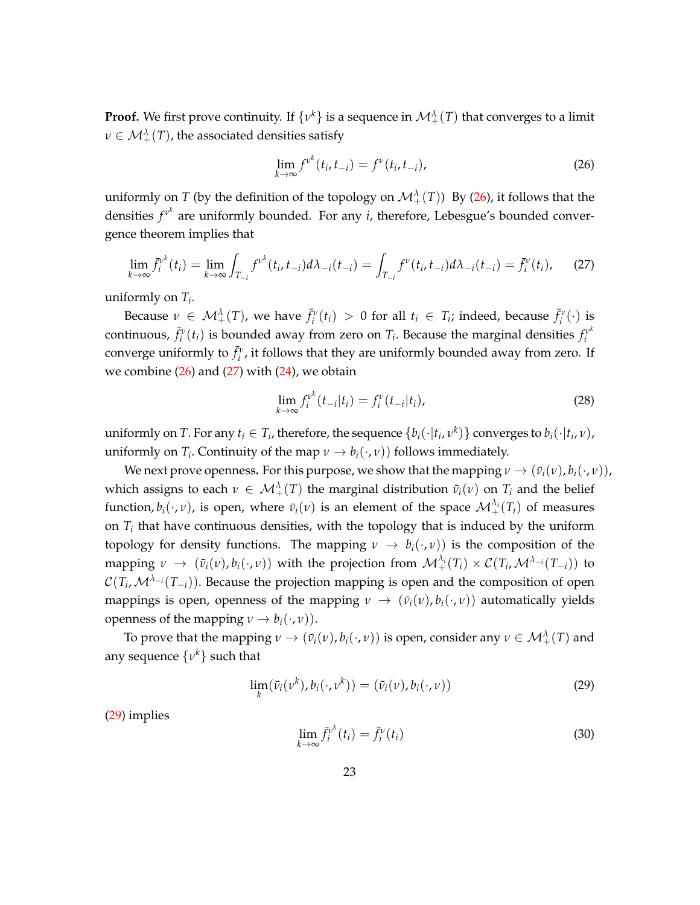**Proof.** We first prove continuity. If $\{\nu^k\}$ is a sequence in $\mathcal{M}_+^\lambda(T)$ that converges to a limit $\nu \in \mathcal{M}_+^\lambda(T)$, the associated densities satisfy

$$\lim_{k\to\infty} f^{\nu^k}(t_i, t_{-i}) = f^{\nu}(t_i, t_{-i}), \tag{26}$$

uniformly on $T$ (by the definition of the topology on $\mathcal{M}_+^\lambda(T)$) By (26), it follows that the densities $f^{\nu^k}$ are uniformly bounded. For any $i$, therefore, Lebesgue's bounded convergence theorem implies that

$$\lim_{k\to\infty} \bar{f}_i^{\nu^k}(t_i) = \lim_{k\to\infty} \int_{T_{-i}} f^{\nu^k}(t_i, t_{-i}) d\lambda_{-i}(t_{-i}) = \int_{T_{-i}} f^{\nu}(t_i, t_{-i}) d\lambda_{-i}(t_{-i}) = \bar{f}_i^{\nu}(t_i), \tag{27}$$

uniformly on $T_i$.

Because $\nu \in \mathcal{M}_+^\lambda(T)$, we have $\bar{f}_i^\nu(t_i) > 0$ for all $t_i \in T_i$; indeed, because $\bar{f}_i^\nu(\cdot)$ is continuous, $\bar{f}_i^\nu(t_i)$ is bounded away from zero on $T_i$. Because the marginal densities $f_i^{\nu^k}$ converge uniformly to $\bar{f}_i^\nu$, it follows that they are uniformly bounded away from zero. If we combine (26) and (27) with (24), we obtain

$$\lim_{k\to\infty} f_i^{\nu^k}(t_{-i}|t_i) = f_i^{\nu}(t_{-i}|t_i), \tag{28}$$

uniformly on $T$. For any $t_i \in T_i$, therefore, the sequence $\{b_i(\cdot|t_i, \nu^k)\}$ converges to $b_i(\cdot|t_i, \nu)$, uniformly on $T_i$. Continuity of the map $\nu \to b_i(\cdot, \nu))$ follows immediately.

We next prove openness. For this purpose, we show that the mapping $\nu \to (\bar{\nu}_i(\nu), b_i(\cdot, \nu))$, which assigns to each $\nu \in \mathcal{M}_+^\lambda(T)$ the marginal distribution $\bar{\nu}_i(\nu)$ on $T_i$ and the belief function, $b_i(\cdot, \nu)$, is open, where $\bar{\nu}_i(\nu)$ is an element of the space $\mathcal{M}_+^{\lambda_i}(T_i)$ of measures on $T_i$ that have continuous densities, with the topology that is induced by the uniform topology for density functions. The mapping $\nu \to b_i(\cdot, \nu))$ is the composition of the mapping $\nu \to (\bar{\nu}_i(\nu), b_i(\cdot, \nu))$ with the projection from $\mathcal{M}_+^{\lambda_i}(T_i) \times \mathcal{C}(T_i, \mathcal{M}^{\lambda_{-i}}(T_{-i}))$ to $\mathcal{C}(T_i, \mathcal{M}^{\lambda_{-i}}(T_{-i}))$. Because the projection mapping is open and the composition of open mappings is open, openness of the mapping $\nu \to (\bar{\nu}_i(\nu), b_i(\cdot, \nu))$ automatically yields openness of the mapping $\nu \to b_i(\cdot, \nu))$.

To prove that the mapping $\nu \to (\bar{\nu}_i(\nu), b_i(\cdot, \nu))$ is open, consider any $\nu \in \mathcal{M}_+^\lambda(T)$ and any sequence $\{\nu^k\}$ such that

$$\lim_k (\bar{\nu}_i(\nu^k), b_i(\cdot, \nu^k)) = (\bar{\nu}_i(\nu), b_i(\cdot, \nu)) \tag{29}$$

(29) implies

$$\lim_{k\to\infty} \bar{f}_i^{\nu^k}(t_i) = \bar{f}_i^{\nu}(t_i) \tag{30}$$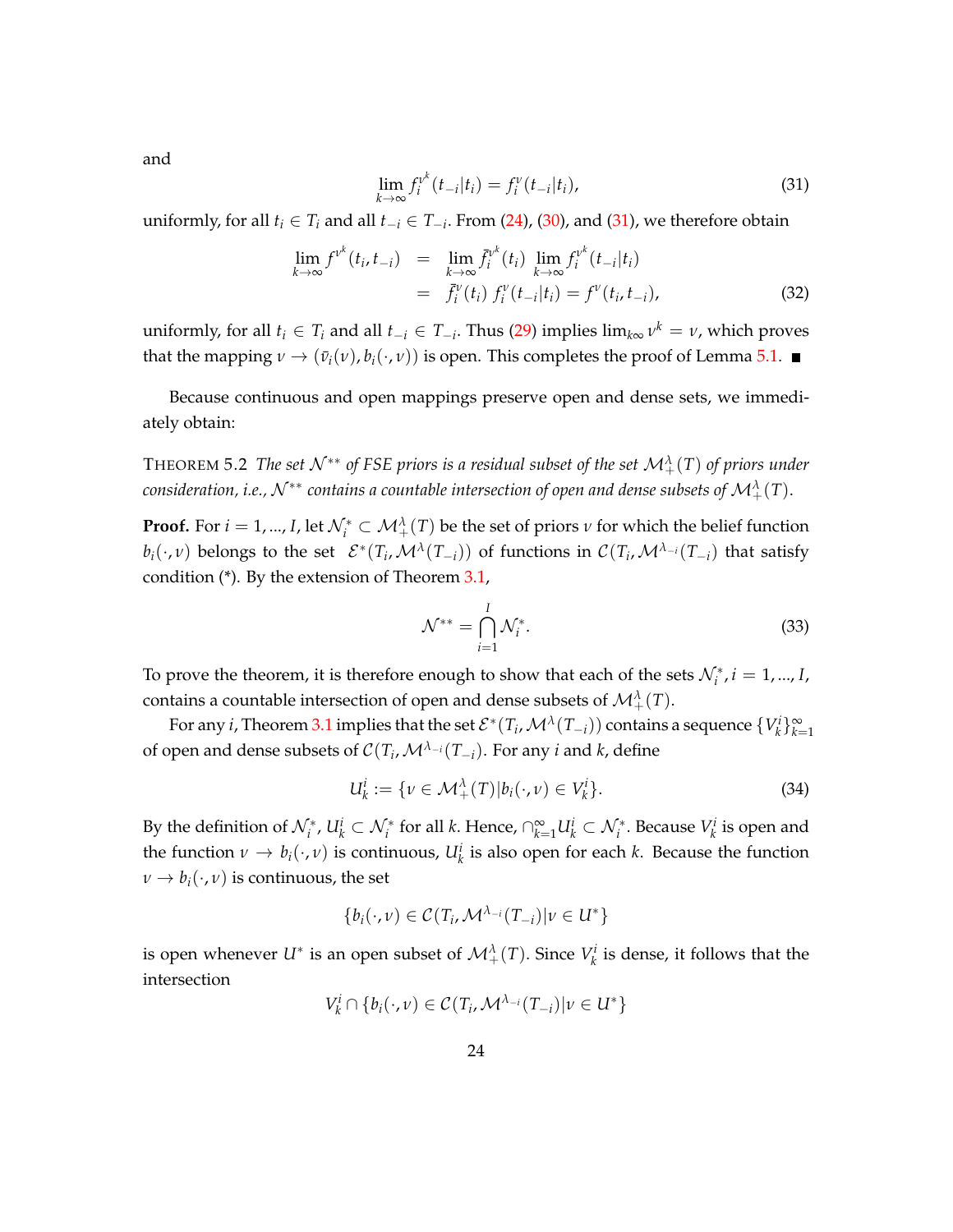and

$$\lim_{k\to\infty} f_i^{\nu^k}(t_{-i}|t_i) = f_i^{\nu}(t_{-i}|t_i), \tag{31}$$

uniformly, for all $t_i \in T_i$ and all $t_{-i} \in T_{-i}$. From (24), (30), and (31), we therefore obtain

$$\begin{aligned}
\lim_{k\to\infty} f^{\nu^k}(t_i, t_{-i}) &= \lim_{k\to\infty} \bar{f}_i^{\nu^k}(t_i) \lim_{k\to\infty} f_i^{\nu^k}(t_{-i}|t_i) \\
&= \bar{f}_i^{\nu}(t_i)\, f_i^{\nu}(t_{-i}|t_i) = f^{\nu}(t_i, t_{-i}),
\end{aligned} \tag{32}$$

uniformly, for all $t_i \in T_i$ and all $t_{-i} \in T_{-i}$. Thus (29) implies $\lim_{k\infty} \nu^k = \nu$, which proves that the mapping $\nu \to (\bar{\nu}_i(\nu), b_i(\cdot, \nu))$ is open. This completes the proof of Lemma 5.1. ■

Because continuous and open mappings preserve open and dense sets, we immediately obtain:

THEOREM 5.2 *The set $\mathcal{N}^{**}$ of FSE priors is a residual subset of the set $\mathcal{M}_+^{\lambda}(T)$ of priors under consideration, i.e., $\mathcal{N}^{**}$ contains a countable intersection of open and dense subsets of $\mathcal{M}_+^{\lambda}(T)$.*

**Proof.** For $i = 1, ..., I$, let $\mathcal{N}_i^* \subset \mathcal{M}_+^{\lambda}(T)$ be the set of priors $\nu$ for which the belief function $b_i(\cdot, \nu)$ belongs to the set $\mathcal{E}^*(T_i, \mathcal{M}^{\lambda}(T_{-i}))$ of functions in $\mathcal{C}(T_i, \mathcal{M}^{\lambda_{-i}}(T_{-i})$ that satisfy condition (*). By the extension of Theorem 3.1,

$$\mathcal{N}^{**} = \bigcap_{i=1}^{I} \mathcal{N}_i^*. \tag{33}$$

To prove the theorem, it is therefore enough to show that each of the sets $\mathcal{N}_i^*, i = 1, ..., I$, contains a countable intersection of open and dense subsets of $\mathcal{M}_+^{\lambda}(T)$.

For any $i$, Theorem 3.1 implies that the set $\mathcal{E}^*(T_i, \mathcal{M}^{\lambda}(T_{-i}))$ contains a sequence $\{V_k^i\}_{k=1}^{\infty}$ of open and dense subsets of $\mathcal{C}(T_i, \mathcal{M}^{\lambda_{-i}}(T_{-i})$. For any $i$ and $k$, define

$$U_k^i := \{\nu \in \mathcal{M}_+^{\lambda}(T) | b_i(\cdot, \nu) \in V_k^i\}. \tag{34}$$

By the definition of $\mathcal{N}_i^*$, $U_k^i \subset \mathcal{N}_i^*$ for all $k$. Hence, $\cap_{k=1}^{\infty} U_k^i \subset \mathcal{N}_i^*$. Because $V_k^i$ is open and the function $\nu \to b_i(\cdot, \nu)$ is continuous, $U_k^i$ is also open for each $k$. Because the function $\nu \to b_i(\cdot, \nu)$ is continuous, the set

$$\{b_i(\cdot, \nu) \in \mathcal{C}(T_i, \mathcal{M}^{\lambda_{-i}}(T_{-i}) | \nu \in U^*\}$$

is open whenever $U^*$ is an open subset of $\mathcal{M}_+^{\lambda}(T)$. Since $V_k^i$ is dense, it follows that the intersection

$$V_k^i \cap \{b_i(\cdot, \nu) \in \mathcal{C}(T_i, \mathcal{M}^{\lambda_{-i}}(T_{-i}) | \nu \in U^*\}$$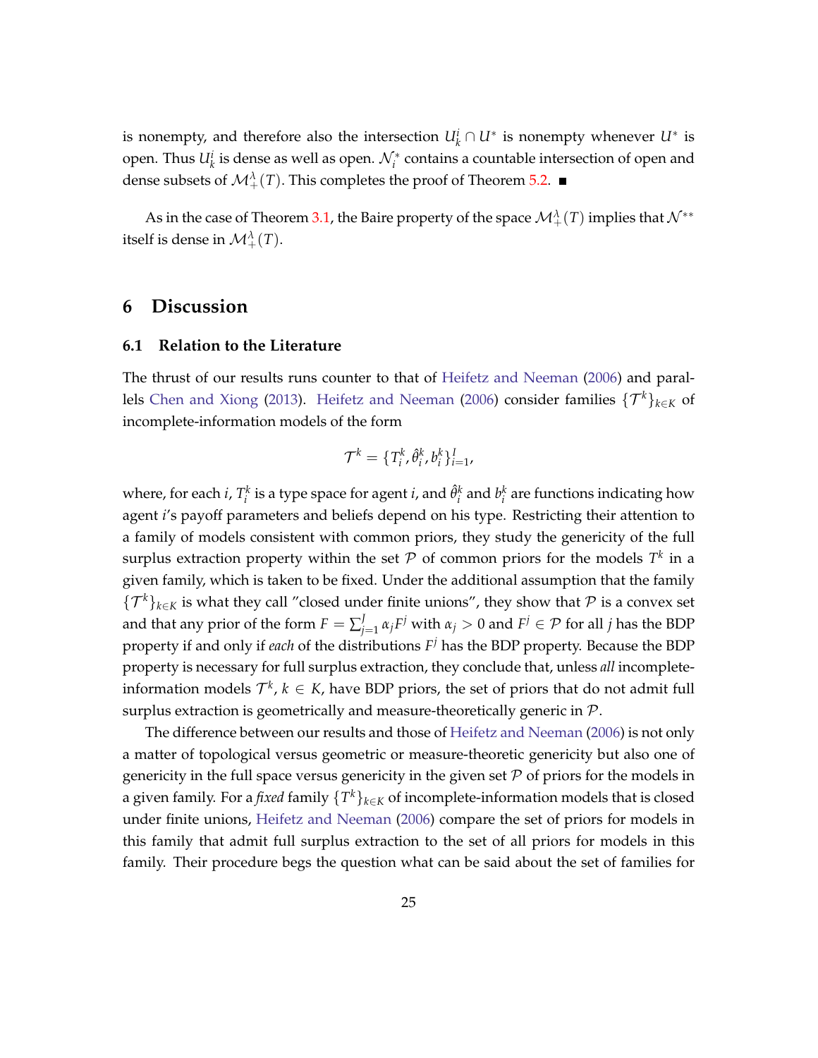is nonempty, and therefore also the intersection $U_k^i \cap U^*$ is nonempty whenever $U^*$ is open. Thus $U_k^i$ is dense as well as open. $\mathcal{N}_i^*$ contains a countable intersection of open and dense subsets of $\mathcal{M}_+^\lambda(T)$. This completes the proof of Theorem 5.2. ■

As in the case of Theorem 3.1, the Baire property of the space $\mathcal{M}_+^\lambda(T)$ implies that $\mathcal{N}^{**}$ itself is dense in $\mathcal{M}_+^\lambda(T)$.

## 6 Discussion

### 6.1 Relation to the Literature

The thrust of our results runs counter to that of Heifetz and Neeman (2006) and parallels Chen and Xiong (2013). Heifetz and Neeman (2006) consider families $\{\mathcal{T}^k\}_{k\in K}$ of incomplete-information models of the form

$$\mathcal{T}^k = \{T_i^k, \hat{\theta}_i^k, b_i^k\}_{i=1}^I,$$

where, for each $i$, $T_i^k$ is a type space for agent $i$, and $\hat{\theta}_i^k$ and $b_i^k$ are functions indicating how agent $i$'s payoff parameters and beliefs depend on his type. Restricting their attention to a family of models consistent with common priors, they study the genericity of the full surplus extraction property within the set $\mathcal{P}$ of common priors for the models $T^k$ in a given family, which is taken to be fixed. Under the additional assumption that the family $\{T^k\}_{k\in K}$ is what they call "closed under finite unions", they show that $\mathcal{P}$ is a convex set and that any prior of the form $F = \sum_{j=1}^J \alpha_j F^j$ with $\alpha_j > 0$ and $F^j \in \mathcal{P}$ for all $j$ has the BDP property if and only if *each* of the distributions $F^j$ has the BDP property. Because the BDP property is necessary for full surplus extraction, they conclude that, unless *all* incomplete-information models $\mathcal{T}^k$, $k \in K$, have BDP priors, the set of priors that do not admit full surplus extraction is geometrically and measure-theoretically generic in $\mathcal{P}$.

The difference between our results and those of Heifetz and Neeman (2006) is not only a matter of topological versus geometric or measure-theoretic genericity but also one of genericity in the full space versus genericity in the given set $\mathcal{P}$ of priors for the models in a given family. For a *fixed* family $\{T^k\}_{k\in K}$ of incomplete-information models that is closed under finite unions, Heifetz and Neeman (2006) compare the set of priors for models in this family that admit full surplus extraction to the set of all priors for models in this family. Their procedure begs the question what can be said about the set of families for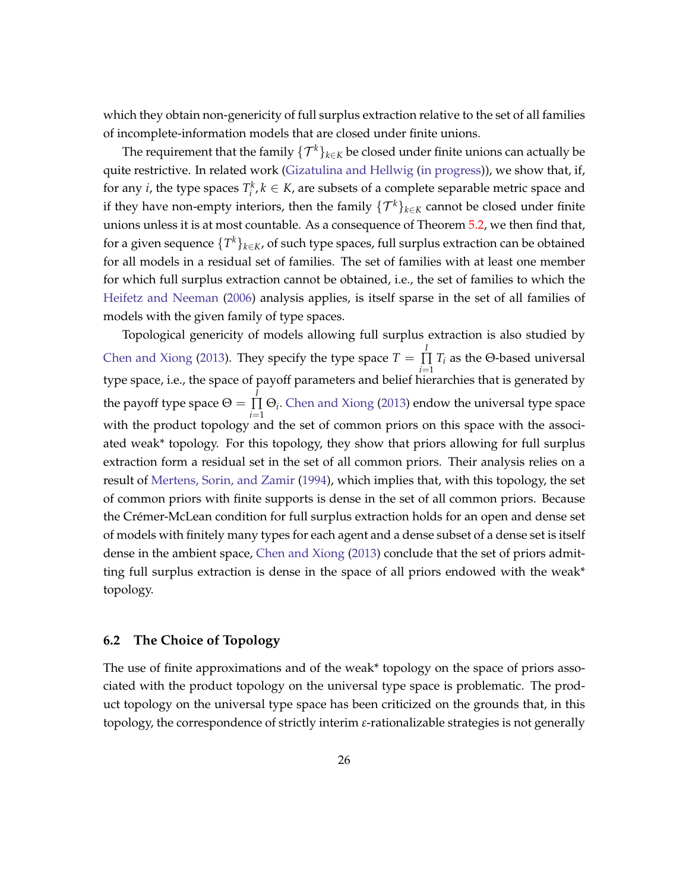which they obtain non-genericity of full surplus extraction relative to the set of all families of incomplete-information models that are closed under finite unions.

The requirement that the family $\{\mathcal{T}^k\}_{k \in K}$ be closed under finite unions can actually be quite restrictive. In related work (Gizatulina and Hellwig (in progress)), we show that, if, for any $i$, the type spaces $T_i^k, k \in K$, are subsets of a complete separable metric space and if they have non-empty interiors, then the family $\{\mathcal{T}^k\}_{k \in K}$ cannot be closed under finite unions unless it is at most countable. As a consequence of Theorem 5.2, we then find that, for a given sequence $\{T^k\}_{k \in K}$, of such type spaces, full surplus extraction can be obtained for all models in a residual set of families. The set of families with at least one member for which full surplus extraction cannot be obtained, i.e., the set of families to which the Heifetz and Neeman (2006) analysis applies, is itself sparse in the set of all families of models with the given family of type spaces.

Topological genericity of models allowing full surplus extraction is also studied by Chen and Xiong (2013). They specify the type space $T = \prod_{i=1}^{I} T_i$ as the $\Theta$-based universal type space, i.e., the space of payoff parameters and belief hierarchies that is generated by the payoff type space $\Theta = \prod_{i=1}^{I} \Theta_i$. Chen and Xiong (2013) endow the universal type space with the product topology and the set of common priors on this space with the associated weak* topology. For this topology, they show that priors allowing for full surplus extraction form a residual set in the set of all common priors. Their analysis relies on a result of Mertens, Sorin, and Zamir (1994), which implies that, with this topology, the set of common priors with finite supports is dense in the set of all common priors. Because the Crémer-McLean condition for full surplus extraction holds for an open and dense set of models with finitely many types for each agent and a dense subset of a dense set is itself dense in the ambient space, Chen and Xiong (2013) conclude that the set of priors admitting full surplus extraction is dense in the space of all priors endowed with the weak* topology.

### 6.2 The Choice of Topology

The use of finite approximations and of the weak* topology on the space of priors associated with the product topology on the universal type space is problematic. The product topology on the universal type space has been criticized on the grounds that, in this topology, the correspondence of strictly interim $\varepsilon$-rationalizable strategies is not generally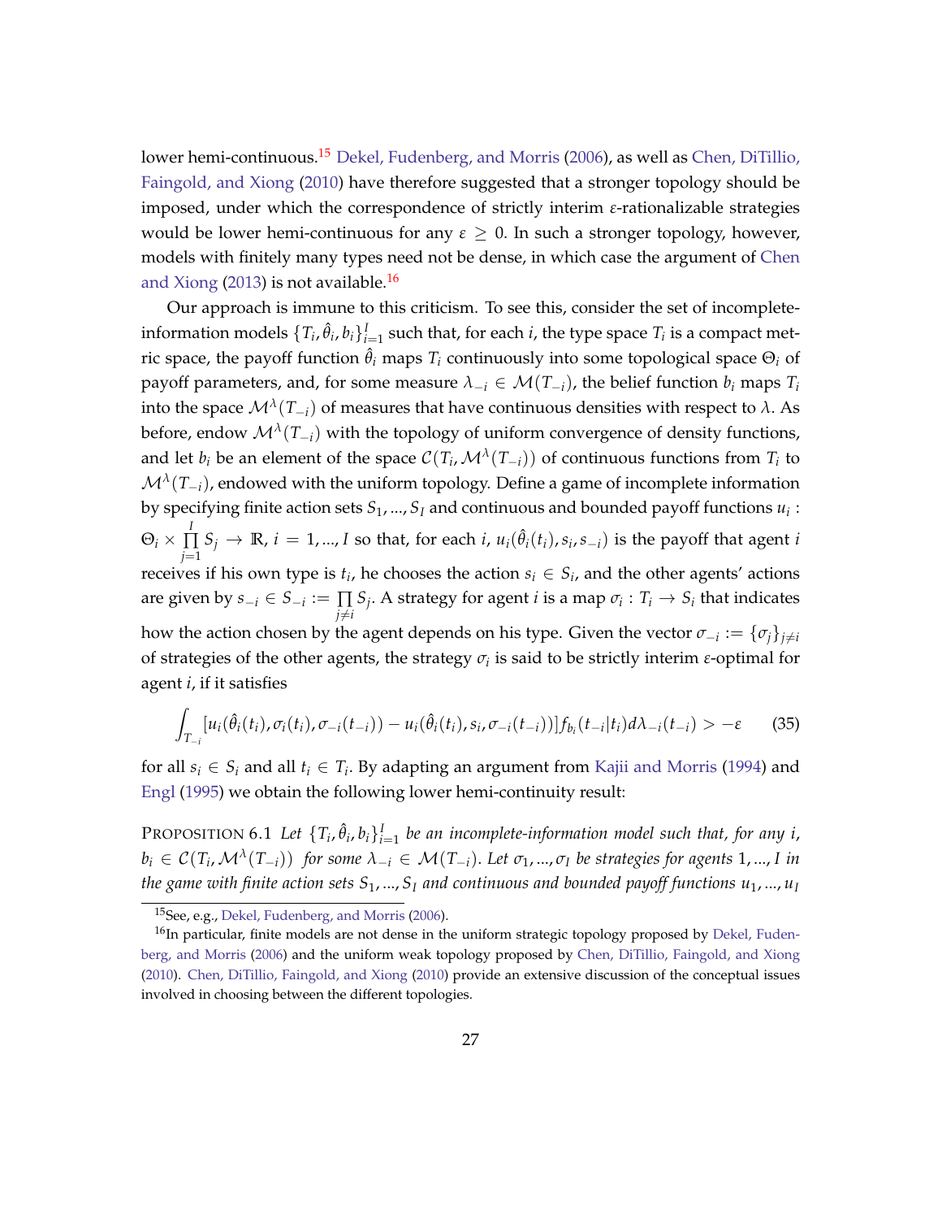lower hemi-continuous.[15] Dekel, Fudenberg, and Morris (2006), as well as Chen, DiTillio, Faingold, and Xiong (2010) have therefore suggested that a stronger topology should be imposed, under which the correspondence of strictly interim $\varepsilon$-rationalizable strategies would be lower hemi-continuous for any $\varepsilon \geq 0$. In such a stronger topology, however, models with finitely many types need not be dense, in which case the argument of Chen and Xiong (2013) is not available.[16]

Our approach is immune to this criticism. To see this, consider the set of incomplete-information models $\{T_i, \hat{\theta}_i, b_i\}_{i=1}^I$ such that, for each $i$, the type space $T_i$ is a compact metric space, the payoff function $\hat{\theta}_i$ maps $T_i$ continuously into some topological space $\Theta_i$ of payoff parameters, and, for some measure $\lambda_{-i} \in \mathcal{M}(T_{-i})$, the belief function $b_i$ maps $T_i$ into the space $\mathcal{M}^\lambda(T_{-i})$ of measures that have continuous densities with respect to $\lambda$. As before, endow $\mathcal{M}^\lambda(T_{-i})$ with the topology of uniform convergence of density functions, and let $b_i$ be an element of the space $\mathcal{C}(T_i, \mathcal{M}^\lambda(T_{-i}))$ of continuous functions from $T_i$ to $\mathcal{M}^\lambda(T_{-i})$, endowed with the uniform topology. Define a game of incomplete information by specifying finite action sets $S_1, ..., S_I$ and continuous and bounded payoff functions $u_i : \Theta_i \times \prod_{j=1}^{I} S_j \to \mathbb{R}$, $i = 1, ..., I$ so that, for each $i$, $u_i(\hat{\theta}_i(t_i), s_i, s_{-i})$ is the payoff that agent $i$ receives if his own type is $t_i$, he chooses the action $s_i \in S_i$, and the other agents' actions are given by $s_{-i} \in S_{-i} := \prod_{j \neq i} S_j$. A strategy for agent $i$ is a map $\sigma_i : T_i \to S_i$ that indicates how the action chosen by the agent depends on his type. Given the vector $\sigma_{-i} := \{\sigma_j\}_{j \neq i}$ of strategies of the other agents, the strategy $\sigma_i$ is said to be strictly interim $\varepsilon$-optimal for agent $i$, if it satisfies

$$\int_{T_{-i}} [u_i(\hat{\theta}_i(t_i), \sigma_i(t_i), \sigma_{-i}(t_{-i})) - u_i(\hat{\theta}_i(t_i), s_i, \sigma_{-i}(t_{-i}))] f_{b_i}(t_{-i}|t_i) d\lambda_{-i}(t_{-i}) > -\varepsilon \tag{35}$$

for all $s_i \in S_i$ and all $t_i \in T_i$. By adapting an argument from Kajii and Morris (1994) and Engl (1995) we obtain the following lower hemi-continuity result:

Proposition 6.1 *Let $\{T_i, \hat{\theta}_i, b_i\}_{i=1}^I$ be an incomplete-information model such that, for any $i$, $b_i \in \mathcal{C}(T_i, \mathcal{M}^\lambda(T_{-i}))$ for some $\lambda_{-i} \in \mathcal{M}(T_{-i})$. Let $\sigma_1, ..., \sigma_I$ be strategies for agents $1, ..., I$ in the game with finite action sets $S_1, ..., S_I$ and continuous and bounded payoff functions $u_1, ..., u_I$*

[15] See, e.g., Dekel, Fudenberg, and Morris (2006).

[16] In particular, finite models are not dense in the uniform strategic topology proposed by Dekel, Fudenberg, and Morris (2006) and the uniform weak topology proposed by Chen, DiTillio, Faingold, and Xiong (2010). Chen, DiTillio, Faingold, and Xiong (2010) provide an extensive discussion of the conceptual issues involved in choosing between the different topologies.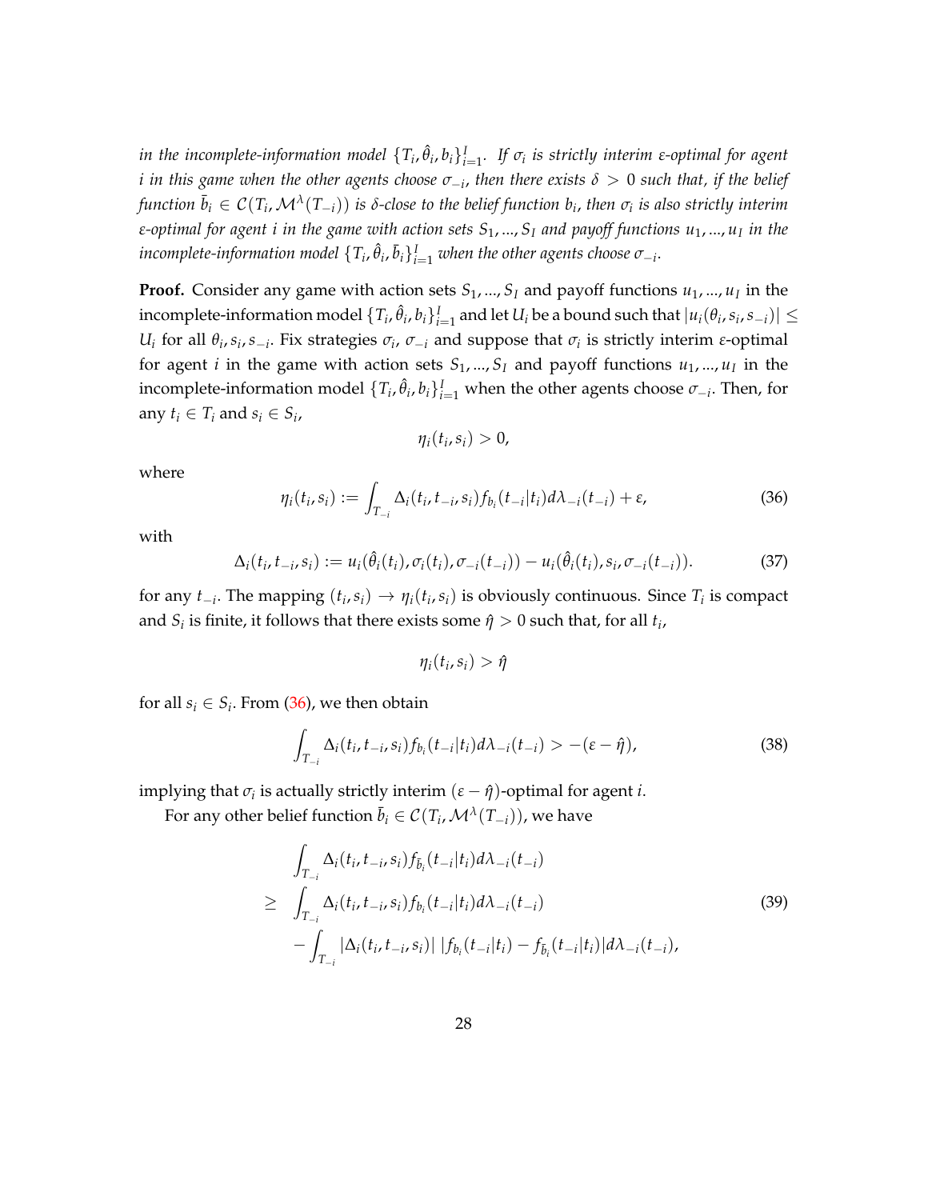*in the incomplete-information model $\{T_i, \hat{\theta}_i, b_i\}_{i=1}^I$. If $\sigma_i$ is strictly interim $\varepsilon$-optimal for agent $i$ in this game when the other agents choose $\sigma_{-i}$, then there exists $\delta > 0$ such that, if the belief function $\bar{b}_i \in \mathcal{C}(T_i, \mathcal{M}^\lambda(T_{-i}))$ is $\delta$-close to the belief function $b_i$, then $\sigma_i$ is also strictly interim $\varepsilon$-optimal for agent $i$ in the game with action sets $S_1, ..., S_I$ and payoff functions $u_1, ..., u_I$ in the incomplete-information model $\{T_i, \hat{\theta}_i, \bar{b}_i\}_{i=1}^I$ when the other agents choose $\sigma_{-i}$.*

**Proof.** Consider any game with action sets $S_1, ..., S_I$ and payoff functions $u_1, ..., u_I$ in the incomplete-information model $\{T_i, \hat{\theta}_i, b_i\}_{i=1}^I$ and let $U_i$ be a bound such that $|u_i(\theta_i, s_i, s_{-i})| \leq U_i$ for all $\theta_i, s_i, s_{-i}$. Fix strategies $\sigma_i$, $\sigma_{-i}$ and suppose that $\sigma_i$ is strictly interim $\varepsilon$-optimal for agent $i$ in the game with action sets $S_1, ..., S_I$ and payoff functions $u_1, ..., u_I$ in the incomplete-information model $\{T_i, \hat{\theta}_i, b_i\}_{i=1}^I$ when the other agents choose $\sigma_{-i}$. Then, for any $t_i \in T_i$ and $s_i \in S_i$,

$$\eta_i(t_i, s_i) > 0,$$

where

$$\eta_i(t_i, s_i) := \int_{T_{-i}} \Delta_i(t_i, t_{-i}, s_i) f_{b_i}(t_{-i}|t_i) d\lambda_{-i}(t_{-i}) + \varepsilon, \tag{36}$$

with

$$\Delta_i(t_i, t_{-i}, s_i) := u_i(\hat{\theta}_i(t_i), \sigma_i(t_i), \sigma_{-i}(t_{-i})) - u_i(\hat{\theta}_i(t_i), s_i, \sigma_{-i}(t_{-i})). \tag{37}$$

for any $t_{-i}$. The mapping $(t_i, s_i) \to \eta_i(t_i, s_i)$ is obviously continuous. Since $T_i$ is compact and $S_i$ is finite, it follows that there exists some $\hat{\eta} > 0$ such that, for all $t_i$,

$$\eta_i(t_i, s_i) > \hat{\eta}$$

for all $s_i \in S_i$. From (36), we then obtain

$$\int_{T_{-i}} \Delta_i(t_i, t_{-i}, s_i) f_{b_i}(t_{-i}|t_i) d\lambda_{-i}(t_{-i}) > -(\varepsilon - \hat{\eta}), \tag{38}$$

implying that $\sigma_i$ is actually strictly interim $(\varepsilon - \hat{\eta})$-optimal for agent $i$.

For any other belief function $\bar{b}_i \in \mathcal{C}(T_i, \mathcal{M}^\lambda(T_{-i}))$, we have

$$\begin{aligned}
& \int_{T_{-i}} \Delta_i(t_i, t_{-i}, s_i) f_{\bar{b}_i}(t_{-i}|t_i) d\lambda_{-i}(t_{-i}) \\
\geq \; & \int_{T_{-i}} \Delta_i(t_i, t_{-i}, s_i) f_{b_i}(t_{-i}|t_i) d\lambda_{-i}(t_{-i}) \\
& - \int_{T_{-i}} |\Delta_i(t_i, t_{-i}, s_i)| \, |f_{b_i}(t_{-i}|t_i) - f_{\bar{b}_i}(t_{-i}|t_i)| d\lambda_{-i}(t_{-i}),
\end{aligned} \tag{39}$$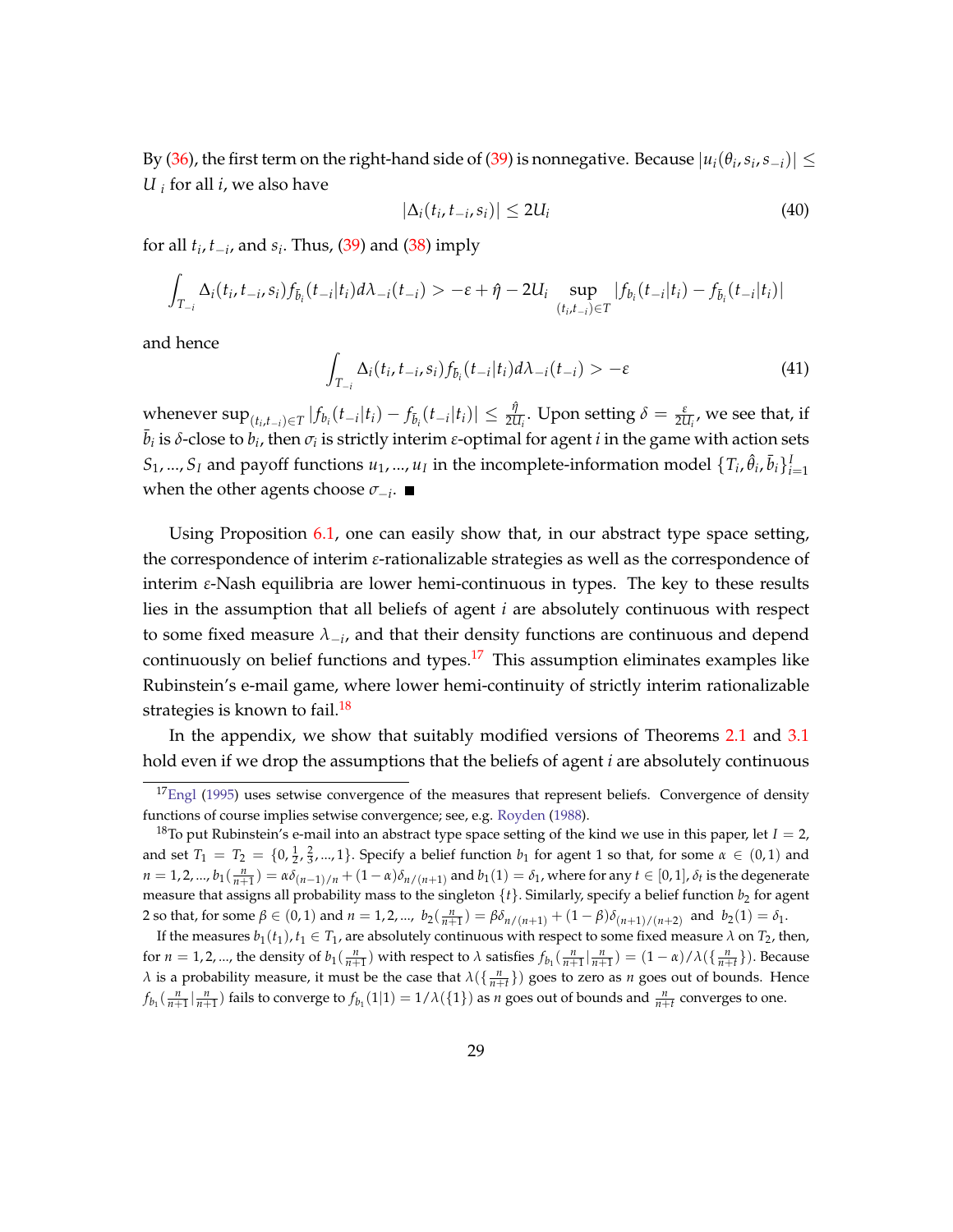By (36), the first term on the right-hand side of (39) is nonnegative. Because $|u_i(\theta_i, s_i, s_{-i})| \leq U_i$ for all $i$, we also have

$$|\Delta_i(t_i, t_{-i}, s_i)| \leq 2U_i \tag{40}$$

for all $t_i, t_{-i}$, and $s_i$. Thus, (39) and (38) imply

$$\int_{T_{-i}} \Delta_i(t_i, t_{-i}, s_i) f_{\bar{b}_i}(t_{-i}|t_i) d\lambda_{-i}(t_{-i}) > -\varepsilon + \hat{\eta} - 2U_i \sup_{(t_i, t_{-i}) \in T} |f_{b_i}(t_{-i}|t_i) - f_{\bar{b}_i}(t_{-i}|t_i)|$$

and hence

$$\int_{T_{-i}} \Delta_i(t_i, t_{-i}, s_i) f_{\bar{b}_i}(t_{-i}|t_i) d\lambda_{-i}(t_{-i}) > -\varepsilon \tag{41}$$

whenever $\sup_{(t_i,t_{-i}) \in T} |f_{b_i}(t_{-i}|t_i) - f_{\bar{b}_i}(t_{-i}|t_i)| \leq \frac{\hat{\eta}}{2U_i}$. Upon setting $\delta = \frac{\varepsilon}{2U_i}$, we see that, if $\bar{b}_i$ is $\delta$-close to $b_i$, then $\sigma_i$ is strictly interim $\varepsilon$-optimal for agent $i$ in the game with action sets $S_1, ..., S_I$ and payoff functions $u_1, ..., u_I$ in the incomplete-information model $\{T_i, \hat{\theta}_i, \bar{b}_i\}_{i=1}^I$ when the other agents choose $\sigma_{-i}$. ■

Using Proposition 6.1, one can easily show that, in our abstract type space setting, the correspondence of interim $\varepsilon$-rationalizable strategies as well as the correspondence of interim $\varepsilon$-Nash equilibria are lower hemi-continuous in types. The key to these results lies in the assumption that all beliefs of agent $i$ are absolutely continuous with respect to some fixed measure $\lambda_{-i}$, and that their density functions are continuous and depend continuously on belief functions and types.[17] This assumption eliminates examples like Rubinstein's e-mail game, where lower hemi-continuity of strictly interim rationalizable strategies is known to fail.[18]

In the appendix, we show that suitably modified versions of Theorems 2.1 and 3.1 hold even if we drop the assumptions that the beliefs of agent $i$ are absolutely continuous

---

[17] Engl (1995) uses setwise convergence of the measures that represent beliefs. Convergence of density functions of course implies setwise convergence; see, e.g. Royden (1988).

[18] To put Rubinstein's e-mail into an abstract type space setting of the kind we use in this paper, let $I = 2$, and set $T_1 = T_2 = \{0, \frac{1}{2}, \frac{2}{3}, ..., 1\}$. Specify a belief function $b_1$ for agent 1 so that, for some $\alpha \in (0,1)$ and $n = 1, 2, ...$, $b_1(\frac{n}{n+1}) = \alpha\delta_{(n-1)/n} + (1-\alpha)\delta_{n/(n+1)}$ and $b_1(1) = \delta_1$, where for any $t \in [0,1]$, $\delta_t$ is the degenerate measure that assigns all probability mass to the singleton $\{t\}$. Similarly, specify a belief function $b_2$ for agent 2 so that, for some $\beta \in (0,1)$ and $n = 1, 2, ...,$ $b_2(\frac{n}{n+1}) = \beta\delta_{n/(n+1)} + (1-\beta)\delta_{(n+1)/(n+2)}$ and $b_2(1) = \delta_1$.

If the measures $b_1(t_1), t_1 \in T_1$, are absolutely continuous with respect to some fixed measure $\lambda$ on $T_2$, then, for $n = 1, 2, ...$, the density of $b_1(\frac{n}{n+1})$ with respect to $\lambda$ satisfies $f_{b_1}(\frac{n}{n+1}|\frac{n}{n+1}) = (1-\alpha)/\lambda(\{\frac{n}{n+t}\})$. Because $\lambda$ is a probability measure, it must be the case that $\lambda(\{\frac{n}{n+t}\})$ goes to zero as $n$ goes out of bounds. Hence $f_{b_1}(\frac{n}{n+1}|\frac{n}{n+1})$ fails to converge to $f_{b_1}(1|1) = 1/\lambda(\{1\})$ as $n$ goes out of bounds and $\frac{n}{n+t}$ converges to one.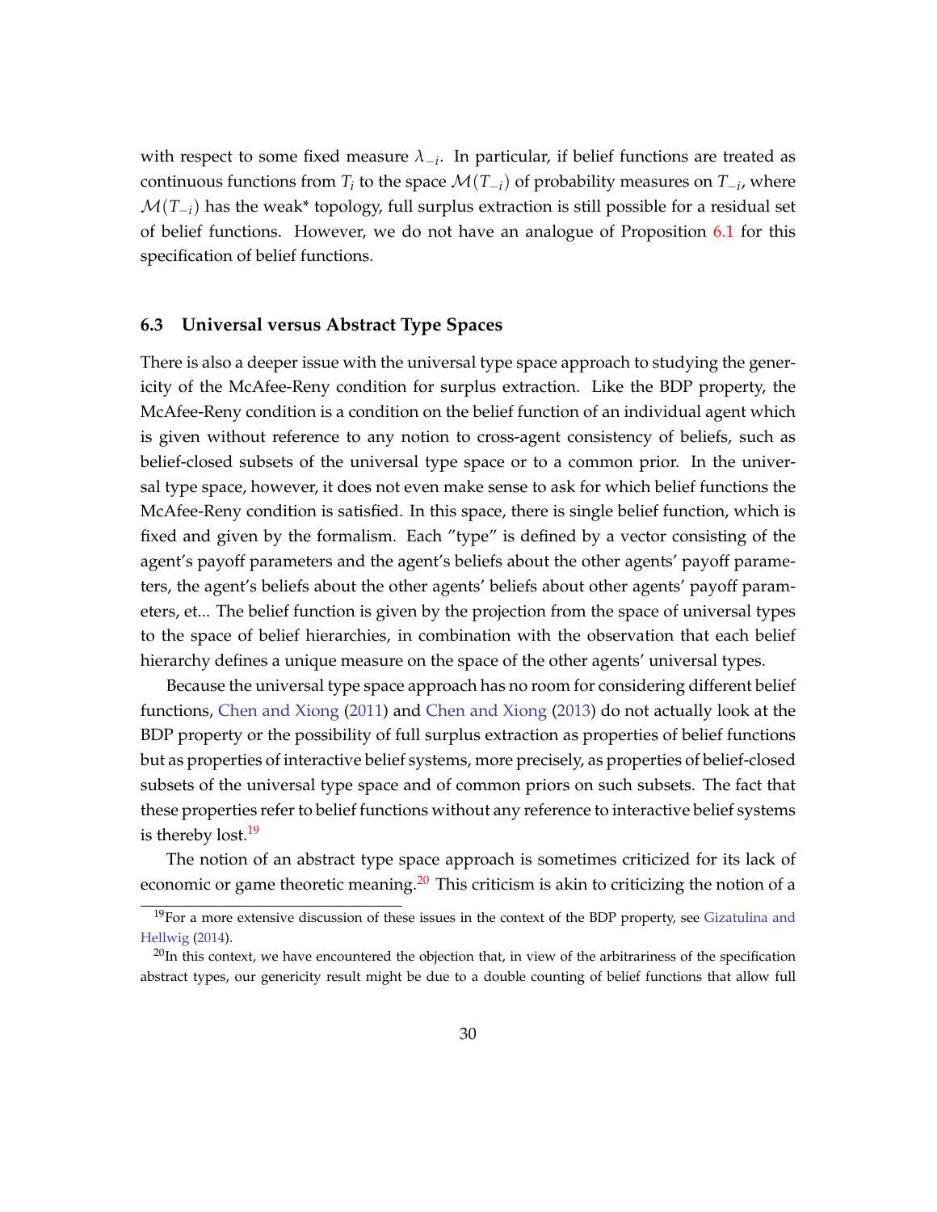with respect to some fixed measure $\lambda_{-i}$. In particular, if belief functions are treated as continuous functions from $T_i$ to the space $\mathcal{M}(T_{-i})$ of probability measures on $T_{-i}$, where $\mathcal{M}(T_{-i})$ has the weak* topology, full surplus extraction is still possible for a residual set of belief functions. However, we do not have an analogue of Proposition 6.1 for this specification of belief functions.

### 6.3 Universal versus Abstract Type Spaces

There is also a deeper issue with the universal type space approach to studying the genericity of the McAfee-Reny condition for surplus extraction. Like the BDP property, the McAfee-Reny condition is a condition on the belief function of an individual agent which is given without reference to any notion to cross-agent consistency of beliefs, such as belief-closed subsets of the universal type space or to a common prior. In the universal type space, however, it does not even make sense to ask for which belief functions the McAfee-Reny condition is satisfied. In this space, there is single belief function, which is fixed and given by the formalism. Each "type" is defined by a vector consisting of the agent's payoff parameters and the agent's beliefs about the other agents' payoff parameters, the agent's beliefs about the other agents' beliefs about other agents' payoff parameters, et... The belief function is given by the projection from the space of universal types to the space of belief hierarchies, in combination with the observation that each belief hierarchy defines a unique measure on the space of the other agents' universal types.

Because the universal type space approach has no room for considering different belief functions, Chen and Xiong (2011) and Chen and Xiong (2013) do not actually look at the BDP property or the possibility of full surplus extraction as properties of belief functions but as properties of interactive belief systems, more precisely, as properties of belief-closed subsets of the universal type space and of common priors on such subsets. The fact that these properties refer to belief functions without any reference to interactive belief systems is thereby lost.[19]

The notion of an abstract type space approach is sometimes criticized for its lack of economic or game theoretic meaning.[20] This criticism is akin to criticizing the notion of a

[19]For a more extensive discussion of these issues in the context of the BDP property, see Gizatulina and Hellwig (2014).

[20]In this context, we have encountered the objection that, in view of the arbitrariness of the specification abstract types, our genericity result might be due to a double counting of belief functions that allow full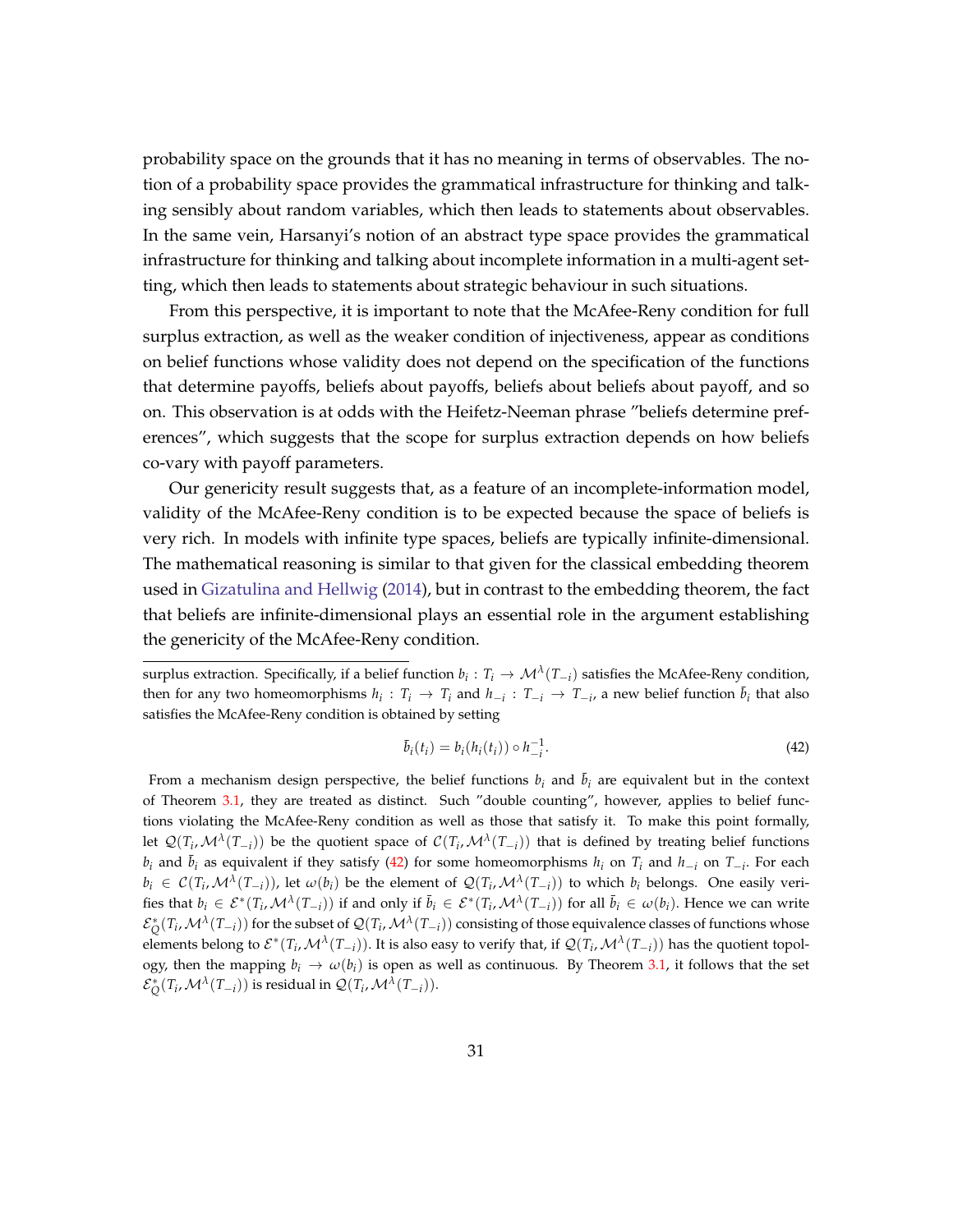probability space on the grounds that it has no meaning in terms of observables. The notion of a probability space provides the grammatical infrastructure for thinking and talking sensibly about random variables, which then leads to statements about observables. In the same vein, Harsanyi's notion of an abstract type space provides the grammatical infrastructure for thinking and talking about incomplete information in a multi-agent setting, which then leads to statements about strategic behaviour in such situations.

From this perspective, it is important to note that the McAfee-Reny condition for full surplus extraction, as well as the weaker condition of injectiveness, appear as conditions on belief functions whose validity does not depend on the specification of the functions that determine payoffs, beliefs about payoffs, beliefs about beliefs about payoff, and so on. This observation is at odds with the Heifetz-Neeman phrase "beliefs determine preferences", which suggests that the scope for surplus extraction depends on how beliefs co-vary with payoff parameters.

Our genericity result suggests that, as a feature of an incomplete-information model, validity of the McAfee-Reny condition is to be expected because the space of beliefs is very rich. In models with infinite type spaces, beliefs are typically infinite-dimensional. The mathematical reasoning is similar to that given for the classical embedding theorem used in Gizatulina and Hellwig (2014), but in contrast to the embedding theorem, the fact that beliefs are infinite-dimensional plays an essential role in the argument establishing the genericity of the McAfee-Reny condition.

---

surplus extraction. Specifically, if a belief function $b_i : T_i \to \mathcal{M}^\lambda(T_{-i})$ satisfies the McAfee-Reny condition, then for any two homeomorphisms $h_i : T_i \to T_i$ and $h_{-i} : T_{-i} \to T_{-i}$, a new belief function $\bar{b}_i$ that also satisfies the McAfee-Reny condition is obtained by setting

$$\bar{b}_i(t_i) = b_i(h_i(t_i)) \circ h_{-i}^{-1}. \tag{42}$$

From a mechanism design perspective, the belief functions $b_i$ and $\bar{b}_i$ are equivalent but in the context of Theorem 3.1, they are treated as distinct. Such "double counting", however, applies to belief functions violating the McAfee-Reny condition as well as those that satisfy it. To make this point formally, let $\mathcal{Q}(T_i, \mathcal{M}^\lambda(T_{-i}))$ be the quotient space of $\mathcal{C}(T_i, \mathcal{M}^\lambda(T_{-i}))$ that is defined by treating belief functions $b_i$ and $\bar{b}_i$ as equivalent if they satisfy (42) for some homeomorphisms $h_i$ on $T_i$ and $h_{-i}$ on $T_{-i}$. For each $b_i \in \mathcal{C}(T_i, \mathcal{M}^\lambda(T_{-i}))$, let $\omega(b_i)$ be the element of $\mathcal{Q}(T_i, \mathcal{M}^\lambda(T_{-i}))$ to which $b_i$ belongs. One easily verifies that $b_i \in \mathcal{E}^*(T_i, \mathcal{M}^\lambda(T_{-i}))$ if and only if $\bar{b}_i \in \mathcal{E}^*(T_i, \mathcal{M}^\lambda(T_{-i}))$ for all $\bar{b}_i \in \omega(b_i)$. Hence we can write $\mathcal{E}^*_Q(T_i, \mathcal{M}^\lambda(T_{-i}))$ for the subset of $\mathcal{Q}(T_i, \mathcal{M}^\lambda(T_{-i}))$ consisting of those equivalence classes of functions whose elements belong to $\mathcal{E}^*(T_i, \mathcal{M}^\lambda(T_{-i}))$. It is also easy to verify that, if $\mathcal{Q}(T_i, \mathcal{M}^\lambda(T_{-i}))$ has the quotient topology, then the mapping $b_i \to \omega(b_i)$ is open as well as continuous. By Theorem 3.1, it follows that the set $\mathcal{E}^*_Q(T_i, \mathcal{M}^\lambda(T_{-i}))$ is residual in $\mathcal{Q}(T_i, \mathcal{M}^\lambda(T_{-i}))$.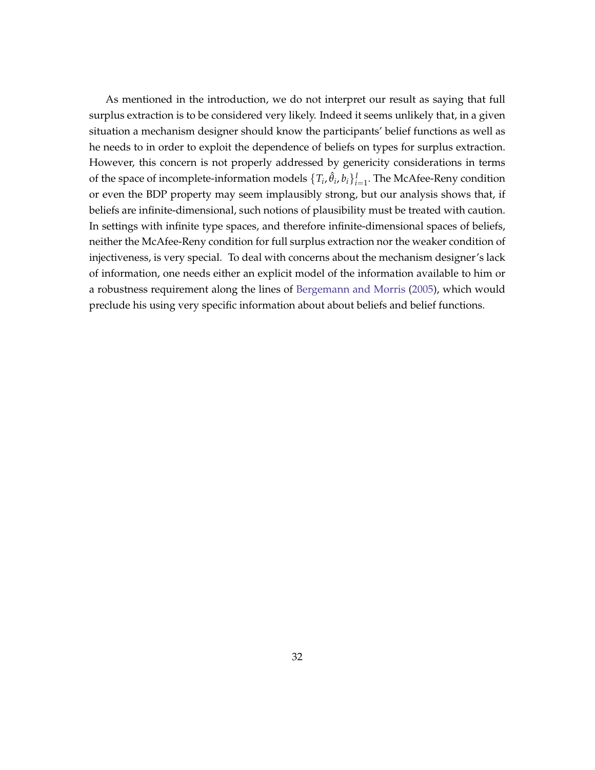As mentioned in the introduction, we do not interpret our result as saying that full surplus extraction is to be considered very likely. Indeed it seems unlikely that, in a given situation a mechanism designer should know the participants' belief functions as well as he needs to in order to exploit the dependence of beliefs on types for surplus extraction. However, this concern is not properly addressed by genericity considerations in terms of the space of incomplete-information models $\{T_i, \hat{\theta}_i, b_i\}_{i=1}^{I}$. The McAfee-Reny condition or even the BDP property may seem implausibly strong, but our analysis shows that, if beliefs are infinite-dimensional, such notions of plausibility must be treated with caution. In settings with infinite type spaces, and therefore infinite-dimensional spaces of beliefs, neither the McAfee-Reny condition for full surplus extraction nor the weaker condition of injectiveness, is very special. To deal with concerns about the mechanism designer's lack of information, one needs either an explicit model of the information available to him or a robustness requirement along the lines of Bergemann and Morris (2005), which would preclude his using very specific information about about beliefs and belief functions.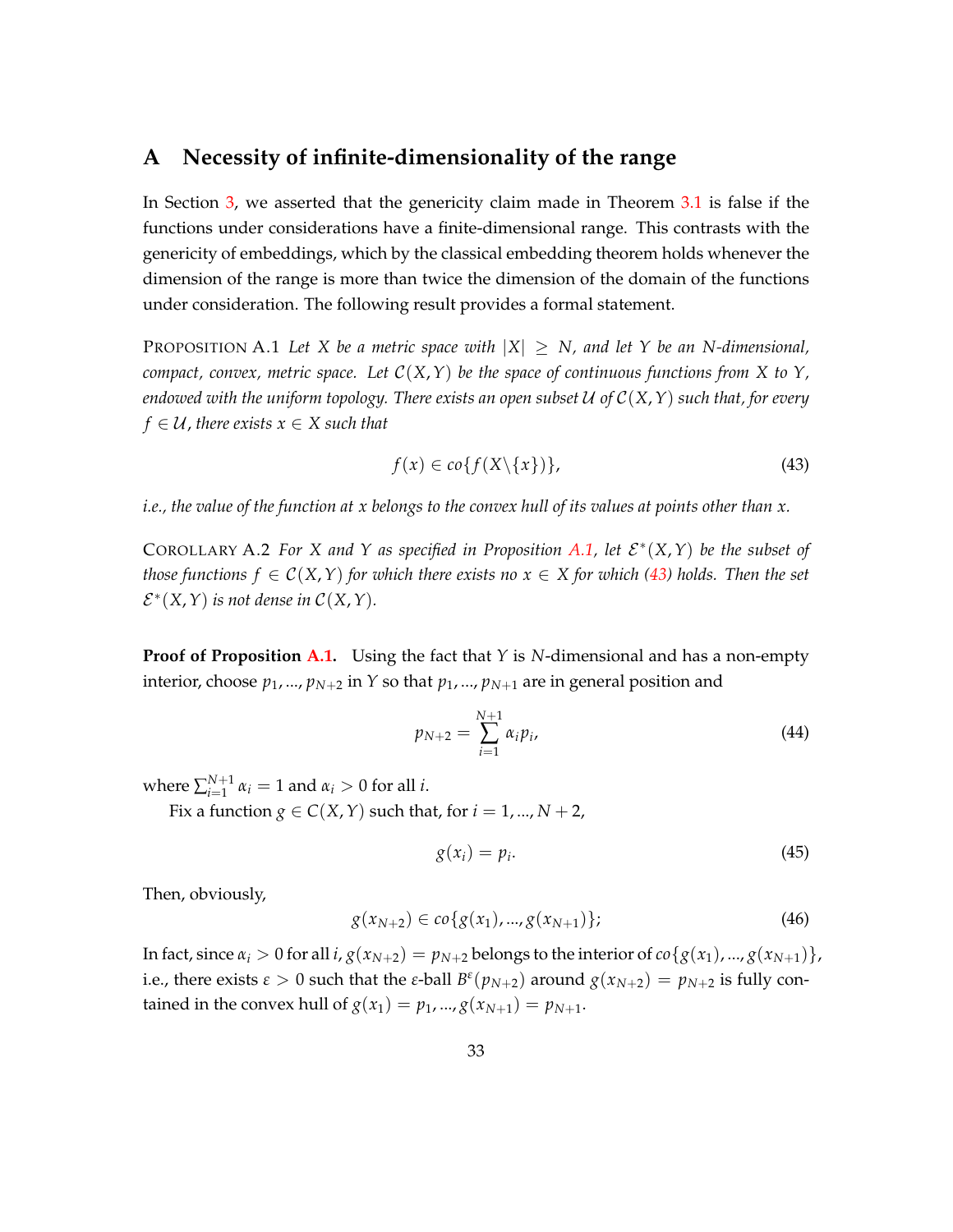# A Necessity of infinite-dimensionality of the range

In Section 3, we asserted that the genericity claim made in Theorem 3.1 is false if the functions under considerations have a finite-dimensional range. This contrasts with the genericity of embeddings, which by the classical embedding theorem holds whenever the dimension of the range is more than twice the dimension of the domain of the functions under consideration. The following result provides a formal statement.

PROPOSITION A.1 *Let $X$ be a metric space with $|X| \geq N$, and let $Y$ be an $N$-dimensional, compact, convex, metric space. Let $\mathcal{C}(X,Y)$ be the space of continuous functions from $X$ to $Y$, endowed with the uniform topology. There exists an open subset $\mathcal{U}$ of $\mathcal{C}(X,Y)$ such that, for every $f \in \mathcal{U}$, there exists $x \in X$ such that*

$$f(x) \in co\{f(X \backslash \{x\})\}, \tag{43}$$

*i.e., the value of the function at $x$ belongs to the convex hull of its values at points other than $x$.*

COROLLARY A.2 *For $X$ and $Y$ as specified in Proposition A.1, let $\mathcal{E}^*(X,Y)$ be the subset of those functions $f \in \mathcal{C}(X,Y)$ for which there exists no $x \in X$ for which (43) holds. Then the set $\mathcal{E}^*(X,Y)$ is not dense in $\mathcal{C}(X,Y)$.*

**Proof of Proposition A.1.** Using the fact that $Y$ is $N$-dimensional and has a non-empty interior, choose $p_1, ..., p_{N+2}$ in $Y$ so that $p_1, ..., p_{N+1}$ are in general position and

$$p_{N+2} = \sum_{i=1}^{N+1} \alpha_i p_i, \tag{44}$$

where $\sum_{i=1}^{N+1} \alpha_i = 1$ and $\alpha_i > 0$ for all $i$.

Fix a function $g \in C(X,Y)$ such that, for $i = 1, ..., N+2$,

$$g(x_i) = p_i. \tag{45}$$

Then, obviously,

$$g(x_{N+2}) \in co\{g(x_1), ..., g(x_{N+1})\}; \tag{46}$$

In fact, since $\alpha_i > 0$ for all $i$, $g(x_{N+2}) = p_{N+2}$ belongs to the interior of $co\{g(x_1), ..., g(x_{N+1})\}$, i.e., there exists $\varepsilon > 0$ such that the $\varepsilon$-ball $B^{\varepsilon}(p_{N+2})$ around $g(x_{N+2}) = p_{N+2}$ is fully contained in the convex hull of $g(x_1) = p_1, ..., g(x_{N+1}) = p_{N+1}$.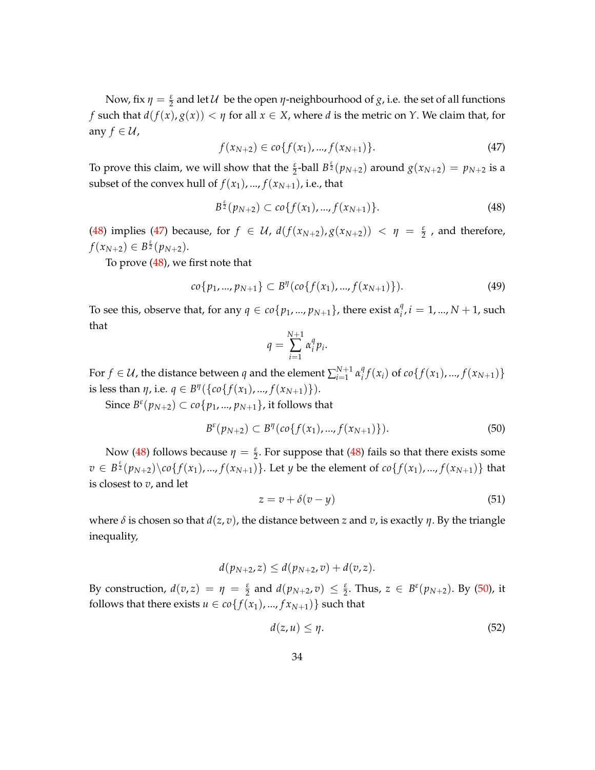Now, fix $\eta = \frac{\varepsilon}{2}$ and let $\mathcal{U}$ be the open $\eta$-neighbourhood of $g$, i.e. the set of all functions $f$ such that $d(f(x), g(x)) < \eta$ for all $x \in X$, where $d$ is the metric on $Y$. We claim that, for any $f \in \mathcal{U}$,

$$f(x_{N+2}) \in co\{f(x_1), ..., f(x_{N+1})\}. \tag{47}$$

To prove this claim, we will show that the $\frac{\varepsilon}{2}$-ball $B^{\frac{\varepsilon}{2}}(p_{N+2})$ around $g(x_{N+2}) = p_{N+2}$ is a subset of the convex hull of $f(x_1), ..., f(x_{N+1})$, i.e., that

$$B^{\frac{\varepsilon}{2}}(p_{N+2}) \subset co\{f(x_1), ..., f(x_{N+1})\}. \tag{48}$$

(48) implies (47) because, for $f \in \mathcal{U}$, $d(f(x_{N+2}), g(x_{N+2})) < \eta = \frac{\varepsilon}{2}$ , and therefore, $f(x_{N+2}) \in B^{\frac{\varepsilon}{2}}(p_{N+2})$.

To prove (48), we first note that

$$co\{p_1, ..., p_{N+1}\} \subset B^{\eta}(co\{f(x_1), ..., f(x_{N+1})\}). \tag{49}$$

To see this, observe that, for any $q \in co\{p_1, ..., p_{N+1}\}$, there exist $\alpha_i^q, i = 1, ..., N+1$, such that

$$q = \sum_{i=1}^{N+1} \alpha_i^q p_i.$$

For $f \in \mathcal{U}$, the distance between $q$ and the element $\sum_{i=1}^{N+1} \alpha_i^q f(x_i)$ of $co\{f(x_1), ..., f(x_{N+1})\}$ is less than $\eta$, i.e. $q \in B^{\eta}(\{co\{f(x_1), ..., f(x_{N+1})\}\})$.

Since $B^{\varepsilon}(p_{N+2}) \subset co\{p_1, ..., p_{N+1}\}$, it follows that

$$B^{\varepsilon}(p_{N+2}) \subset B^{\eta}(co\{f(x_1), ..., f(x_{N+1})\}). \tag{50}$$

Now (48) follows because $\eta = \frac{\varepsilon}{2}$. For suppose that (48) fails so that there exists some $v \in B^{\frac{\varepsilon}{2}}(p_{N+2}) \backslash co\{f(x_1), ..., f(x_{N+1})\}$. Let $y$ be the element of $co\{f(x_1), ..., f(x_{N+1})\}$ that is closest to $v$, and let

$$z = v + \delta(v - y) \tag{51}$$

where $\delta$ is chosen so that $d(z, v)$, the distance between $z$ and $v$, is exactly $\eta$. By the triangle inequality,

$$d(p_{N+2}, z) \leq d(p_{N+2}, v) + d(v, z).$$

By construction, $d(v, z) = \eta = \frac{\varepsilon}{2}$ and $d(p_{N+2}, v) \leq \frac{\varepsilon}{2}$. Thus, $z \in B^{\varepsilon}(p_{N+2})$. By (50), it follows that there exists $u \in co\{f(x_1), ..., fx_{N+1})\}$ such that

$$d(z, u) \leq \eta. \tag{52}$$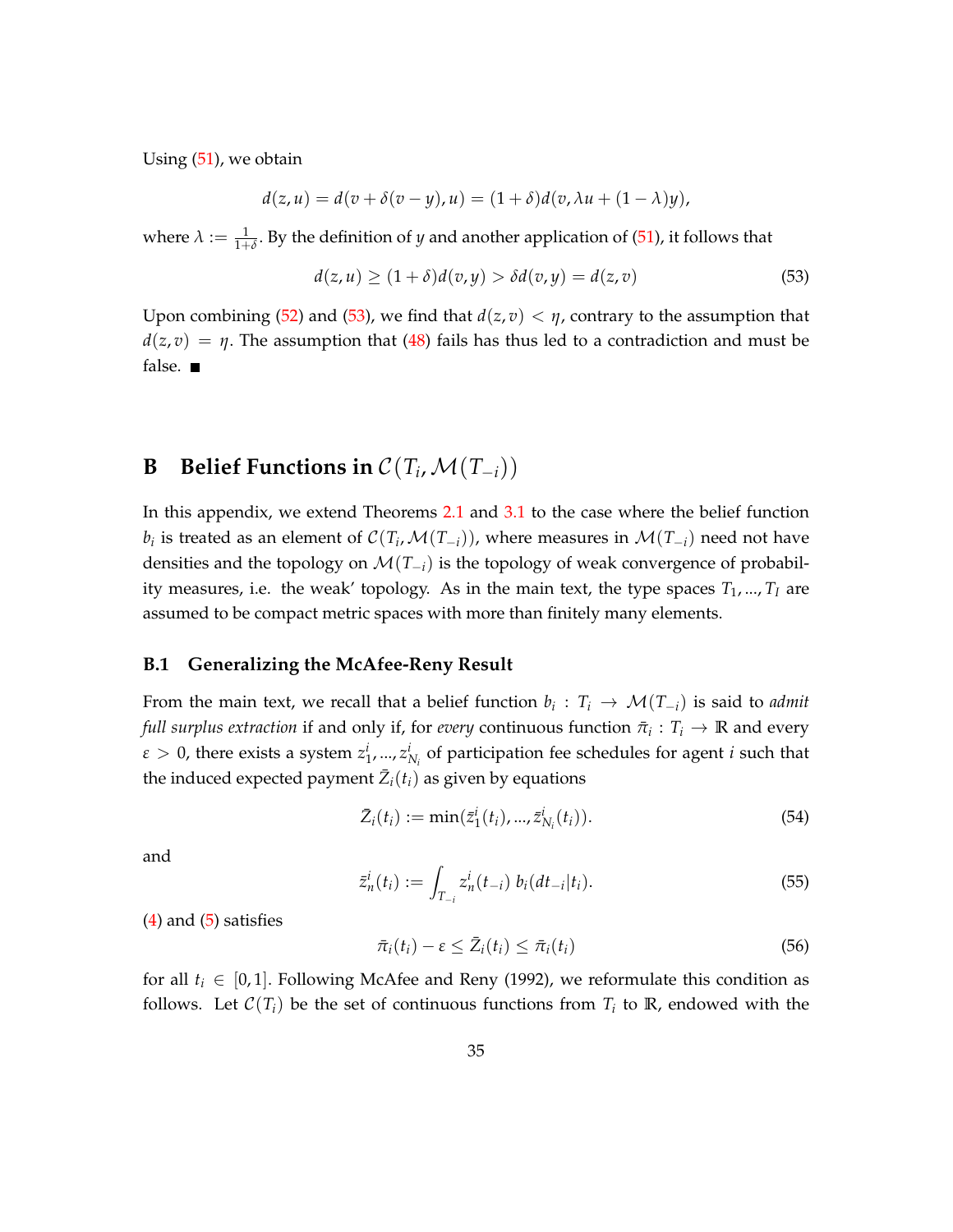Using (51), we obtain

$$d(z,u) = d(v + \delta(v-y), u) = (1+\delta)d(v, \lambda u + (1-\lambda)y),$$

where $\lambda := \frac{1}{1+\delta}$. By the definition of $y$ and another application of (51), it follows that

$$d(z,u) \geq (1+\delta)d(v,y) > \delta d(v,y) = d(z,v) \tag{53}$$

Upon combining (52) and (53), we find that $d(z,v) < \eta$, contrary to the assumption that $d(z,v) = \eta$. The assumption that (48) fails has thus led to a contradiction and must be false. ■

# B Belief Functions in $\mathcal{C}(T_i, \mathcal{M}(T_{-i}))$

In this appendix, we extend Theorems 2.1 and 3.1 to the case where the belief function $b_i$ is treated as an element of $\mathcal{C}(T_i, \mathcal{M}(T_{-i}))$, where measures in $\mathcal{M}(T_{-i})$ need not have densities and the topology on $\mathcal{M}(T_{-i})$ is the topology of weak convergence of probability measures, i.e. the weak' topology. As in the main text, the type spaces $T_1, ..., T_I$ are assumed to be compact metric spaces with more than finitely many elements.

## B.1 Generalizing the McAfee-Reny Result

From the main text, we recall that a belief function $b_i : T_i \to \mathcal{M}(T_{-i})$ is said to *admit full surplus extraction* if and only if, for *every* continuous function $\bar{\pi}_i : T_i \to \mathbb{R}$ and every $\varepsilon > 0$, there exists a system $z_1^i, ..., z_{N_i}^i$ of participation fee schedules for agent $i$ such that the induced expected payment $\bar{Z}_i(t_i)$ as given by equations

$$\bar{Z}_i(t_i) := \min(\bar{z}_1^i(t_i), ..., \bar{z}_{N_i}^i(t_i)). \tag{54}$$

and

$$\bar{z}_n^i(t_i) := \int_{T_{-i}} z_n^i(t_{-i})\, b_i(dt_{-i}|t_i). \tag{55}$$

(4) and (5) satisfies

$$\bar{\pi}_i(t_i) - \varepsilon \leq \bar{Z}_i(t_i) \leq \bar{\pi}_i(t_i) \tag{56}$$

for all $t_i \in [0,1]$. Following McAfee and Reny (1992), we reformulate this condition as follows. Let $\mathcal{C}(T_i)$ be the set of continuous functions from $T_i$ to $\mathbb{R}$, endowed with the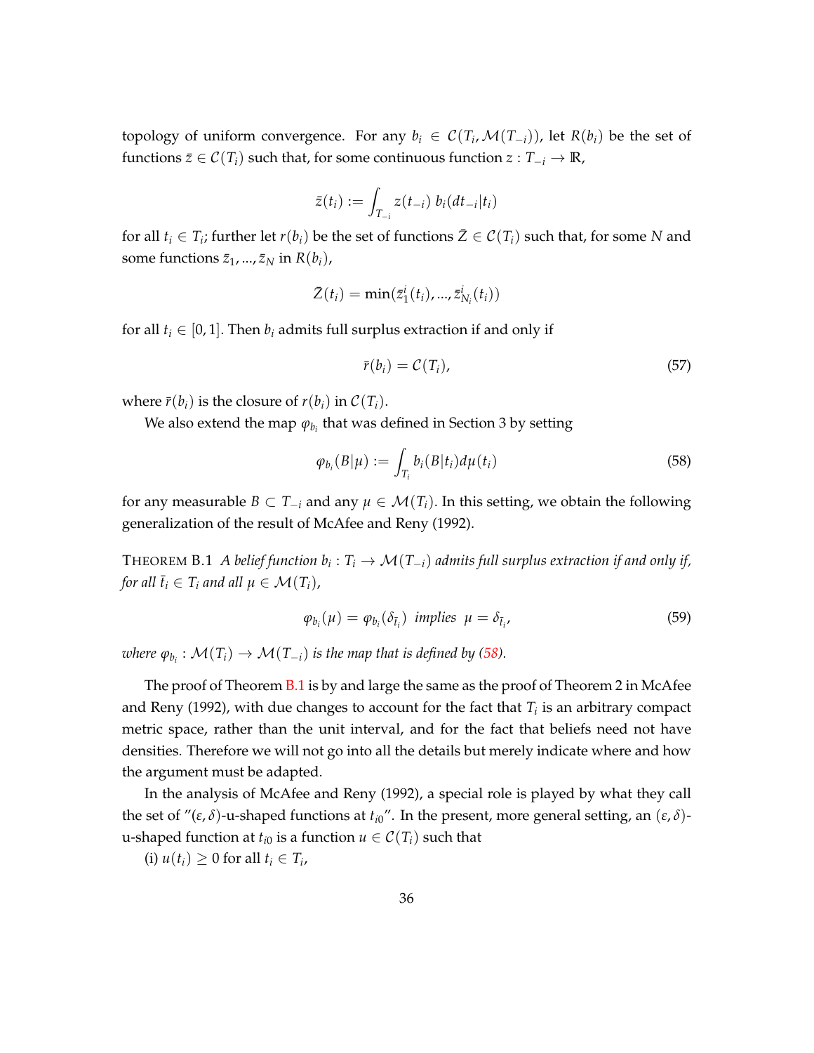topology of uniform convergence. For any $b_i \in \mathcal{C}(T_i, \mathcal{M}(T_{-i}))$, let $R(b_i)$ be the set of functions $\bar{z} \in \mathcal{C}(T_i)$ such that, for some continuous function $z : T_{-i} \to \mathbb{R}$,

$$\bar{z}(t_i) := \int_{T_{-i}} z(t_{-i})\ b_i(dt_{-i}|t_i)$$

for all $t_i \in T_i$; further let $r(b_i)$ be the set of functions $\bar{Z} \in \mathcal{C}(T_i)$ such that, for some $N$ and some functions $\bar{z}_1, ..., \bar{z}_N$ in $R(b_i)$,

$$\bar{Z}(t_i) = \min(\bar{z}_1^i(t_i), ..., \bar{z}_{N_i}^i(t_i))$$

for all $t_i \in [0, 1]$. Then $b_i$ admits full surplus extraction if and only if

$$\bar{r}(b_i) = \mathcal{C}(T_i), \tag{57}$$

where $\bar{r}(b_i)$ is the closure of $r(b_i)$ in $\mathcal{C}(T_i)$.

We also extend the map $\varphi_{b_i}$ that was defined in Section 3 by setting

$$\varphi_{b_i}(B|\mu) := \int_{T_i} b_i(B|t_i) d\mu(t_i) \tag{58}$$

for any measurable $B \subset T_{-i}$ and any $\mu \in \mathcal{M}(T_i)$. In this setting, we obtain the following generalization of the result of McAfee and Reny (1992).

THEOREM B.1 *A belief function $b_i : T_i \to \mathcal{M}(T_{-i})$ admits full surplus extraction if and only if, for all $\bar{t}_i \in T_i$ and all $\mu \in \mathcal{M}(T_i)$,*

$$\varphi_{b_i}(\mu) = \varphi_{b_i}(\delta_{\bar{t}_i}) \text{ implies } \mu = \delta_{\bar{t}_i}, \tag{59}$$

*where $\varphi_{b_i} : \mathcal{M}(T_i) \to \mathcal{M}(T_{-i})$ is the map that is defined by (58).*

The proof of Theorem B.1 is by and large the same as the proof of Theorem 2 in McAfee and Reny (1992), with due changes to account for the fact that $T_i$ is an arbitrary compact metric space, rather than the unit interval, and for the fact that beliefs need not have densities. Therefore we will not go into all the details but merely indicate where and how the argument must be adapted.

In the analysis of McAfee and Reny (1992), a special role is played by what they call the set of "$(\varepsilon, \delta)$-u-shaped functions at $t_{i0}$". In the present, more general setting, an $(\varepsilon, \delta)$-u-shaped function at $t_{i0}$ is a function $u \in \mathcal{C}(T_i)$ such that

(i) $u(t_i) \geq 0$ for all $t_i \in T_i$,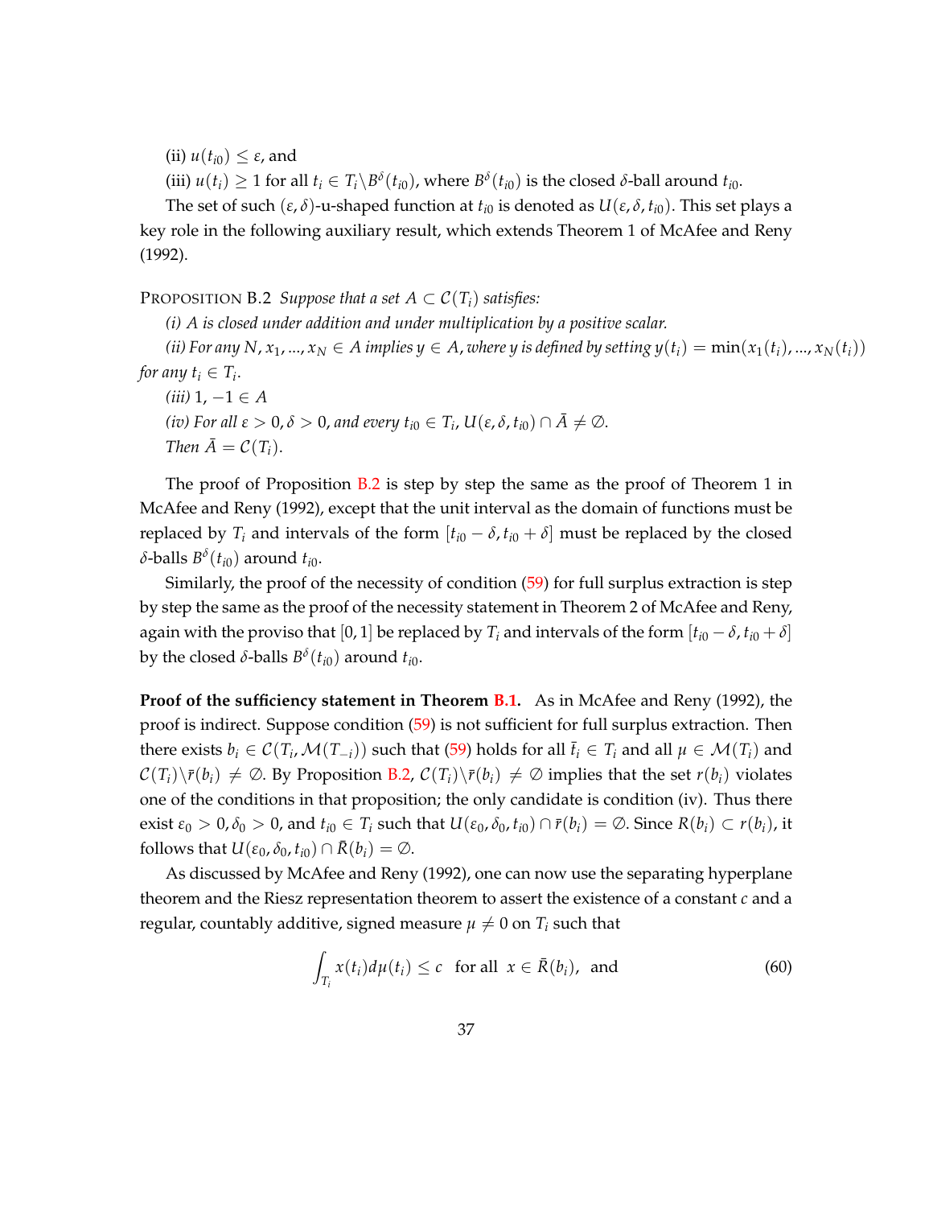(ii) $u(t_{i0}) \leq \varepsilon$, and

(iii) $u(t_i) \geq 1$ for all $t_i \in T_i \backslash B^\delta(t_{i0})$, where $B^\delta(t_{i0})$ is the closed $\delta$-ball around $t_{i0}$.

The set of such $(\varepsilon, \delta)$-u-shaped function at $t_{i0}$ is denoted as $U(\varepsilon, \delta, t_{i0})$. This set plays a key role in the following auxiliary result, which extends Theorem 1 of McAfee and Reny (1992).

PROPOSITION B.2 *Suppose that a set $A \subset \mathcal{C}(T_i)$ satisfies:*

*(i) $A$ is closed under addition and under multiplication by a positive scalar.*

*(ii) For any $N$, $x_1, ..., x_N \in A$ implies $y \in A$, where $y$ is defined by setting $y(t_i) = \min(x_1(t_i), ..., x_N(t_i))$ for any $t_i \in T_i$.*

*(iii) $1, -1 \in A$*

*(iv) For all $\varepsilon > 0, \delta > 0$, and every $t_{i0} \in T_i$, $U(\varepsilon, \delta, t_{i0}) \cap \bar{A} \neq \emptyset$.*

*Then $\bar{A} = \mathcal{C}(T_i)$.*

The proof of Proposition B.2 is step by step the same as the proof of Theorem 1 in McAfee and Reny (1992), except that the unit interval as the domain of functions must be replaced by $T_i$ and intervals of the form $[t_{i0} - \delta, t_{i0} + \delta]$ must be replaced by the closed $\delta$-balls $B^\delta(t_{i0})$ around $t_{i0}$.

Similarly, the proof of the necessity of condition (59) for full surplus extraction is step by step the same as the proof of the necessity statement in Theorem 2 of McAfee and Reny, again with the proviso that $[0, 1]$ be replaced by $T_i$ and intervals of the form $[t_{i0} - \delta, t_{i0} + \delta]$ by the closed $\delta$-balls $B^\delta(t_{i0})$ around $t_{i0}$.

**Proof of the sufficiency statement in Theorem B.1.** As in McAfee and Reny (1992), the proof is indirect. Suppose condition (59) is not sufficient for full surplus extraction. Then there exists $b_i \in \mathcal{C}(T_i, \mathcal{M}(T_{-i}))$ such that (59) holds for all $\bar{t}_i \in T_i$ and all $\mu \in \mathcal{M}(T_i)$ and $\mathcal{C}(T_i) \backslash \bar{r}(b_i) \neq \emptyset$. By Proposition B.2, $\mathcal{C}(T_i) \backslash \bar{r}(b_i) \neq \emptyset$ implies that the set $r(b_i)$ violates one of the conditions in that proposition; the only candidate is condition (iv). Thus there exist $\varepsilon_0 > 0, \delta_0 > 0$, and $t_{i0} \in T_i$ such that $U(\varepsilon_0, \delta_0, t_{i0}) \cap \bar{r}(b_i) = \emptyset$. Since $R(b_i) \subset r(b_i)$, it follows that $U(\varepsilon_0, \delta_0, t_{i0}) \cap \bar{R}(b_i) = \emptyset$.

As discussed by McAfee and Reny (1992), one can now use the separating hyperplane theorem and the Riesz representation theorem to assert the existence of a constant $c$ and a regular, countably additive, signed measure $\mu \neq 0$ on $T_i$ such that

$$\int_{T_i} x(t_i) d\mu(t_i) \leq c \quad \text{for all} \ \ x \in \bar{R}(b_i), \ \text{and} \tag{60}$$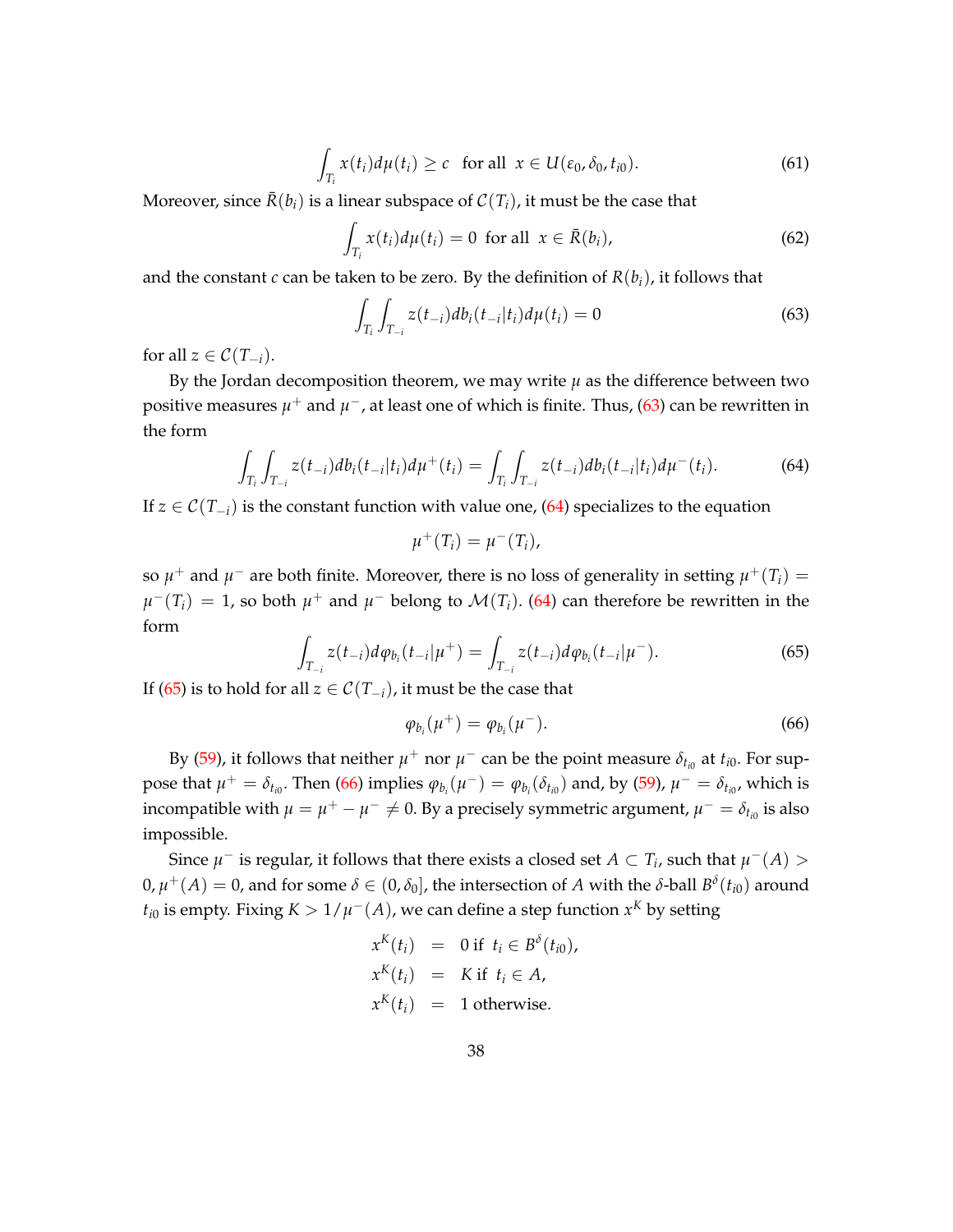$$\int_{T_i} x(t_i) d\mu(t_i) \geq c \quad \text{for all } \; x \in U(\varepsilon_0, \delta_0, t_{i0}). \tag{61}$$

Moreover, since $\bar{R}(b_i)$ is a linear subspace of $\mathcal{C}(T_i)$, it must be the case that

$$\int_{T_i} x(t_i) d\mu(t_i) = 0 \;\; \text{for all } \; x \in \bar{R}(b_i), \tag{62}$$

and the constant $c$ can be taken to be zero. By the definition of $R(b_i)$, it follows that

$$\int_{T_i} \int_{T_{-i}} z(t_{-i}) db_i(t_{-i}|t_i) d\mu(t_i) = 0 \tag{63}$$

for all $z \in \mathcal{C}(T_{-i})$.

By the Jordan decomposition theorem, we may write $\mu$ as the difference between two positive measures $\mu^+$ and $\mu^-$, at least one of which is finite. Thus, (63) can be rewritten in the form

$$\int_{T_i} \int_{T_{-i}} z(t_{-i}) db_i(t_{-i}|t_i) d\mu^+(t_i) = \int_{T_i} \int_{T_{-i}} z(t_{-i}) db_i(t_{-i}|t_i) d\mu^-(t_i). \tag{64}$$

If $z \in \mathcal{C}(T_{-i})$ is the constant function with value one, (64) specializes to the equation

$$\mu^+(T_i) = \mu^-(T_i),$$

so $\mu^+$ and $\mu^-$ are both finite. Moreover, there is no loss of generality in setting $\mu^+(T_i) = \mu^-(T_i) = 1$, so both $\mu^+$ and $\mu^-$ belong to $\mathcal{M}(T_i)$. (64) can therefore be rewritten in the form

$$\int_{T_{-i}} z(t_{-i}) d\varphi_{b_i}(t_{-i}|\mu^+) = \int_{T_{-i}} z(t_{-i}) d\varphi_{b_i}(t_{-i}|\mu^-). \tag{65}$$

If (65) is to hold for all $z \in \mathcal{C}(T_{-i})$, it must be the case that

$$\varphi_{b_i}(\mu^+) = \varphi_{b_i}(\mu^-). \tag{66}$$

By (59), it follows that neither $\mu^+$ nor $\mu^-$ can be the point measure $\delta_{t_{i0}}$ at $t_{i0}$. For suppose that $\mu^+ = \delta_{t_{i0}}$. Then (66) implies $\varphi_{b_i}(\mu^-) = \varphi_{b_i}(\delta_{t_{i0}})$ and, by (59), $\mu^- = \delta_{t_{i0}}$, which is incompatible with $\mu = \mu^+ - \mu^- \neq 0$. By a precisely symmetric argument, $\mu^- = \delta_{t_{i0}}$ is also impossible.

Since $\mu^-$ is regular, it follows that there exists a closed set $A \subset T_i$, such that $\mu^-(A) > 0$, $\mu^+(A) = 0$, and for some $\delta \in (0, \delta_0]$, the intersection of $A$ with the $\delta$-ball $B^\delta(t_{i0})$ around $t_{i0}$ is empty. Fixing $K > 1/\mu^-(A)$, we can define a step function $x^K$ by setting

$$\begin{aligned}
x^K(t_i) &= 0 \text{ if } \; t_i \in B^\delta(t_{i0}), \\
x^K(t_i) &= K \text{ if } \; t_i \in A, \\
x^K(t_i) &= 1 \text{ otherwise.}
\end{aligned}$$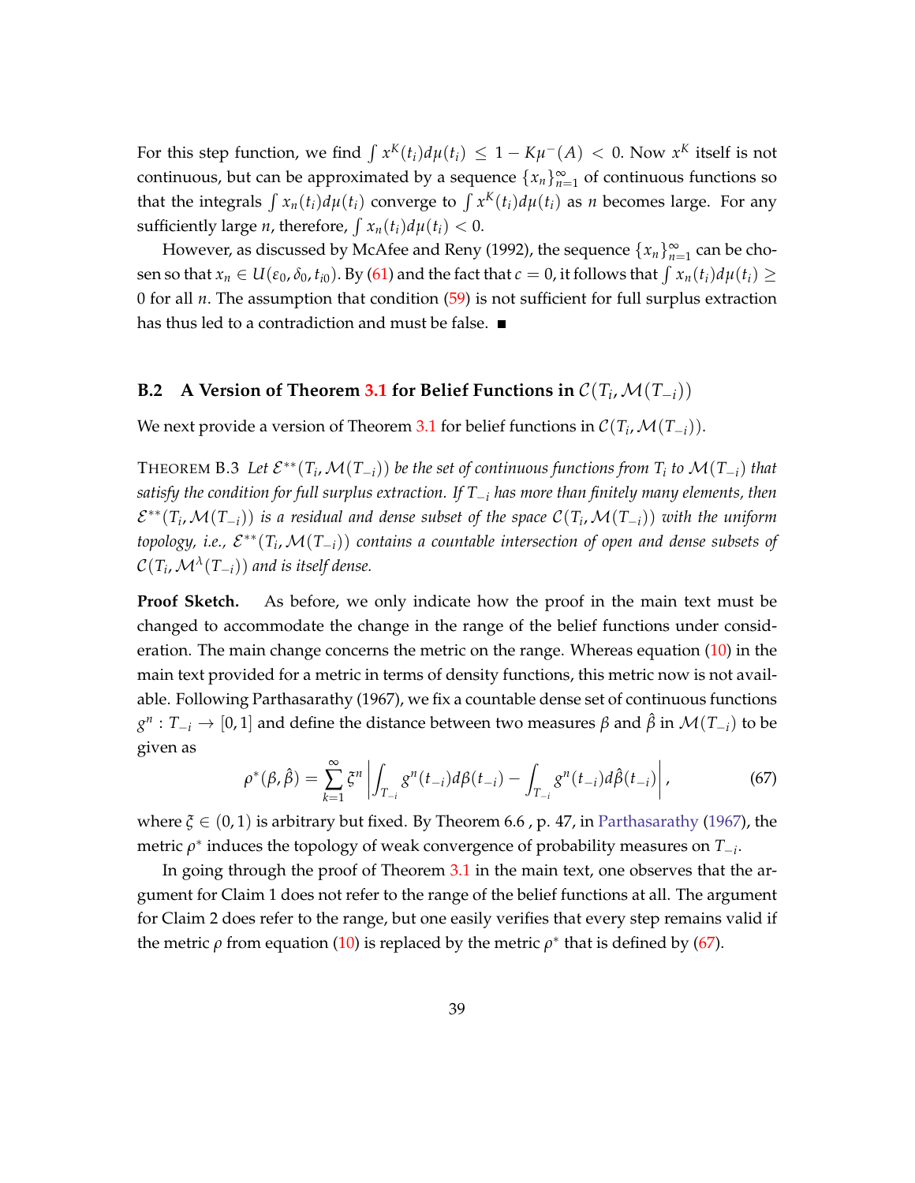For this step function, we find $\int x^K(t_i)d\mu(t_i) \leq 1 - K\mu^-(A) < 0$. Now $x^K$ itself is not continuous, but can be approximated by a sequence $\{x_n\}_{n=1}^{\infty}$ of continuous functions so that the integrals $\int x_n(t_i)d\mu(t_i)$ converge to $\int x^K(t_i)d\mu(t_i)$ as $n$ becomes large. For any sufficiently large $n$, therefore, $\int x_n(t_i)d\mu(t_i) < 0$.

However, as discussed by McAfee and Reny (1992), the sequence $\{x_n\}_{n=1}^{\infty}$ can be chosen so that $x_n \in U(\varepsilon_0, \delta_0, t_{i0})$. By (61) and the fact that $c = 0$, it follows that $\int x_n(t_i)d\mu(t_i) \geq 0$ for all $n$. The assumption that condition (59) is not sufficient for full surplus extraction has thus led to a contradiction and must be false. ∎

## B.2 A Version of Theorem 3.1 for Belief Functions in $\mathcal{C}(T_i, \mathcal{M}(T_{-i}))$

We next provide a version of Theorem 3.1 for belief functions in $\mathcal{C}(T_i, \mathcal{M}(T_{-i}))$.

THEOREM B.3 *Let $\mathcal{E}^{**}(T_i, \mathcal{M}(T_{-i}))$ be the set of continuous functions from $T_i$ to $\mathcal{M}(T_{-i})$ that satisfy the condition for full surplus extraction. If $T_{-i}$ has more than finitely many elements, then $\mathcal{E}^{**}(T_i, \mathcal{M}(T_{-i}))$ is a residual and dense subset of the space $\mathcal{C}(T_i, \mathcal{M}(T_{-i}))$ with the uniform topology, i.e., $\mathcal{E}^{**}(T_i, \mathcal{M}(T_{-i}))$ contains a countable intersection of open and dense subsets of $\mathcal{C}(T_i, \mathcal{M}^{\lambda}(T_{-i}))$ and is itself dense.*

**Proof Sketch.** As before, we only indicate how the proof in the main text must be changed to accommodate the change in the range of the belief functions under consideration. The main change concerns the metric on the range. Whereas equation (10) in the main text provided for a metric in terms of density functions, this metric now is not available. Following Parthasarathy (1967), we fix a countable dense set of continuous functions $g^n : T_{-i} \to [0, 1]$ and define the distance between two measures $\beta$ and $\hat{\beta}$ in $\mathcal{M}(T_{-i})$ to be given as

$$\rho^*(\beta, \hat{\beta}) = \sum_{k=1}^{\infty} \xi^n \left| \int_{T_{-i}} g^n(t_{-i})d\beta(t_{-i}) - \int_{T_{-i}} g^n(t_{-i})d\hat{\beta}(t_{-i}) \right|, \tag{67}$$

where $\xi \in (0, 1)$ is arbitrary but fixed. By Theorem 6.6 , p. 47, in Parthasarathy (1967), the metric $\rho^*$ induces the topology of weak convergence of probability measures on $T_{-i}$.

In going through the proof of Theorem 3.1 in the main text, one observes that the argument for Claim 1 does not refer to the range of the belief functions at all. The argument for Claim 2 does refer to the range, but one easily verifies that every step remains valid if the metric $\rho$ from equation (10) is replaced by the metric $\rho^*$ that is defined by (67).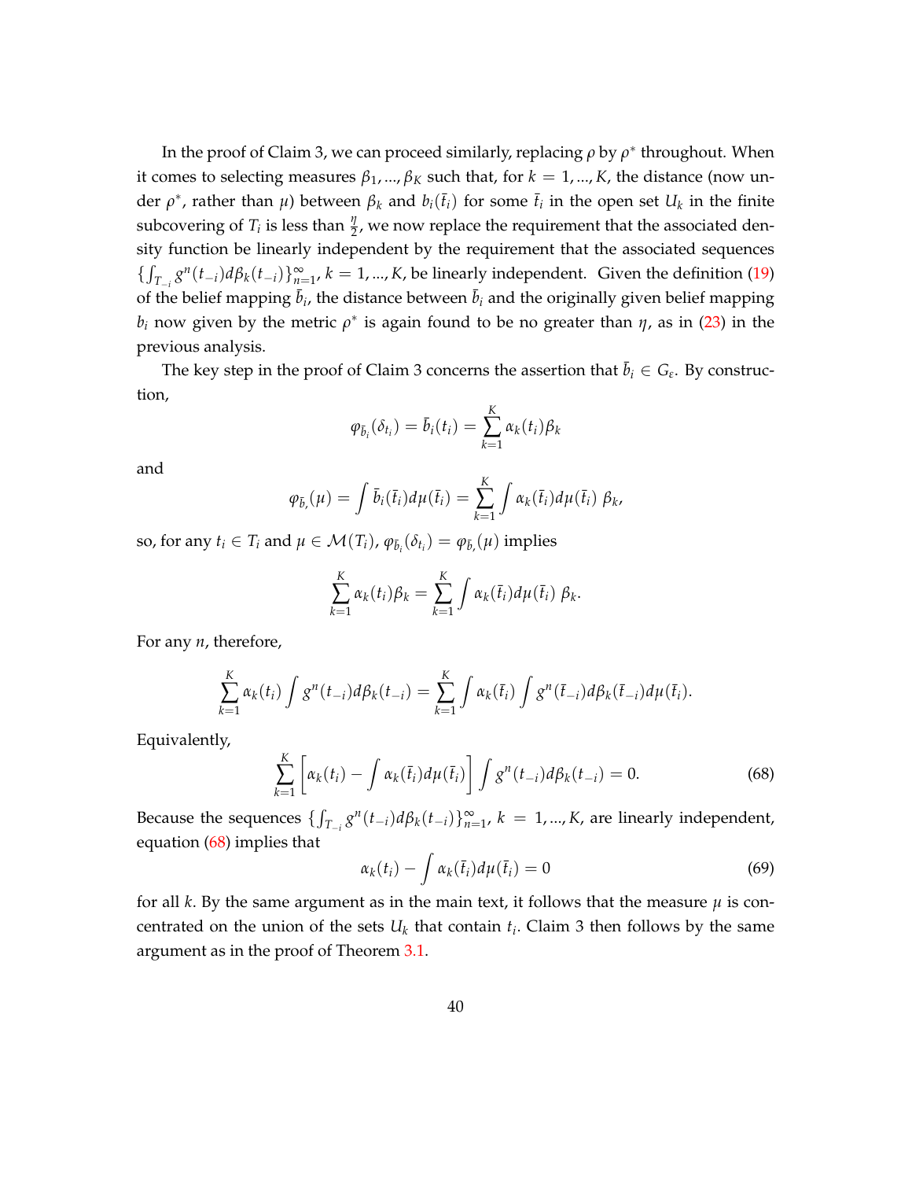In the proof of Claim 3, we can proceed similarly, replacing $\rho$ by $\rho^*$ throughout. When it comes to selecting measures $\beta_1, ..., \beta_K$ such that, for $k = 1, ..., K$, the distance (now under $\rho^*$, rather than $\mu$) between $\beta_k$ and $b_i(\bar{t}_i)$ for some $\bar{t}_i$ in the open set $U_k$ in the finite subcovering of $T_i$ is less than $\frac{\eta}{2}$, we now replace the requirement that the associated density function be linearly independent by the requirement that the associated sequences $\{\int_{T_{-i}} g^n(t_{-i})d\beta_k(t_{-i})\}_{n=1}^{\infty}$, $k = 1, ..., K$, be linearly independent. Given the definition (19) of the belief mapping $\bar{b}_i$, the distance between $\bar{b}_i$ and the originally given belief mapping $b_i$ now given by the metric $\rho^*$ is again found to be no greater than $\eta$, as in (23) in the previous analysis.

The key step in the proof of Claim 3 concerns the assertion that $\bar{b}_i \in G_\varepsilon$. By construction,

$$\varphi_{\bar{b}_i}(\delta_{t_i}) = \bar{b}_i(t_i) = \sum_{k=1}^{K} \alpha_k(t_i)\beta_k$$

and

$$\varphi_{\bar{b}_i}(\mu) = \int \bar{b}_i(\bar{t}_i)d\mu(\bar{t}_i) = \sum_{k=1}^{K} \int \alpha_k(\bar{t}_i)d\mu(\bar{t}_i)\ \beta_k,$$

so, for any $t_i \in T_i$ and $\mu \in \mathcal{M}(T_i)$, $\varphi_{\bar{b}_i}(\delta_{t_i}) = \varphi_{\bar{b}_i}(\mu)$ implies

$$\sum_{k=1}^{K} \alpha_k(t_i)\beta_k = \sum_{k=1}^{K} \int \alpha_k(\bar{t}_i)d\mu(\bar{t}_i)\ \beta_k.$$

For any $n$, therefore,

$$\sum_{k=1}^{K} \alpha_k(t_i) \int g^n(t_{-i})d\beta_k(t_{-i}) = \sum_{k=1}^{K} \int \alpha_k(\bar{t}_i) \int g^n(\bar{t}_{-i})d\beta_k(\bar{t}_{-i})d\mu(\bar{t}_i).$$

Equivalently,

$$\sum_{k=1}^{K} \left[\alpha_k(t_i) - \int \alpha_k(\bar{t}_i)d\mu(\bar{t}_i)\right] \int g^n(t_{-i})d\beta_k(t_{-i}) = 0. \tag{68}$$

Because the sequences $\{\int_{T_{-i}} g^n(t_{-i})d\beta_k(t_{-i})\}_{n=1}^{\infty}$, $k = 1, ..., K$, are linearly independent, equation (68) implies that

$$\alpha_k(t_i) - \int \alpha_k(\bar{t}_i)d\mu(\bar{t}_i) = 0 \tag{69}$$

for all $k$. By the same argument as in the main text, it follows that the measure $\mu$ is concentrated on the union of the sets $U_k$ that contain $t_i$. Claim 3 then follows by the same argument as in the proof of Theorem 3.1.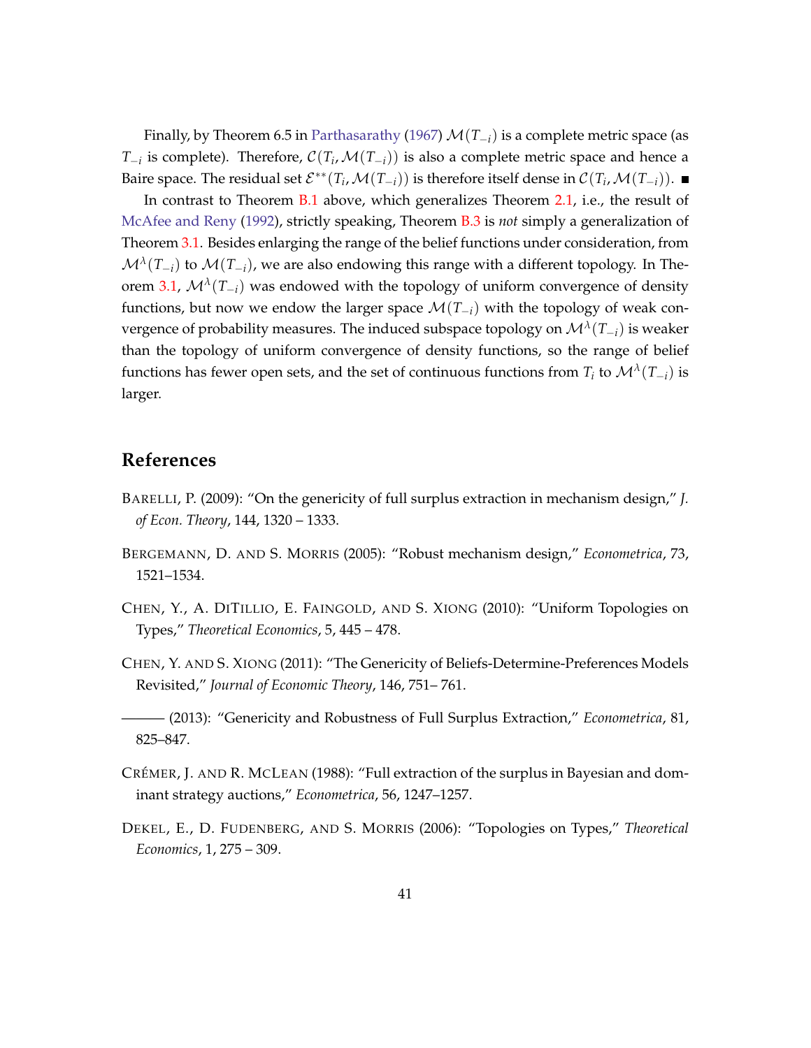Finally, by Theorem 6.5 in Parthasarathy (1967) $\mathcal{M}(T_{-i})$ is a complete metric space (as $T_{-i}$ is complete). Therefore, $\mathcal{C}(T_i, \mathcal{M}(T_{-i}))$ is also a complete metric space and hence a Baire space. The residual set $\mathcal{E}^{**}(T_i, \mathcal{M}(T_{-i}))$ is therefore itself dense in $\mathcal{C}(T_i, \mathcal{M}(T_{-i}))$. ■

In contrast to Theorem B.1 above, which generalizes Theorem 2.1, i.e., the result of McAfee and Reny (1992), strictly speaking, Theorem B.3 is *not* simply a generalization of Theorem 3.1. Besides enlarging the range of the belief functions under consideration, from $\mathcal{M}^{\lambda}(T_{-i})$ to $\mathcal{M}(T_{-i})$, we are also endowing this range with a different topology. In Theorem 3.1, $\mathcal{M}^{\lambda}(T_{-i})$ was endowed with the topology of uniform convergence of density functions, but now we endow the larger space $\mathcal{M}(T_{-i})$ with the topology of weak convergence of probability measures. The induced subspace topology on $\mathcal{M}^{\lambda}(T_{-i})$ is weaker than the topology of uniform convergence of density functions, so the range of belief functions has fewer open sets, and the set of continuous functions from $T_i$ to $\mathcal{M}^{\lambda}(T_{-i})$ is larger.

## References

BARELLI, P. (2009): "On the genericity of full surplus extraction in mechanism design," *J. of Econ. Theory*, 144, 1320 – 1333.

BERGEMANN, D. AND S. MORRIS (2005): "Robust mechanism design," *Econometrica*, 73, 1521–1534.

CHEN, Y., A. DITILLIO, E. FAINGOLD, AND S. XIONG (2010): "Uniform Topologies on Types," *Theoretical Economics*, 5, 445 – 478.

CHEN, Y. AND S. XIONG (2011): "The Genericity of Beliefs-Determine-Preferences Models Revisited," *Journal of Economic Theory*, 146, 751– 761.

——— (2013): "Genericity and Robustness of Full Surplus Extraction," *Econometrica*, 81, 825–847.

CRÉMER, J. AND R. MCLEAN (1988): "Full extraction of the surplus in Bayesian and dominant strategy auctions," *Econometrica*, 56, 1247–1257.

DEKEL, E., D. FUDENBERG, AND S. MORRIS (2006): "Topologies on Types," *Theoretical Economics*, 1, 275 – 309.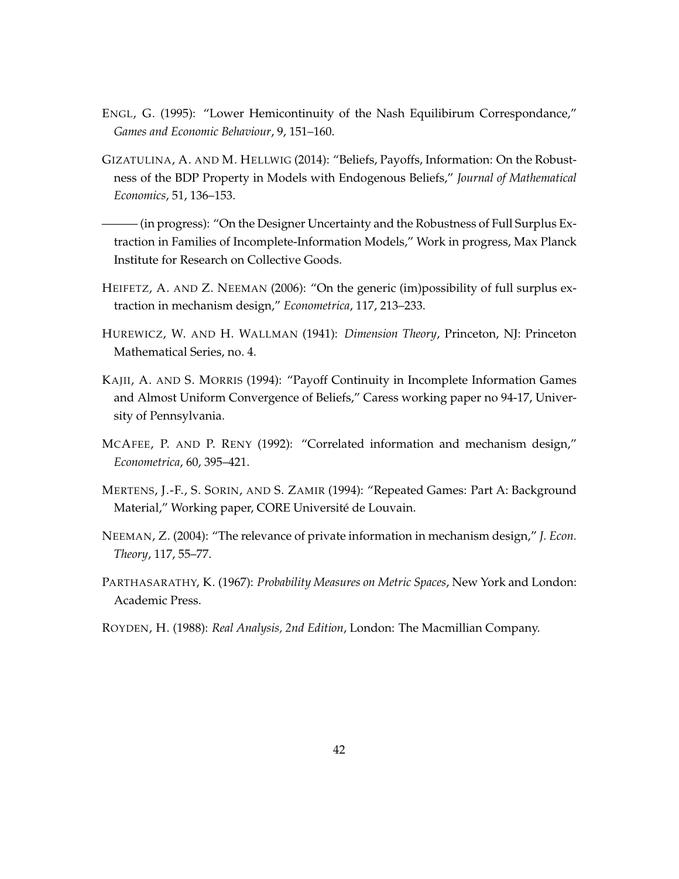ENGL, G. (1995): "Lower Hemicontinuity of the Nash Equilibirum Correspondance," *Games and Economic Behaviour*, 9, 151–160.

GIZATULINA, A. AND M. HELLWIG (2014): "Beliefs, Payoffs, Information: On the Robustness of the BDP Property in Models with Endogenous Beliefs," *Journal of Mathematical Economics*, 51, 136–153.

——— (in progress): "On the Designer Uncertainty and the Robustness of Full Surplus Extraction in Families of Incomplete-Information Models," Work in progress, Max Planck Institute for Research on Collective Goods.

HEIFETZ, A. AND Z. NEEMAN (2006): "On the generic (im)possibility of full surplus extraction in mechanism design," *Econometrica*, 117, 213–233.

HUREWICZ, W. AND H. WALLMAN (1941): *Dimension Theory*, Princeton, NJ: Princeton Mathematical Series, no. 4.

KAJII, A. AND S. MORRIS (1994): "Payoff Continuity in Incomplete Information Games and Almost Uniform Convergence of Beliefs," Caress working paper no 94-17, University of Pennsylvania.

MCAFEE, P. AND P. RENY (1992): "Correlated information and mechanism design," *Econometrica*, 60, 395–421.

MERTENS, J.-F., S. SORIN, AND S. ZAMIR (1994): "Repeated Games: Part A: Background Material," Working paper, CORE Université de Louvain.

NEEMAN, Z. (2004): "The relevance of private information in mechanism design," *J. Econ. Theory*, 117, 55–77.

PARTHASARATHY, K. (1967): *Probability Measures on Metric Spaces*, New York and London: Academic Press.

ROYDEN, H. (1988): *Real Analysis, 2nd Edition*, London: The Macmillian Company.